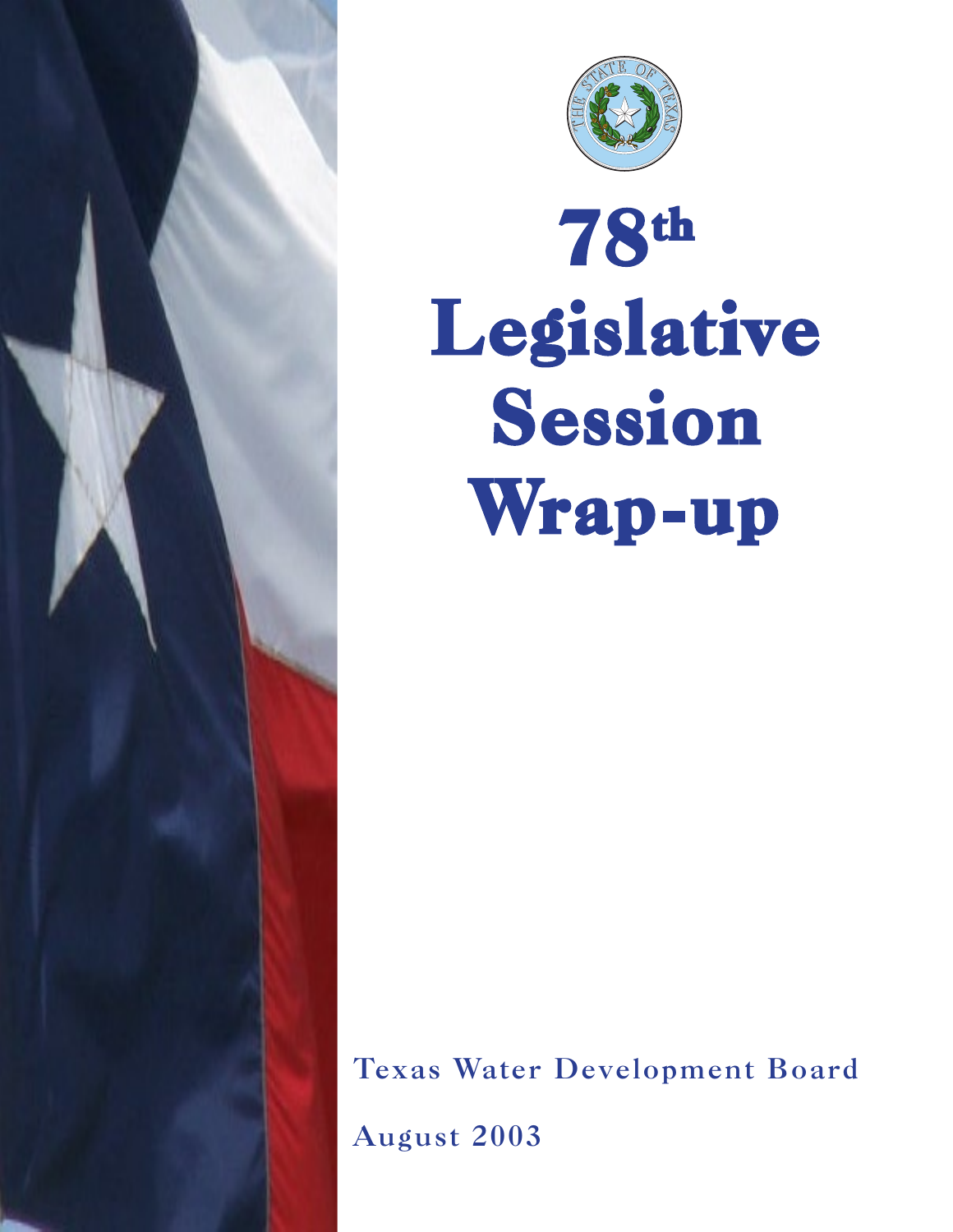# 78th Legislative Session Wrap-up

Texas Water Development Board

August 2003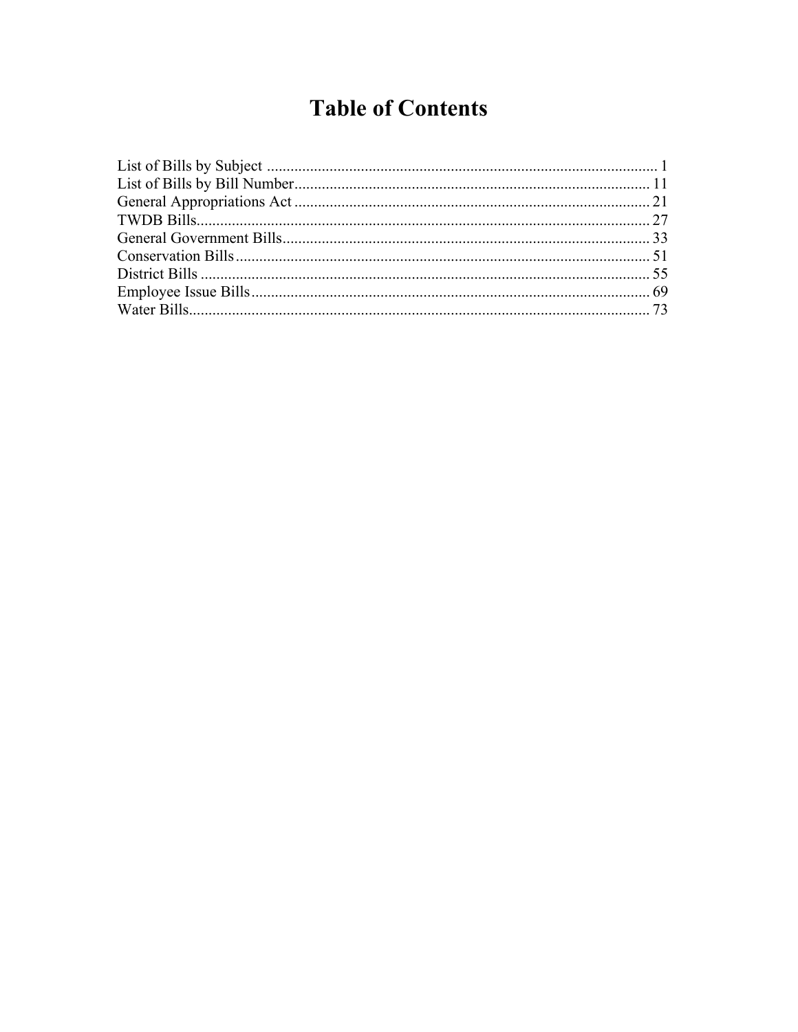# Table of Contents

List of Bills by Subject ........................................................................................ 1
List of Bills by Bill Number.................................................................................. 11
General Appropriations Act .................................................................................. 21
TWDB Bills........................................................................................................... 27
General Government Bills..................................................................................... 33
Conservation Bills.................................................................................................. 51
District Bills ........................................................................................................... 55
Employee Issue Bills.............................................................................................. 69
Water Bills.............................................................................................................. 73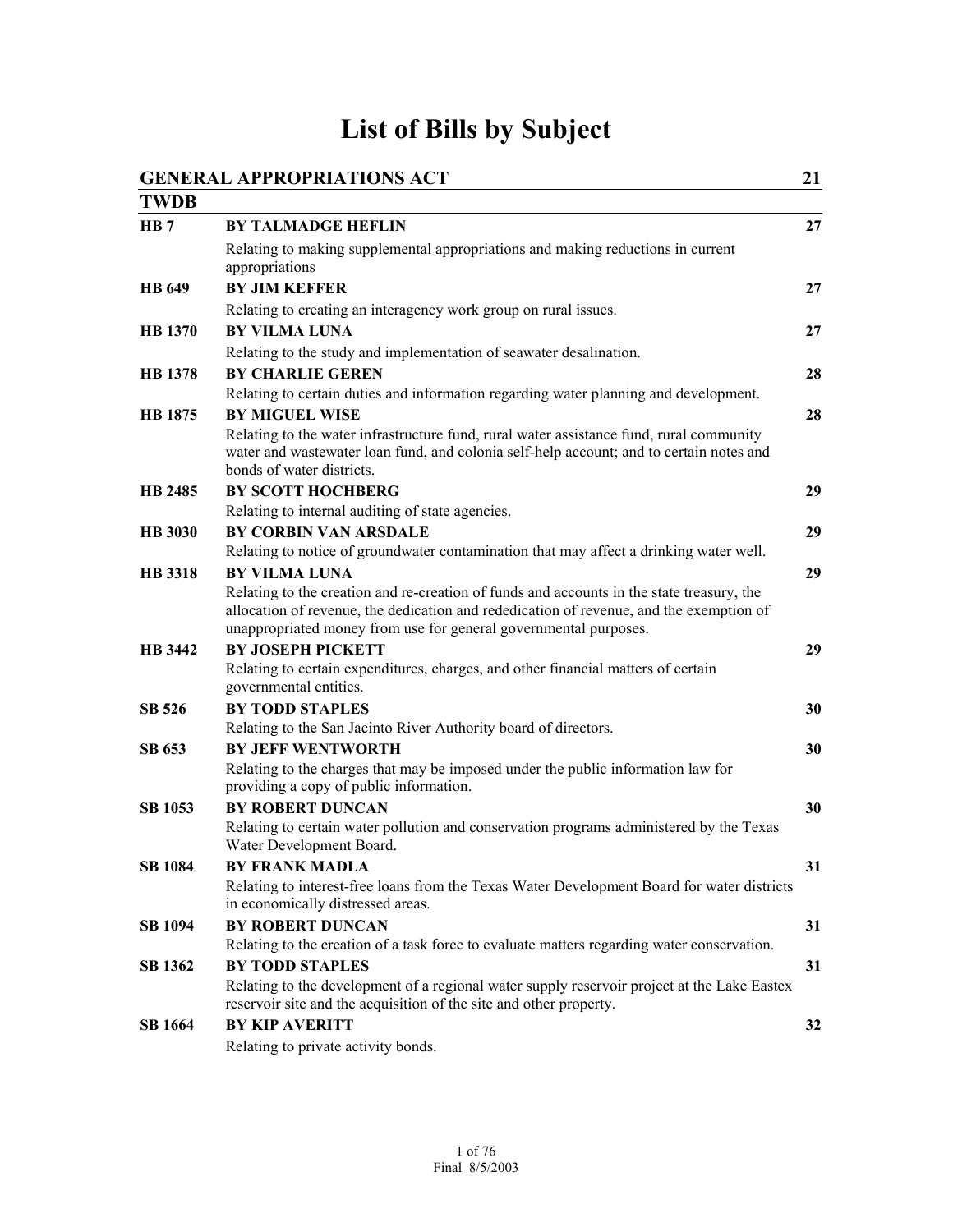# List of Bills by Subject

## GENERAL APPROPRIATIONS ACT — 21

### TWDB

| Bill | Author / Description | Page |
|---|---|---|
| **HB 7** | **BY TALMADGE HEFLIN**<br>Relating to making supplemental appropriations and making reductions in current appropriations | **27** |
| **HB 649** | **BY JIM KEFFER**<br>Relating to creating an interagency work group on rural issues. | **27** |
| **HB 1370** | **BY VILMA LUNA**<br>Relating to the study and implementation of seawater desalination. | **27** |
| **HB 1378** | **BY CHARLIE GEREN**<br>Relating to certain duties and information regarding water planning and development. | **28** |
| **HB 1875** | **BY MIGUEL WISE**<br>Relating to the water infrastructure fund, rural water assistance fund, rural community water and wastewater loan fund, and colonia self-help account; and to certain notes and bonds of water districts. | **28** |
| **HB 2485** | **BY SCOTT HOCHBERG**<br>Relating to internal auditing of state agencies. | **29** |
| **HB 3030** | **BY CORBIN VAN ARSDALE**<br>Relating to notice of groundwater contamination that may affect a drinking water well. | **29** |
| **HB 3318** | **BY VILMA LUNA**<br>Relating to the creation and re-creation of funds and accounts in the state treasury, the allocation of revenue, the dedication and rededication of revenue, and the exemption of unappropriated money from use for general governmental purposes. | **29** |
| **HB 3442** | **BY JOSEPH PICKETT**<br>Relating to certain expenditures, charges, and other financial matters of certain governmental entities. | **29** |
| **SB 526** | **BY TODD STAPLES**<br>Relating to the San Jacinto River Authority board of directors. | **30** |
| **SB 653** | **BY JEFF WENTWORTH**<br>Relating to the charges that may be imposed under the public information law for providing a copy of public information. | **30** |
| **SB 1053** | **BY ROBERT DUNCAN**<br>Relating to certain water pollution and conservation programs administered by the Texas Water Development Board. | **30** |
| **SB 1084** | **BY FRANK MADLA**<br>Relating to interest-free loans from the Texas Water Development Board for water districts in economically distressed areas. | **31** |
| **SB 1094** | **BY ROBERT DUNCAN**<br>Relating to the creation of a task force to evaluate matters regarding water conservation. | **31** |
| **SB 1362** | **BY TODD STAPLES**<br>Relating to the development of a regional water supply reservoir project at the Lake Eastex reservoir site and the acquisition of the site and other property. | **31** |
| **SB 1664** | **BY KIP AVERITT**<br>Relating to private activity bonds. | **32** |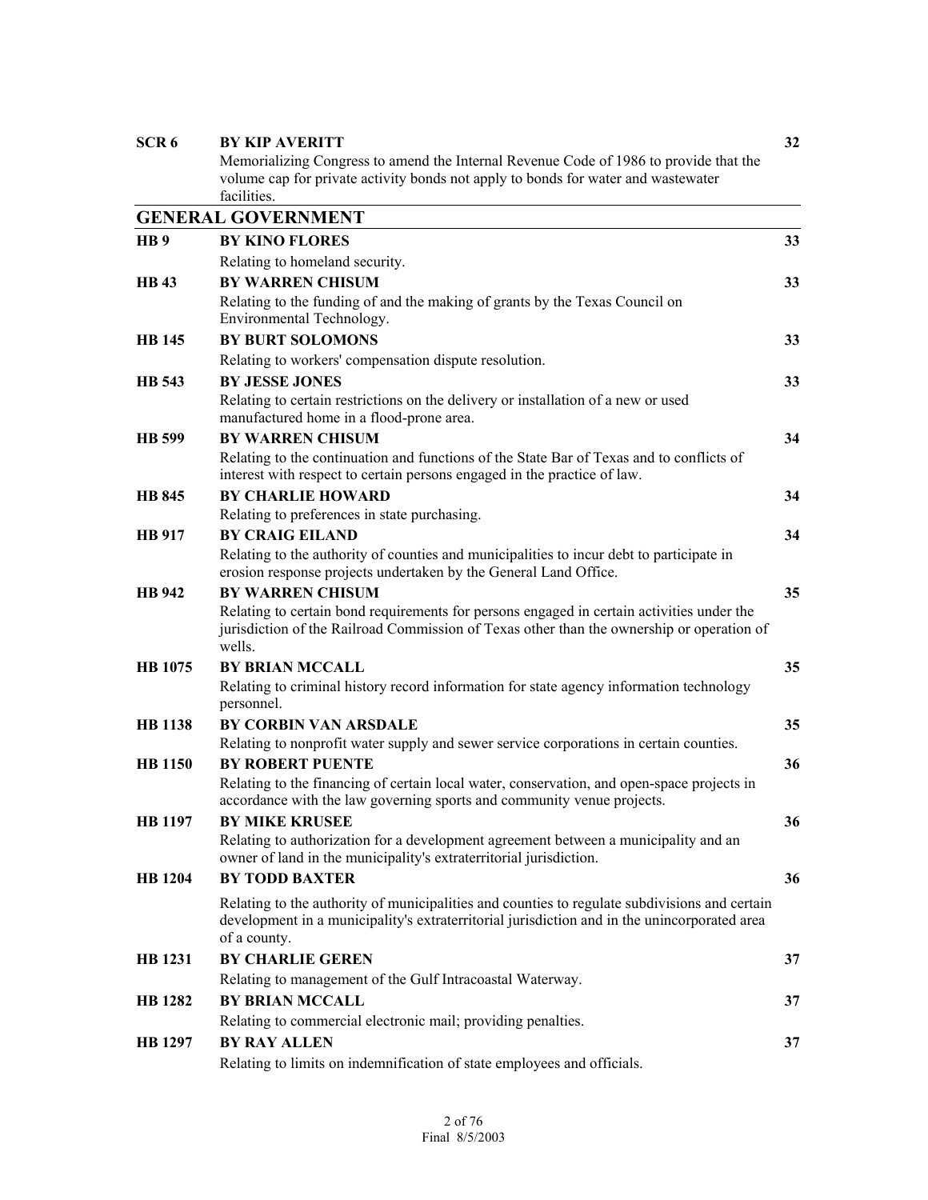| | | |
|---|---|---|
| **SCR 6** | **BY KIP AVERITT**<br>Memorializing Congress to amend the Internal Revenue Code of 1986 to provide that the volume cap for private activity bonds not apply to bonds for water and wastewater facilities. | **32** |

## GENERAL GOVERNMENT

| | | |
|---|---|---|
| **HB 9** | **BY KINO FLORES**<br>Relating to homeland security. | **33** |
| **HB 43** | **BY WARREN CHISUM**<br>Relating to the funding of and the making of grants by the Texas Council on Environmental Technology. | **33** |
| **HB 145** | **BY BURT SOLOMONS**<br>Relating to workers' compensation dispute resolution. | **33** |
| **HB 543** | **BY JESSE JONES**<br>Relating to certain restrictions on the delivery or installation of a new or used manufactured home in a flood-prone area. | **33** |
| **HB 599** | **BY WARREN CHISUM**<br>Relating to the continuation and functions of the State Bar of Texas and to conflicts of interest with respect to certain persons engaged in the practice of law. | **34** |
| **HB 845** | **BY CHARLIE HOWARD**<br>Relating to preferences in state purchasing. | **34** |
| **HB 917** | **BY CRAIG EILAND**<br>Relating to the authority of counties and municipalities to incur debt to participate in erosion response projects undertaken by the General Land Office. | **34** |
| **HB 942** | **BY WARREN CHISUM**<br>Relating to certain bond requirements for persons engaged in certain activities under the jurisdiction of the Railroad Commission of Texas other than the ownership or operation of wells. | **35** |
| **HB 1075** | **BY BRIAN MCCALL**<br>Relating to criminal history record information for state agency information technology personnel. | **35** |
| **HB 1138** | **BY CORBIN VAN ARSDALE**<br>Relating to nonprofit water supply and sewer service corporations in certain counties. | **35** |
| **HB 1150** | **BY ROBERT PUENTE**<br>Relating to the financing of certain local water, conservation, and open-space projects in accordance with the law governing sports and community venue projects. | **36** |
| **HB 1197** | **BY MIKE KRUSEE**<br>Relating to authorization for a development agreement between a municipality and an owner of land in the municipality's extraterritorial jurisdiction. | **36** |
| **HB 1204** | **BY TODD BAXTER**<br>Relating to the authority of municipalities and counties to regulate subdivisions and certain development in a municipality's extraterritorial jurisdiction and in the unincorporated area of a county. | **36** |
| **HB 1231** | **BY CHARLIE GEREN**<br>Relating to management of the Gulf Intracoastal Waterway. | **37** |
| **HB 1282** | **BY BRIAN MCCALL**<br>Relating to commercial electronic mail; providing penalties. | **37** |
| **HB 1297** | **BY RAY ALLEN**<br>Relating to limits on indemnification of state employees and officials. | **37** |

Final 8/5/2003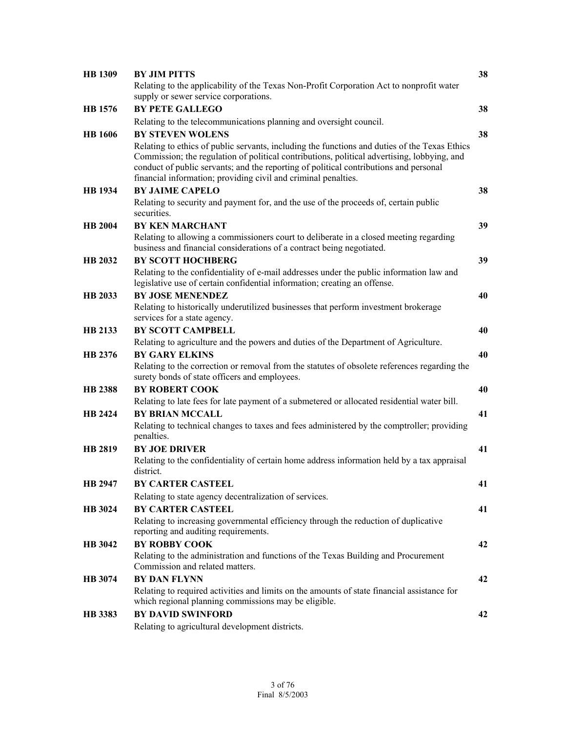| | | |
|---|---|---|
| **HB 1309** | **BY JIM PITTS**<br>Relating to the applicability of the Texas Non-Profit Corporation Act to nonprofit water supply or sewer service corporations. | **38** |
| **HB 1576** | **BY PETE GALLEGO**<br>Relating to the telecommunications planning and oversight council. | **38** |
| **HB 1606** | **BY STEVEN WOLENS**<br>Relating to ethics of public servants, including the functions and duties of the Texas Ethics Commission; the regulation of political contributions, political advertising, lobbying, and conduct of public servants; and the reporting of political contributions and personal financial information; providing civil and criminal penalties. | **38** |
| **HB 1934** | **BY JAIME CAPELO**<br>Relating to security and payment for, and the use of the proceeds of, certain public securities. | **38** |
| **HB 2004** | **BY KEN MARCHANT**<br>Relating to allowing a commissioners court to deliberate in a closed meeting regarding business and financial considerations of a contract being negotiated. | **39** |
| **HB 2032** | **BY SCOTT HOCHBERG**<br>Relating to the confidentiality of e-mail addresses under the public information law and legislative use of certain confidential information; creating an offense. | **39** |
| **HB 2033** | **BY JOSE MENENDEZ**<br>Relating to historically underutilized businesses that perform investment brokerage services for a state agency. | **40** |
| **HB 2133** | **BY SCOTT CAMPBELL**<br>Relating to agriculture and the powers and duties of the Department of Agriculture. | **40** |
| **HB 2376** | **BY GARY ELKINS**<br>Relating to the correction or removal from the statutes of obsolete references regarding the surety bonds of state officers and employees. | **40** |
| **HB 2388** | **BY ROBERT COOK**<br>Relating to late fees for late payment of a submetered or allocated residential water bill. | **40** |
| **HB 2424** | **BY BRIAN MCCALL**<br>Relating to technical changes to taxes and fees administered by the comptroller; providing penalties. | **41** |
| **HB 2819** | **BY JOE DRIVER**<br>Relating to the confidentiality of certain home address information held by a tax appraisal district. | **41** |
| **HB 2947** | **BY CARTER CASTEEL**<br>Relating to state agency decentralization of services. | **41** |
| **HB 3024** | **BY CARTER CASTEEL**<br>Relating to increasing governmental efficiency through the reduction of duplicative reporting and auditing requirements. | **41** |
| **HB 3042** | **BY ROBBY COOK**<br>Relating to the administration and functions of the Texas Building and Procurement Commission and related matters. | **42** |
| **HB 3074** | **BY DAN FLYNN**<br>Relating to required activities and limits on the amounts of state financial assistance for which regional planning commissions may be eligible. | **42** |
| **HB 3383** | **BY DAVID SWINFORD**<br>Relating to agricultural development districts. | **42** |

Final 8/5/2003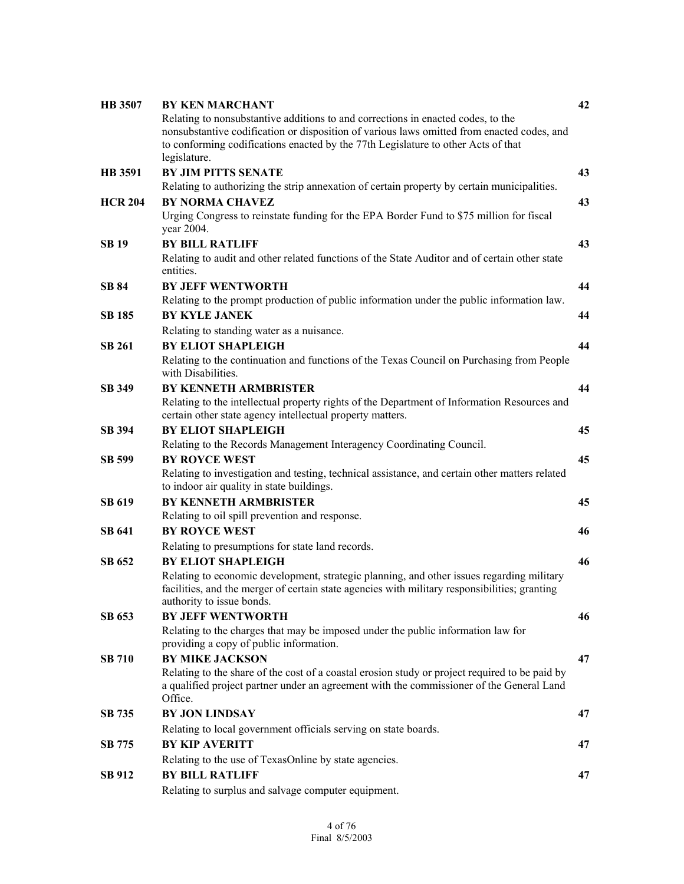| | | |
|---|---|---|
| **HB 3507** | **BY KEN MARCHANT**<br>Relating to nonsubstantive additions to and corrections in enacted codes, to the nonsubstantive codification or disposition of various laws omitted from enacted codes, and to conforming codifications enacted by the 77th Legislature to other Acts of that legislature. | **42** |
| **HB 3591** | **BY JIM PITTS SENATE**<br>Relating to authorizing the strip annexation of certain property by certain municipalities. | **43** |
| **HCR 204** | **BY NORMA CHAVEZ**<br>Urging Congress to reinstate funding for the EPA Border Fund to $75 million for fiscal year 2004. | **43** |
| **SB 19** | **BY BILL RATLIFF**<br>Relating to audit and other related functions of the State Auditor and of certain other state entities. | **43** |
| **SB 84** | **BY JEFF WENTWORTH**<br>Relating to the prompt production of public information under the public information law. | **44** |
| **SB 185** | **BY KYLE JANEK**<br>Relating to standing water as a nuisance. | **44** |
| **SB 261** | **BY ELIOT SHAPLEIGH**<br>Relating to the continuation and functions of the Texas Council on Purchasing from People with Disabilities. | **44** |
| **SB 349** | **BY KENNETH ARMBRISTER**<br>Relating to the intellectual property rights of the Department of Information Resources and certain other state agency intellectual property matters. | **44** |
| **SB 394** | **BY ELIOT SHAPLEIGH**<br>Relating to the Records Management Interagency Coordinating Council. | **45** |
| **SB 599** | **BY ROYCE WEST**<br>Relating to investigation and testing, technical assistance, and certain other matters related to indoor air quality in state buildings. | **45** |
| **SB 619** | **BY KENNETH ARMBRISTER**<br>Relating to oil spill prevention and response. | **45** |
| **SB 641** | **BY ROYCE WEST**<br>Relating to presumptions for state land records. | **46** |
| **SB 652** | **BY ELIOT SHAPLEIGH**<br>Relating to economic development, strategic planning, and other issues regarding military facilities, and the merger of certain state agencies with military responsibilities; granting authority to issue bonds. | **46** |
| **SB 653** | **BY JEFF WENTWORTH**<br>Relating to the charges that may be imposed under the public information law for providing a copy of public information. | **46** |
| **SB 710** | **BY MIKE JACKSON**<br>Relating to the share of the cost of a coastal erosion study or project required to be paid by a qualified project partner under an agreement with the commissioner of the General Land Office. | **47** |
| **SB 735** | **BY JON LINDSAY**<br>Relating to local government officials serving on state boards. | **47** |
| **SB 775** | **BY KIP AVERITT**<br>Relating to the use of TexasOnline by state agencies. | **47** |
| **SB 912** | **BY BILL RATLIFF**<br>Relating to surplus and salvage computer equipment. | **47** |

Final 8/5/2003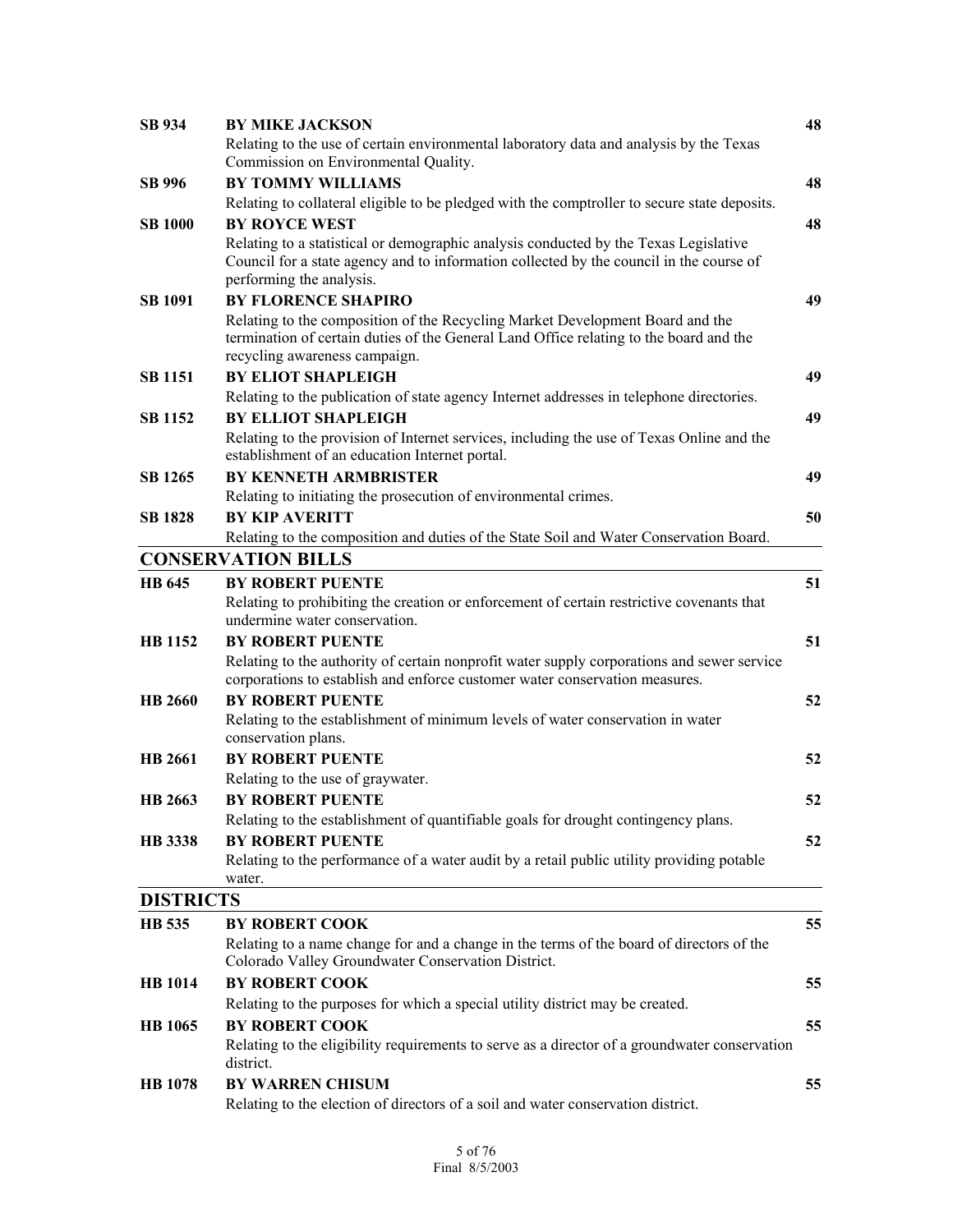| | | |
|---|---|---|
| **SB 934** | **BY MIKE JACKSON**<br>Relating to the use of certain environmental laboratory data and analysis by the Texas Commission on Environmental Quality. | **48** |
| **SB 996** | **BY TOMMY WILLIAMS**<br>Relating to collateral eligible to be pledged with the comptroller to secure state deposits. | **48** |
| **SB 1000** | **BY ROYCE WEST**<br>Relating to a statistical or demographic analysis conducted by the Texas Legislative Council for a state agency and to information collected by the council in the course of performing the analysis. | **48** |
| **SB 1091** | **BY FLORENCE SHAPIRO**<br>Relating to the composition of the Recycling Market Development Board and the termination of certain duties of the General Land Office relating to the board and the recycling awareness campaign. | **49** |
| **SB 1151** | **BY ELIOT SHAPLEIGH**<br>Relating to the publication of state agency Internet addresses in telephone directories. | **49** |
| **SB 1152** | **BY ELLIOT SHAPLEIGH**<br>Relating to the provision of Internet services, including the use of Texas Online and the establishment of an education Internet portal. | **49** |
| **SB 1265** | **BY KENNETH ARMBRISTER**<br>Relating to initiating the prosecution of environmental crimes. | **49** |
| **SB 1828** | **BY KIP AVERITT**<br>Relating to the composition and duties of the State Soil and Water Conservation Board. | **50** |

## CONSERVATION BILLS

| | | |
|---|---|---|
| **HB 645** | **BY ROBERT PUENTE**<br>Relating to prohibiting the creation or enforcement of certain restrictive covenants that undermine water conservation. | **51** |
| **HB 1152** | **BY ROBERT PUENTE**<br>Relating to the authority of certain nonprofit water supply corporations and sewer service corporations to establish and enforce customer water conservation measures. | **51** |
| **HB 2660** | **BY ROBERT PUENTE**<br>Relating to the establishment of minimum levels of water conservation in water conservation plans. | **52** |
| **HB 2661** | **BY ROBERT PUENTE**<br>Relating to the use of graywater. | **52** |
| **HB 2663** | **BY ROBERT PUENTE**<br>Relating to the establishment of quantifiable goals for drought contingency plans. | **52** |
| **HB 3338** | **BY ROBERT PUENTE**<br>Relating to the performance of a water audit by a retail public utility providing potable water. | **52** |

## DISTRICTS

| | | |
|---|---|---|
| **HB 535** | **BY ROBERT COOK**<br>Relating to a name change for and a change in the terms of the board of directors of the Colorado Valley Groundwater Conservation District. | **55** |
| **HB 1014** | **BY ROBERT COOK**<br>Relating to the purposes for which a special utility district may be created. | **55** |
| **HB 1065** | **BY ROBERT COOK**<br>Relating to the eligibility requirements to serve as a director of a groundwater conservation district. | **55** |
| **HB 1078** | **BY WARREN CHISUM**<br>Relating to the election of directors of a soil and water conservation district. | **55** |

Final 8/5/2003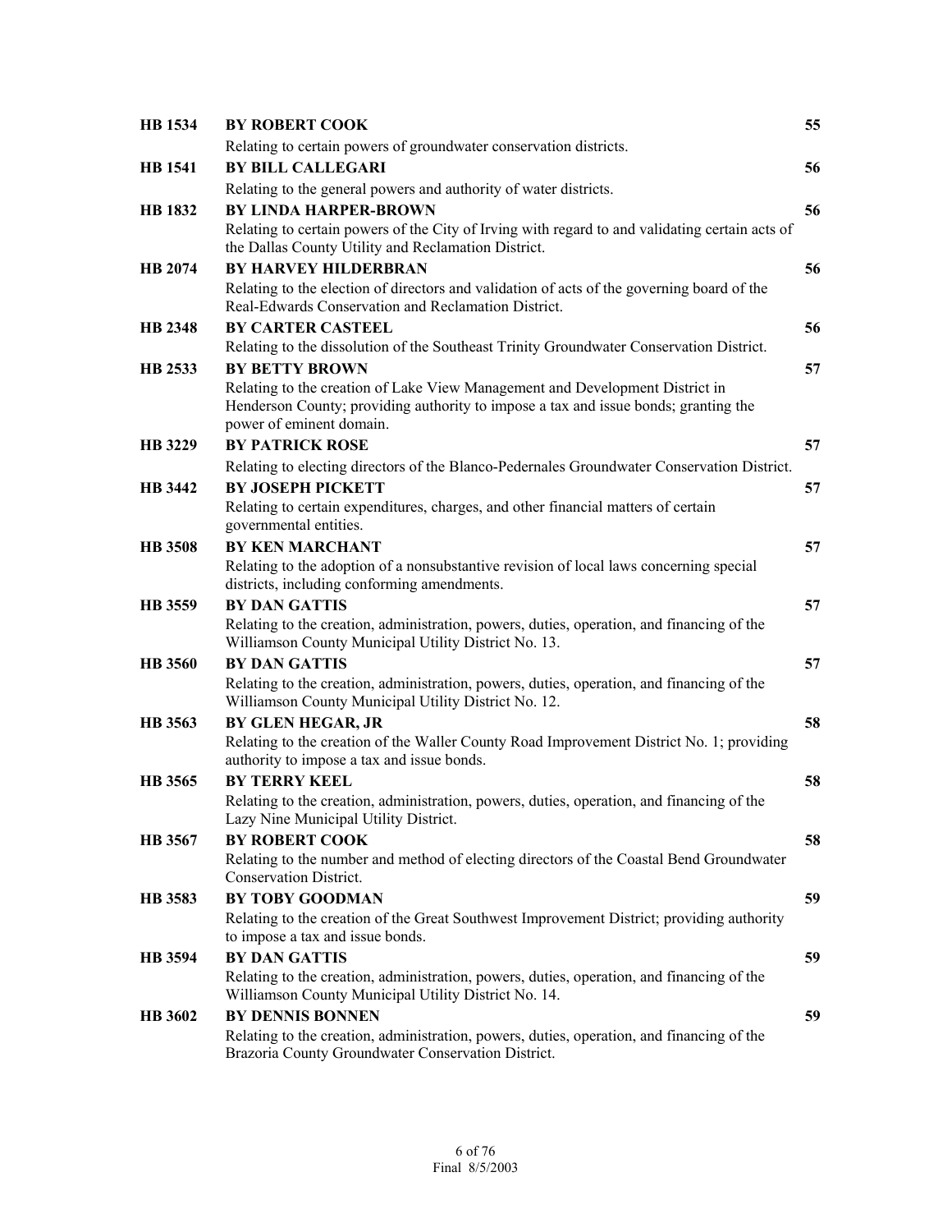| | | |
|---|---|---|
| **HB 1534** | **BY ROBERT COOK**<br>Relating to certain powers of groundwater conservation districts. | **55** |
| **HB 1541** | **BY BILL CALLEGARI**<br>Relating to the general powers and authority of water districts. | **56** |
| **HB 1832** | **BY LINDA HARPER-BROWN**<br>Relating to certain powers of the City of Irving with regard to and validating certain acts of the Dallas County Utility and Reclamation District. | **56** |
| **HB 2074** | **BY HARVEY HILDERBRAN**<br>Relating to the election of directors and validation of acts of the governing board of the Real-Edwards Conservation and Reclamation District. | **56** |
| **HB 2348** | **BY CARTER CASTEEL**<br>Relating to the dissolution of the Southeast Trinity Groundwater Conservation District. | **56** |
| **HB 2533** | **BY BETTY BROWN**<br>Relating to the creation of Lake View Management and Development District in Henderson County; providing authority to impose a tax and issue bonds; granting the power of eminent domain. | **57** |
| **HB 3229** | **BY PATRICK ROSE**<br>Relating to electing directors of the Blanco-Pedernales Groundwater Conservation District. | **57** |
| **HB 3442** | **BY JOSEPH PICKETT**<br>Relating to certain expenditures, charges, and other financial matters of certain governmental entities. | **57** |
| **HB 3508** | **BY KEN MARCHANT**<br>Relating to the adoption of a nonsubstantive revision of local laws concerning special districts, including conforming amendments. | **57** |
| **HB 3559** | **BY DAN GATTIS**<br>Relating to the creation, administration, powers, duties, operation, and financing of the Williamson County Municipal Utility District No. 13. | **57** |
| **HB 3560** | **BY DAN GATTIS**<br>Relating to the creation, administration, powers, duties, operation, and financing of the Williamson County Municipal Utility District No. 12. | **57** |
| **HB 3563** | **BY GLEN HEGAR, JR**<br>Relating to the creation of the Waller County Road Improvement District No. 1; providing authority to impose a tax and issue bonds. | **58** |
| **HB 3565** | **BY TERRY KEEL**<br>Relating to the creation, administration, powers, duties, operation, and financing of the Lazy Nine Municipal Utility District. | **58** |
| **HB 3567** | **BY ROBERT COOK**<br>Relating to the number and method of electing directors of the Coastal Bend Groundwater Conservation District. | **58** |
| **HB 3583** | **BY TOBY GOODMAN**<br>Relating to the creation of the Great Southwest Improvement District; providing authority to impose a tax and issue bonds. | **59** |
| **HB 3594** | **BY DAN GATTIS**<br>Relating to the creation, administration, powers, duties, operation, and financing of the Williamson County Municipal Utility District No. 14. | **59** |
| **HB 3602** | **BY DENNIS BONNEN**<br>Relating to the creation, administration, powers, duties, operation, and financing of the Brazoria County Groundwater Conservation District. | **59** |

Final 8/5/2003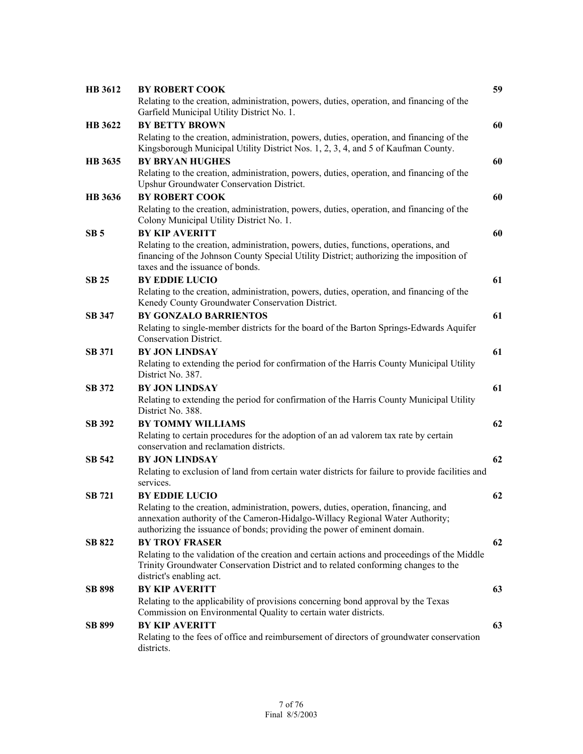| | | |
|---|---|---|
| **HB 3612** | **BY ROBERT COOK**<br>Relating to the creation, administration, powers, duties, operation, and financing of the Garfield Municipal Utility District No. 1. | **59** |
| **HB 3622** | **BY BETTY BROWN**<br>Relating to the creation, administration, powers, duties, operation, and financing of the Kingsborough Municipal Utility District Nos. 1, 2, 3, 4, and 5 of Kaufman County. | **60** |
| **HB 3635** | **BY BRYAN HUGHES**<br>Relating to the creation, administration, powers, duties, operation, and financing of the Upshur Groundwater Conservation District. | **60** |
| **HB 3636** | **BY ROBERT COOK**<br>Relating to the creation, administration, powers, duties, operation, and financing of the Colony Municipal Utility District No. 1. | **60** |
| **SB 5** | **BY KIP AVERITT**<br>Relating to the creation, administration, powers, duties, functions, operations, and financing of the Johnson County Special Utility District; authorizing the imposition of taxes and the issuance of bonds. | **60** |
| **SB 25** | **BY EDDIE LUCIO**<br>Relating to the creation, administration, powers, duties, operation, and financing of the Kenedy County Groundwater Conservation District. | **61** |
| **SB 347** | **BY GONZALO BARRIENTOS**<br>Relating to single-member districts for the board of the Barton Springs-Edwards Aquifer Conservation District. | **61** |
| **SB 371** | **BY JON LINDSAY**<br>Relating to extending the period for confirmation of the Harris County Municipal Utility District No. 387. | **61** |
| **SB 372** | **BY JON LINDSAY**<br>Relating to extending the period for confirmation of the Harris County Municipal Utility District No. 388. | **61** |
| **SB 392** | **BY TOMMY WILLIAMS**<br>Relating to certain procedures for the adoption of an ad valorem tax rate by certain conservation and reclamation districts. | **62** |
| **SB 542** | **BY JON LINDSAY**<br>Relating to exclusion of land from certain water districts for failure to provide facilities and services. | **62** |
| **SB 721** | **BY EDDIE LUCIO**<br>Relating to the creation, administration, powers, duties, operation, financing, and annexation authority of the Cameron-Hidalgo-Willacy Regional Water Authority; authorizing the issuance of bonds; providing the power of eminent domain. | **62** |
| **SB 822** | **BY TROY FRASER**<br>Relating to the validation of the creation and certain actions and proceedings of the Middle Trinity Groundwater Conservation District and to related conforming changes to the district's enabling act. | **62** |
| **SB 898** | **BY KIP AVERITT**<br>Relating to the applicability of provisions concerning bond approval by the Texas Commission on Environmental Quality to certain water districts. | **63** |
| **SB 899** | **BY KIP AVERITT**<br>Relating to the fees of office and reimbursement of directors of groundwater conservation districts. | **63** |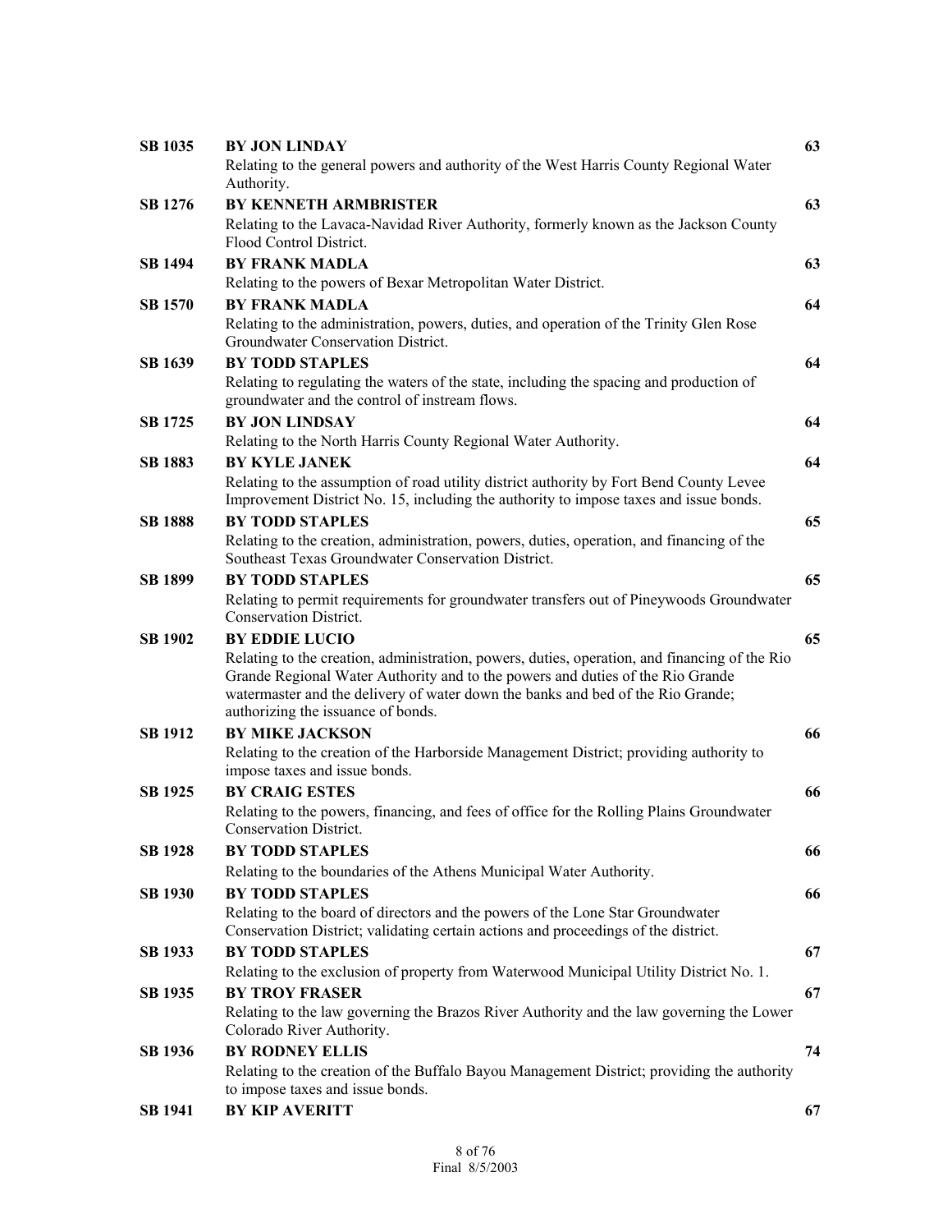| | | |
|---|---|---|
| **SB 1035** | **BY JON LINDAY**<br>Relating to the general powers and authority of the West Harris County Regional Water Authority. | **63** |
| **SB 1276** | **BY KENNETH ARMBRISTER**<br>Relating to the Lavaca-Navidad River Authority, formerly known as the Jackson County Flood Control District. | **63** |
| **SB 1494** | **BY FRANK MADLA**<br>Relating to the powers of Bexar Metropolitan Water District. | **63** |
| **SB 1570** | **BY FRANK MADLA**<br>Relating to the administration, powers, duties, and operation of the Trinity Glen Rose Groundwater Conservation District. | **64** |
| **SB 1639** | **BY TODD STAPLES**<br>Relating to regulating the waters of the state, including the spacing and production of groundwater and the control of instream flows. | **64** |
| **SB 1725** | **BY JON LINDSAY**<br>Relating to the North Harris County Regional Water Authority. | **64** |
| **SB 1883** | **BY KYLE JANEK**<br>Relating to the assumption of road utility district authority by Fort Bend County Levee Improvement District No. 15, including the authority to impose taxes and issue bonds. | **64** |
| **SB 1888** | **BY TODD STAPLES**<br>Relating to the creation, administration, powers, duties, operation, and financing of the Southeast Texas Groundwater Conservation District. | **65** |
| **SB 1899** | **BY TODD STAPLES**<br>Relating to permit requirements for groundwater transfers out of Pineywoods Groundwater Conservation District. | **65** |
| **SB 1902** | **BY EDDIE LUCIO**<br>Relating to the creation, administration, powers, duties, operation, and financing of the Rio Grande Regional Water Authority and to the powers and duties of the Rio Grande watermaster and the delivery of water down the banks and bed of the Rio Grande; authorizing the issuance of bonds. | **65** |
| **SB 1912** | **BY MIKE JACKSON**<br>Relating to the creation of the Harborside Management District; providing authority to impose taxes and issue bonds. | **66** |
| **SB 1925** | **BY CRAIG ESTES**<br>Relating to the powers, financing, and fees of office for the Rolling Plains Groundwater Conservation District. | **66** |
| **SB 1928** | **BY TODD STAPLES**<br>Relating to the boundaries of the Athens Municipal Water Authority. | **66** |
| **SB 1930** | **BY TODD STAPLES**<br>Relating to the board of directors and the powers of the Lone Star Groundwater Conservation District; validating certain actions and proceedings of the district. | **66** |
| **SB 1933** | **BY TODD STAPLES**<br>Relating to the exclusion of property from Waterwood Municipal Utility District No. 1. | **67** |
| **SB 1935** | **BY TROY FRASER**<br>Relating to the law governing the Brazos River Authority and the law governing the Lower Colorado River Authority. | **67** |
| **SB 1936** | **BY RODNEY ELLIS**<br>Relating to the creation of the Buffalo Bayou Management District; providing the authority to impose taxes and issue bonds. | **74** |
| **SB 1941** | **BY KIP AVERITT** | **67** |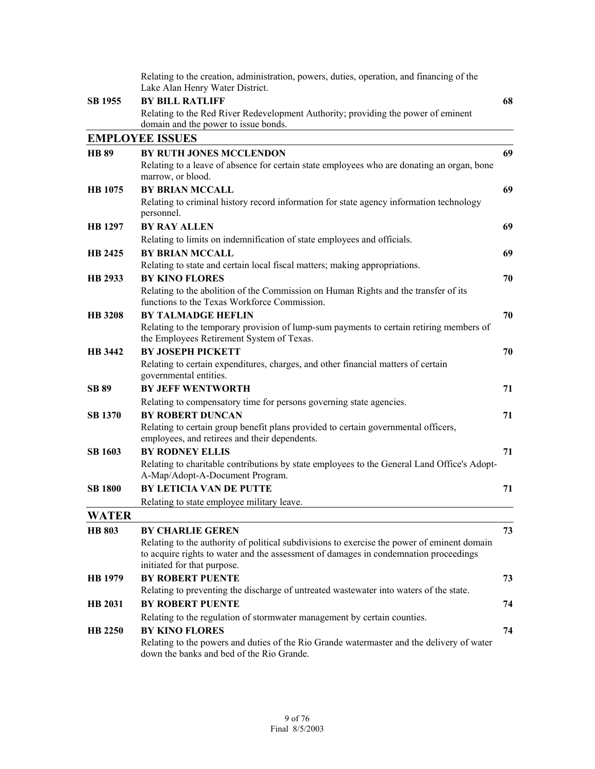Relating to the creation, administration, powers, duties, operation, and financing of the Lake Alan Henry Water District.

| | | |
|---|---|---|
| **SB 1955** | **BY BILL RATLIFF** | **68** |
| | Relating to the Red River Redevelopment Authority; providing the power of eminent domain and the power to issue bonds. | |

## EMPLOYEE ISSUES

| | | |
|---|---|---|
| **HB 89** | **BY RUTH JONES MCCLENDON** | **69** |
| | Relating to a leave of absence for certain state employees who are donating an organ, bone marrow, or blood. | |
| **HB 1075** | **BY BRIAN MCCALL** | **69** |
| | Relating to criminal history record information for state agency information technology personnel. | |
| **HB 1297** | **BY RAY ALLEN** | **69** |
| | Relating to limits on indemnification of state employees and officials. | |
| **HB 2425** | **BY BRIAN MCCALL** | **69** |
| | Relating to state and certain local fiscal matters; making appropriations. | |
| **HB 2933** | **BY KINO FLORES** | **70** |
| | Relating to the abolition of the Commission on Human Rights and the transfer of its functions to the Texas Workforce Commission. | |
| **HB 3208** | **BY TALMADGE HEFLIN** | **70** |
| | Relating to the temporary provision of lump-sum payments to certain retiring members of the Employees Retirement System of Texas. | |
| **HB 3442** | **BY JOSEPH PICKETT** | **70** |
| | Relating to certain expenditures, charges, and other financial matters of certain governmental entities. | |
| **SB 89** | **BY JEFF WENTWORTH** | **71** |
| | Relating to compensatory time for persons governing state agencies. | |
| **SB 1370** | **BY ROBERT DUNCAN** | **71** |
| | Relating to certain group benefit plans provided to certain governmental officers, employees, and retirees and their dependents. | |
| **SB 1603** | **BY RODNEY ELLIS** | **71** |
| | Relating to charitable contributions by state employees to the General Land Office's Adopt-A-Map/Adopt-A-Document Program. | |
| **SB 1800** | **BY LETICIA VAN DE PUTTE** | **71** |
| | Relating to state employee military leave. | |

## WATER

| | | |
|---|---|---|
| **HB 803** | **BY CHARLIE GEREN** | **73** |
| | Relating to the authority of political subdivisions to exercise the power of eminent domain to acquire rights to water and the assessment of damages in condemnation proceedings initiated for that purpose. | |
| **HB 1979** | **BY ROBERT PUENTE** | **73** |
| | Relating to preventing the discharge of untreated wastewater into waters of the state. | |
| **HB 2031** | **BY ROBERT PUENTE** | **74** |
| | Relating to the regulation of stormwater management by certain counties. | |
| **HB 2250** | **BY KINO FLORES** | **74** |
| | Relating to the powers and duties of the Rio Grande watermaster and the delivery of water down the banks and bed of the Rio Grande. | |

Final 8/5/2003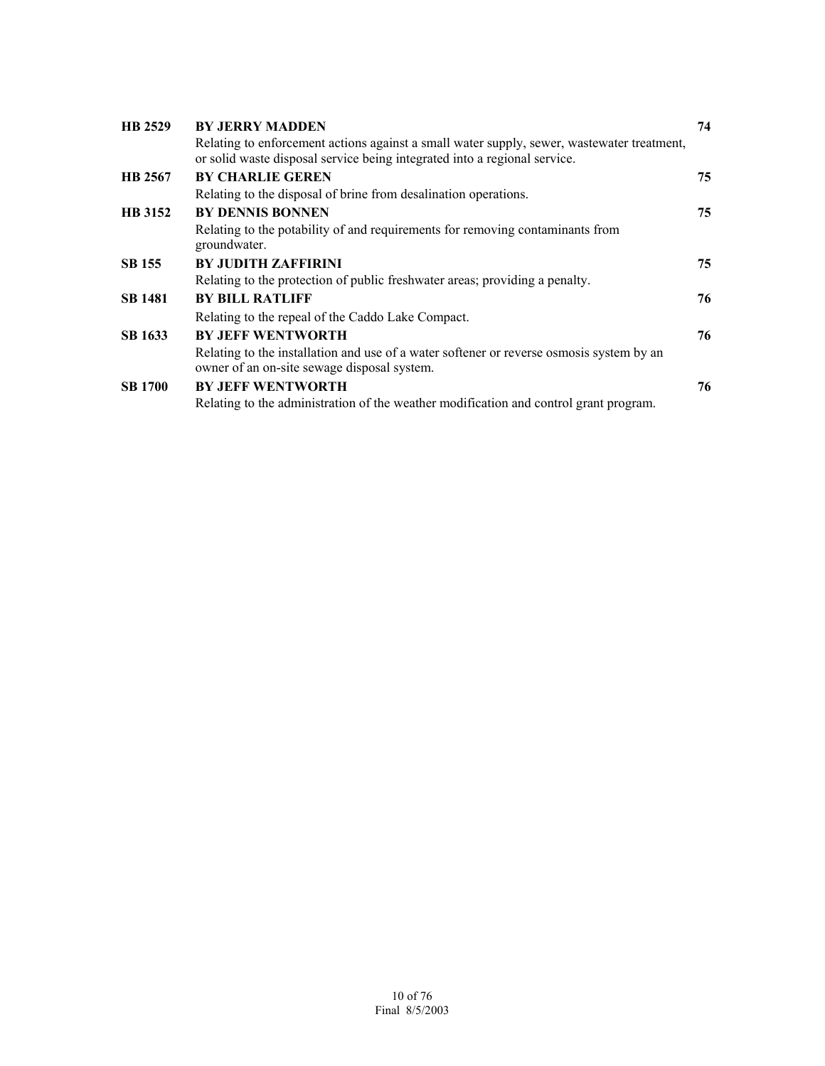| | | |
|---|---|---|
| **HB 2529** | **BY JERRY MADDEN**<br>Relating to enforcement actions against a small water supply, sewer, wastewater treatment, or solid waste disposal service being integrated into a regional service. | **74** |
| **HB 2567** | **BY CHARLIE GEREN**<br>Relating to the disposal of brine from desalination operations. | **75** |
| **HB 3152** | **BY DENNIS BONNEN**<br>Relating to the potability of and requirements for removing contaminants from groundwater. | **75** |
| **SB 155** | **BY JUDITH ZAFFIRINI**<br>Relating to the protection of public freshwater areas; providing a penalty. | **75** |
| **SB 1481** | **BY BILL RATLIFF**<br>Relating to the repeal of the Caddo Lake Compact. | **76** |
| **SB 1633** | **BY JEFF WENTWORTH**<br>Relating to the installation and use of a water softener or reverse osmosis system by an owner of an on-site sewage disposal system. | **76** |
| **SB 1700** | **BY JEFF WENTWORTH**<br>Relating to the administration of the weather modification and control grant program. | **76** |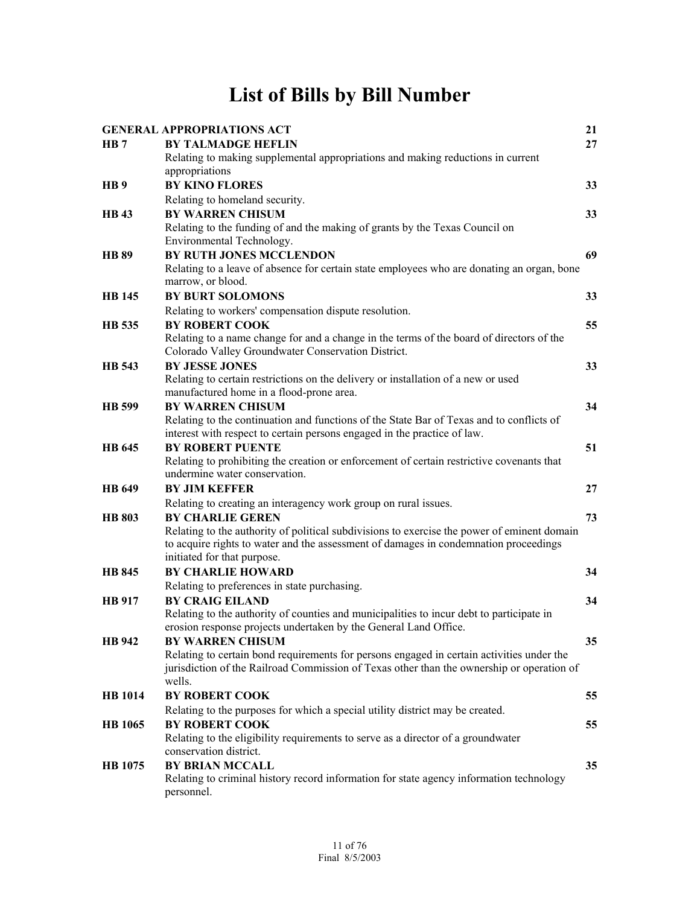# List of Bills by Bill Number

| Bill | Description | Page |
|---|---|---|
| | **GENERAL APPROPRIATIONS ACT** | **21** |
| **HB 7** | **BY TALMADGE HEFLIN**<br>Relating to making supplemental appropriations and making reductions in current appropriations | **27** |
| **HB 9** | **BY KINO FLORES**<br>Relating to homeland security. | **33** |
| **HB 43** | **BY WARREN CHISUM**<br>Relating to the funding of and the making of grants by the Texas Council on Environmental Technology. | **33** |
| **HB 89** | **BY RUTH JONES MCCLENDON**<br>Relating to a leave of absence for certain state employees who are donating an organ, bone marrow, or blood. | **69** |
| **HB 145** | **BY BURT SOLOMONS**<br>Relating to workers' compensation dispute resolution. | **33** |
| **HB 535** | **BY ROBERT COOK**<br>Relating to a name change for and a change in the terms of the board of directors of the Colorado Valley Groundwater Conservation District. | **55** |
| **HB 543** | **BY JESSE JONES**<br>Relating to certain restrictions on the delivery or installation of a new or used manufactured home in a flood-prone area. | **33** |
| **HB 599** | **BY WARREN CHISUM**<br>Relating to the continuation and functions of the State Bar of Texas and to conflicts of interest with respect to certain persons engaged in the practice of law. | **34** |
| **HB 645** | **BY ROBERT PUENTE**<br>Relating to prohibiting the creation or enforcement of certain restrictive covenants that undermine water conservation. | **51** |
| **HB 649** | **BY JIM KEFFER**<br>Relating to creating an interagency work group on rural issues. | **27** |
| **HB 803** | **BY CHARLIE GEREN**<br>Relating to the authority of political subdivisions to exercise the power of eminent domain to acquire rights to water and the assessment of damages in condemnation proceedings initiated for that purpose. | **73** |
| **HB 845** | **BY CHARLIE HOWARD**<br>Relating to preferences in state purchasing. | **34** |
| **HB 917** | **BY CRAIG EILAND**<br>Relating to the authority of counties and municipalities to incur debt to participate in erosion response projects undertaken by the General Land Office. | **34** |
| **HB 942** | **BY WARREN CHISUM**<br>Relating to certain bond requirements for persons engaged in certain activities under the jurisdiction of the Railroad Commission of Texas other than the ownership or operation of wells. | **35** |
| **HB 1014** | **BY ROBERT COOK**<br>Relating to the purposes for which a special utility district may be created. | **55** |
| **HB 1065** | **BY ROBERT COOK**<br>Relating to the eligibility requirements to serve as a director of a groundwater conservation district. | **55** |
| **HB 1075** | **BY BRIAN MCCALL**<br>Relating to criminal history record information for state agency information technology personnel. | **35** |

Final 8/5/2003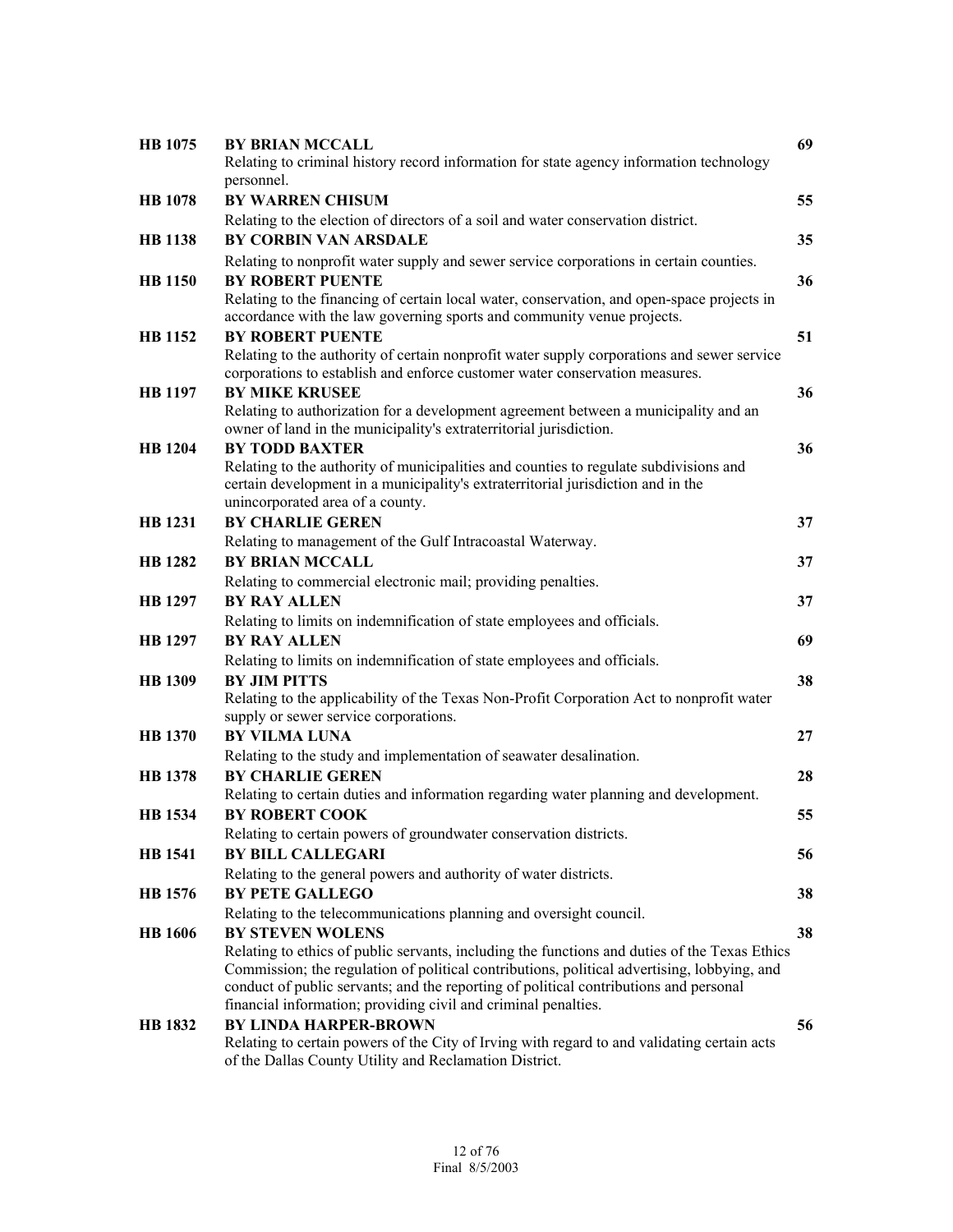| | | |
|---|---|---|
| **HB 1075** | **BY BRIAN MCCALL**<br>Relating to criminal history record information for state agency information technology personnel. | **69** |
| **HB 1078** | **BY WARREN CHISUM**<br>Relating to the election of directors of a soil and water conservation district. | **55** |
| **HB 1138** | **BY CORBIN VAN ARSDALE**<br>Relating to nonprofit water supply and sewer service corporations in certain counties. | **35** |
| **HB 1150** | **BY ROBERT PUENTE**<br>Relating to the financing of certain local water, conservation, and open-space projects in accordance with the law governing sports and community venue projects. | **36** |
| **HB 1152** | **BY ROBERT PUENTE**<br>Relating to the authority of certain nonprofit water supply corporations and sewer service corporations to establish and enforce customer water conservation measures. | **51** |
| **HB 1197** | **BY MIKE KRUSEE**<br>Relating to authorization for a development agreement between a municipality and an owner of land in the municipality's extraterritorial jurisdiction. | **36** |
| **HB 1204** | **BY TODD BAXTER**<br>Relating to the authority of municipalities and counties to regulate subdivisions and certain development in a municipality's extraterritorial jurisdiction and in the unincorporated area of a county. | **36** |
| **HB 1231** | **BY CHARLIE GEREN**<br>Relating to management of the Gulf Intracoastal Waterway. | **37** |
| **HB 1282** | **BY BRIAN MCCALL**<br>Relating to commercial electronic mail; providing penalties. | **37** |
| **HB 1297** | **BY RAY ALLEN**<br>Relating to limits on indemnification of state employees and officials. | **37** |
| **HB 1297** | **BY RAY ALLEN**<br>Relating to limits on indemnification of state employees and officials. | **69** |
| **HB 1309** | **BY JIM PITTS**<br>Relating to the applicability of the Texas Non-Profit Corporation Act to nonprofit water supply or sewer service corporations. | **38** |
| **HB 1370** | **BY VILMA LUNA**<br>Relating to the study and implementation of seawater desalination. | **27** |
| **HB 1378** | **BY CHARLIE GEREN**<br>Relating to certain duties and information regarding water planning and development. | **28** |
| **HB 1534** | **BY ROBERT COOK**<br>Relating to certain powers of groundwater conservation districts. | **55** |
| **HB 1541** | **BY BILL CALLEGARI**<br>Relating to the general powers and authority of water districts. | **56** |
| **HB 1576** | **BY PETE GALLEGO**<br>Relating to the telecommunications planning and oversight council. | **38** |
| **HB 1606** | **BY STEVEN WOLENS**<br>Relating to ethics of public servants, including the functions and duties of the Texas Ethics Commission; the regulation of political contributions, political advertising, lobbying, and conduct of public servants; and the reporting of political contributions and personal financial information; providing civil and criminal penalties. | **38** |
| **HB 1832** | **BY LINDA HARPER-BROWN**<br>Relating to certain powers of the City of Irving with regard to and validating certain acts of the Dallas County Utility and Reclamation District. | **56** |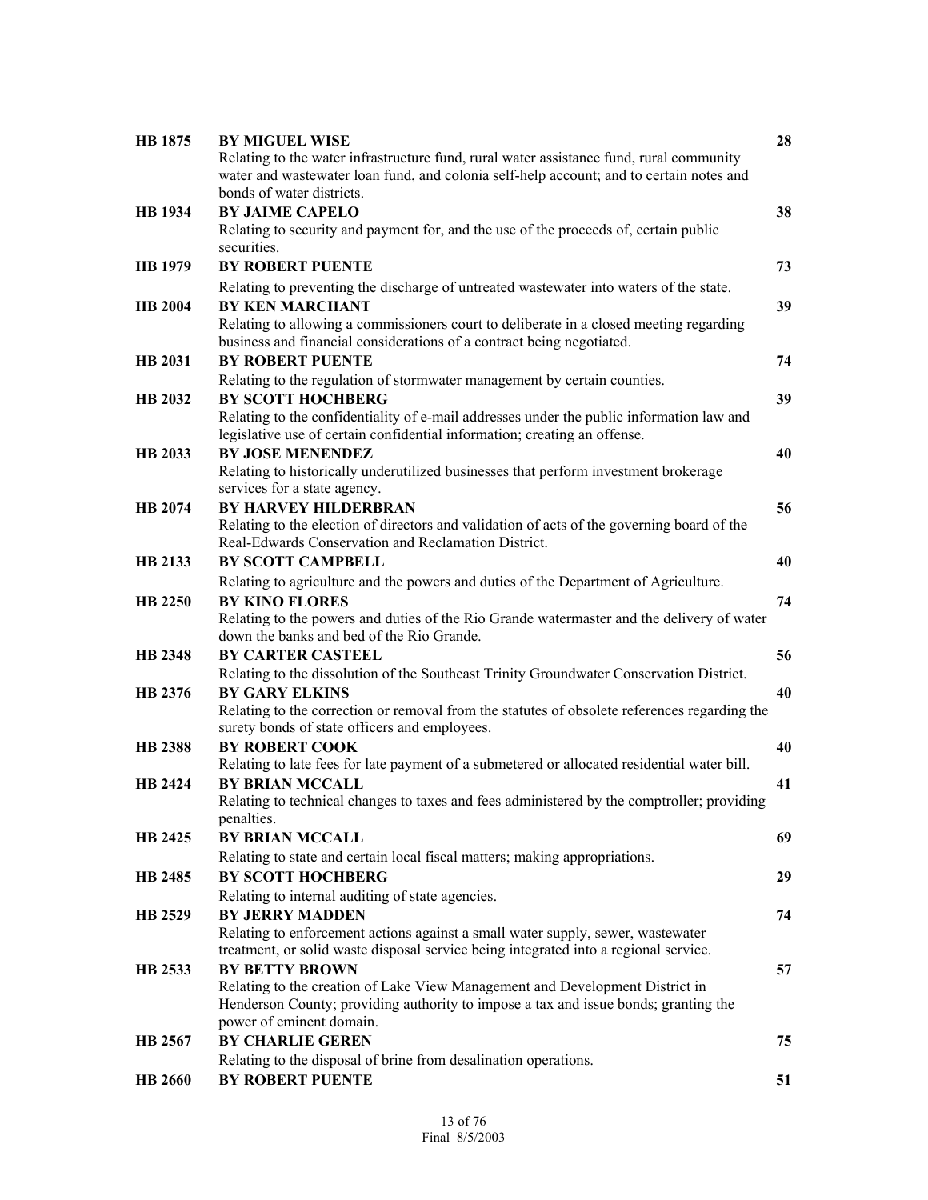| | | |
|---|---|---|
| **HB 1875** | **BY MIGUEL WISE**<br>Relating to the water infrastructure fund, rural water assistance fund, rural community water and wastewater loan fund, and colonia self-help account; and to certain notes and bonds of water districts. | **28** |
| **HB 1934** | **BY JAIME CAPELO**<br>Relating to security and payment for, and the use of the proceeds of, certain public securities. | **38** |
| **HB 1979** | **BY ROBERT PUENTE**<br>Relating to preventing the discharge of untreated wastewater into waters of the state. | **73** |
| **HB 2004** | **BY KEN MARCHANT**<br>Relating to allowing a commissioners court to deliberate in a closed meeting regarding business and financial considerations of a contract being negotiated. | **39** |
| **HB 2031** | **BY ROBERT PUENTE**<br>Relating to the regulation of stormwater management by certain counties. | **74** |
| **HB 2032** | **BY SCOTT HOCHBERG**<br>Relating to the confidentiality of e-mail addresses under the public information law and legislative use of certain confidential information; creating an offense. | **39** |
| **HB 2033** | **BY JOSE MENENDEZ**<br>Relating to historically underutilized businesses that perform investment brokerage services for a state agency. | **40** |
| **HB 2074** | **BY HARVEY HILDERBRAN**<br>Relating to the election of directors and validation of acts of the governing board of the Real-Edwards Conservation and Reclamation District. | **56** |
| **HB 2133** | **BY SCOTT CAMPBELL**<br>Relating to agriculture and the powers and duties of the Department of Agriculture. | **40** |
| **HB 2250** | **BY KINO FLORES**<br>Relating to the powers and duties of the Rio Grande watermaster and the delivery of water down the banks and bed of the Rio Grande. | **74** |
| **HB 2348** | **BY CARTER CASTEEL**<br>Relating to the dissolution of the Southeast Trinity Groundwater Conservation District. | **56** |
| **HB 2376** | **BY GARY ELKINS**<br>Relating to the correction or removal from the statutes of obsolete references regarding the surety bonds of state officers and employees. | **40** |
| **HB 2388** | **BY ROBERT COOK**<br>Relating to late fees for late payment of a submetered or allocated residential water bill. | **40** |
| **HB 2424** | **BY BRIAN MCCALL**<br>Relating to technical changes to taxes and fees administered by the comptroller; providing penalties. | **41** |
| **HB 2425** | **BY BRIAN MCCALL**<br>Relating to state and certain local fiscal matters; making appropriations. | **69** |
| **HB 2485** | **BY SCOTT HOCHBERG**<br>Relating to internal auditing of state agencies. | **29** |
| **HB 2529** | **BY JERRY MADDEN**<br>Relating to enforcement actions against a small water supply, sewer, wastewater treatment, or solid waste disposal service being integrated into a regional service. | **74** |
| **HB 2533** | **BY BETTY BROWN**<br>Relating to the creation of Lake View Management and Development District in Henderson County; providing authority to impose a tax and issue bonds; granting the power of eminent domain. | **57** |
| **HB 2567** | **BY CHARLIE GEREN**<br>Relating to the disposal of brine from desalination operations. | **75** |
| **HB 2660** | **BY ROBERT PUENTE** | **51** |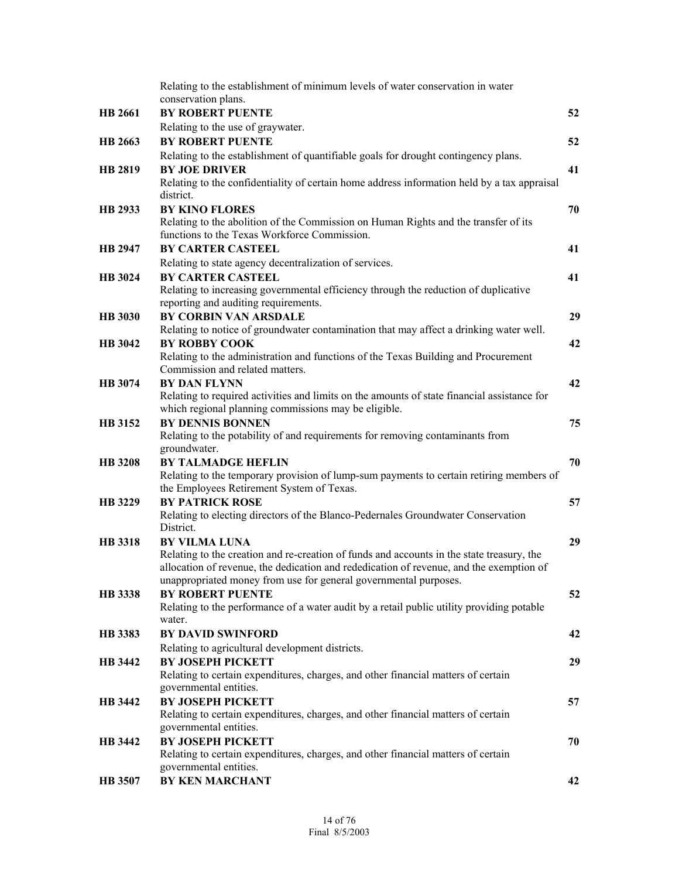Relating to the establishment of minimum levels of water conservation in water conservation plans.

| | | |
|---|---|---|
| **HB 2661** | **BY ROBERT PUENTE**<br>Relating to the use of graywater. | **52** |
| **HB 2663** | **BY ROBERT PUENTE**<br>Relating to the establishment of quantifiable goals for drought contingency plans. | **52** |
| **HB 2819** | **BY JOE DRIVER**<br>Relating to the confidentiality of certain home address information held by a tax appraisal district. | **41** |
| **HB 2933** | **BY KINO FLORES**<br>Relating to the abolition of the Commission on Human Rights and the transfer of its functions to the Texas Workforce Commission. | **70** |
| **HB 2947** | **BY CARTER CASTEEL**<br>Relating to state agency decentralization of services. | **41** |
| **HB 3024** | **BY CARTER CASTEEL**<br>Relating to increasing governmental efficiency through the reduction of duplicative reporting and auditing requirements. | **41** |
| **HB 3030** | **BY CORBIN VAN ARSDALE**<br>Relating to notice of groundwater contamination that may affect a drinking water well. | **29** |
| **HB 3042** | **BY ROBBY COOK**<br>Relating to the administration and functions of the Texas Building and Procurement Commission and related matters. | **42** |
| **HB 3074** | **BY DAN FLYNN**<br>Relating to required activities and limits on the amounts of state financial assistance for which regional planning commissions may be eligible. | **42** |
| **HB 3152** | **BY DENNIS BONNEN**<br>Relating to the potability of and requirements for removing contaminants from groundwater. | **75** |
| **HB 3208** | **BY TALMADGE HEFLIN**<br>Relating to the temporary provision of lump-sum payments to certain retiring members of the Employees Retirement System of Texas. | **70** |
| **HB 3229** | **BY PATRICK ROSE**<br>Relating to electing directors of the Blanco-Pedernales Groundwater Conservation District. | **57** |
| **HB 3318** | **BY VILMA LUNA**<br>Relating to the creation and re-creation of funds and accounts in the state treasury, the allocation of revenue, the dedication and rededication of revenue, and the exemption of unappropriated money from use for general governmental purposes. | **29** |
| **HB 3338** | **BY ROBERT PUENTE**<br>Relating to the performance of a water audit by a retail public utility providing potable water. | **52** |
| **HB 3383** | **BY DAVID SWINFORD**<br>Relating to agricultural development districts. | **42** |
| **HB 3442** | **BY JOSEPH PICKETT**<br>Relating to certain expenditures, charges, and other financial matters of certain governmental entities. | **29** |
| **HB 3442** | **BY JOSEPH PICKETT**<br>Relating to certain expenditures, charges, and other financial matters of certain governmental entities. | **57** |
| **HB 3442** | **BY JOSEPH PICKETT**<br>Relating to certain expenditures, charges, and other financial matters of certain governmental entities. | **70** |
| **HB 3507** | **BY KEN MARCHANT** | **42** |

Final 8/5/2003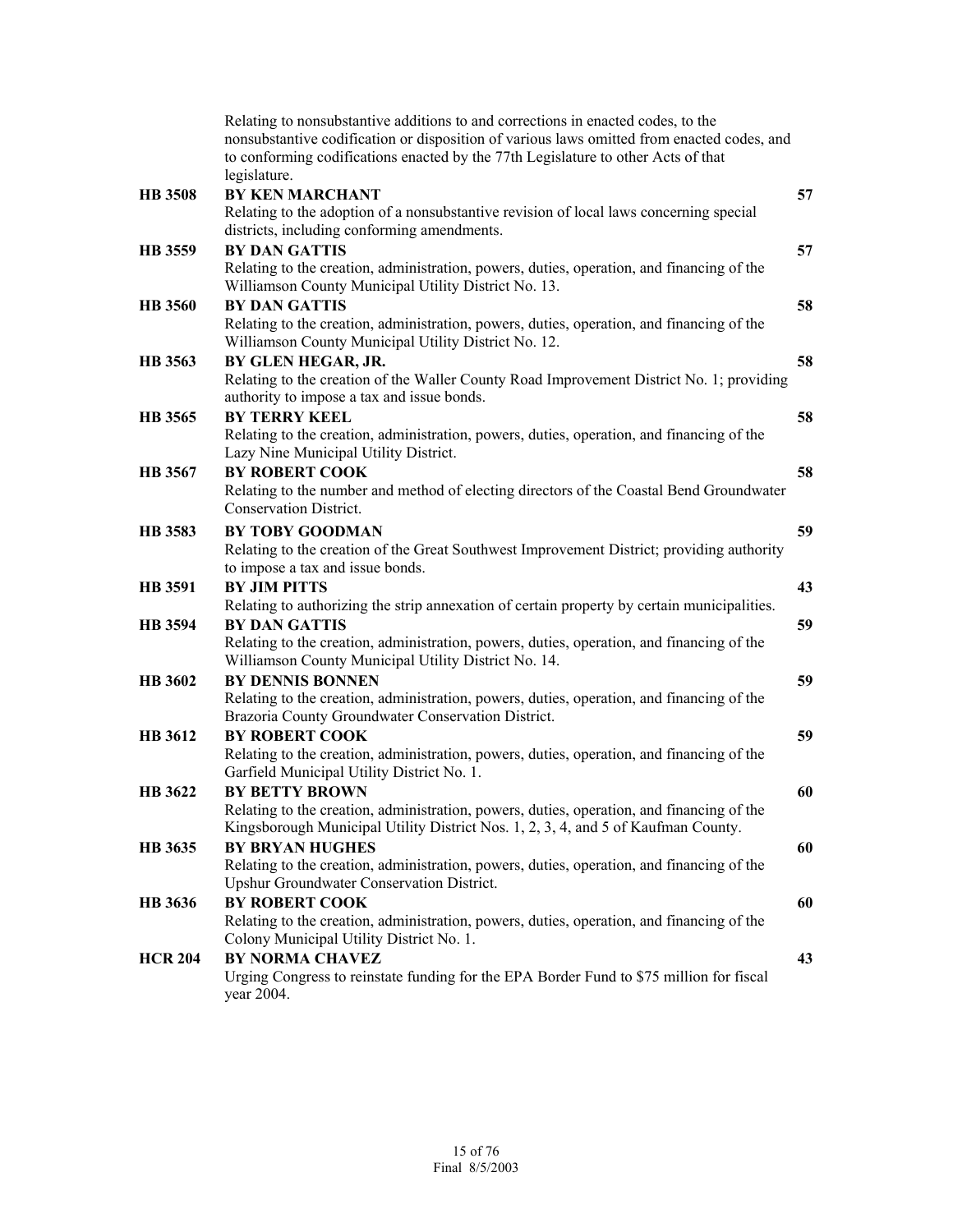|  | Relating to nonsubstantive additions to and corrections in enacted codes, to the nonsubstantive codification or disposition of various laws omitted from enacted codes, and to conforming codifications enacted by the 77th Legislature to other Acts of that legislature. |  |
|---|---|---|
| **HB 3508** | **BY KEN MARCHANT**<br>Relating to the adoption of a nonsubstantive revision of local laws concerning special districts, including conforming amendments. | **57** |
| **HB 3559** | **BY DAN GATTIS**<br>Relating to the creation, administration, powers, duties, operation, and financing of the Williamson County Municipal Utility District No. 13. | **57** |
| **HB 3560** | **BY DAN GATTIS**<br>Relating to the creation, administration, powers, duties, operation, and financing of the Williamson County Municipal Utility District No. 12. | **58** |
| **HB 3563** | **BY GLEN HEGAR, JR.**<br>Relating to the creation of the Waller County Road Improvement District No. 1; providing authority to impose a tax and issue bonds. | **58** |
| **HB 3565** | **BY TERRY KEEL**<br>Relating to the creation, administration, powers, duties, operation, and financing of the Lazy Nine Municipal Utility District. | **58** |
| **HB 3567** | **BY ROBERT COOK**<br>Relating to the number and method of electing directors of the Coastal Bend Groundwater Conservation District. | **58** |
| **HB 3583** | **BY TOBY GOODMAN**<br>Relating to the creation of the Great Southwest Improvement District; providing authority to impose a tax and issue bonds. | **59** |
| **HB 3591** | **BY JIM PITTS**<br>Relating to authorizing the strip annexation of certain property by certain municipalities. | **43** |
| **HB 3594** | **BY DAN GATTIS**<br>Relating to the creation, administration, powers, duties, operation, and financing of the Williamson County Municipal Utility District No. 14. | **59** |
| **HB 3602** | **BY DENNIS BONNEN**<br>Relating to the creation, administration, powers, duties, operation, and financing of the Brazoria County Groundwater Conservation District. | **59** |
| **HB 3612** | **BY ROBERT COOK**<br>Relating to the creation, administration, powers, duties, operation, and financing of the Garfield Municipal Utility District No. 1. | **59** |
| **HB 3622** | **BY BETTY BROWN**<br>Relating to the creation, administration, powers, duties, operation, and financing of the Kingsborough Municipal Utility District Nos. 1, 2, 3, 4, and 5 of Kaufman County. | **60** |
| **HB 3635** | **BY BRYAN HUGHES**<br>Relating to the creation, administration, powers, duties, operation, and financing of the Upshur Groundwater Conservation District. | **60** |
| **HB 3636** | **BY ROBERT COOK**<br>Relating to the creation, administration, powers, duties, operation, and financing of the Colony Municipal Utility District No. 1. | **60** |
| **HCR 204** | **BY NORMA CHAVEZ**<br>Urging Congress to reinstate funding for the EPA Border Fund to $75 million for fiscal year 2004. | **43** |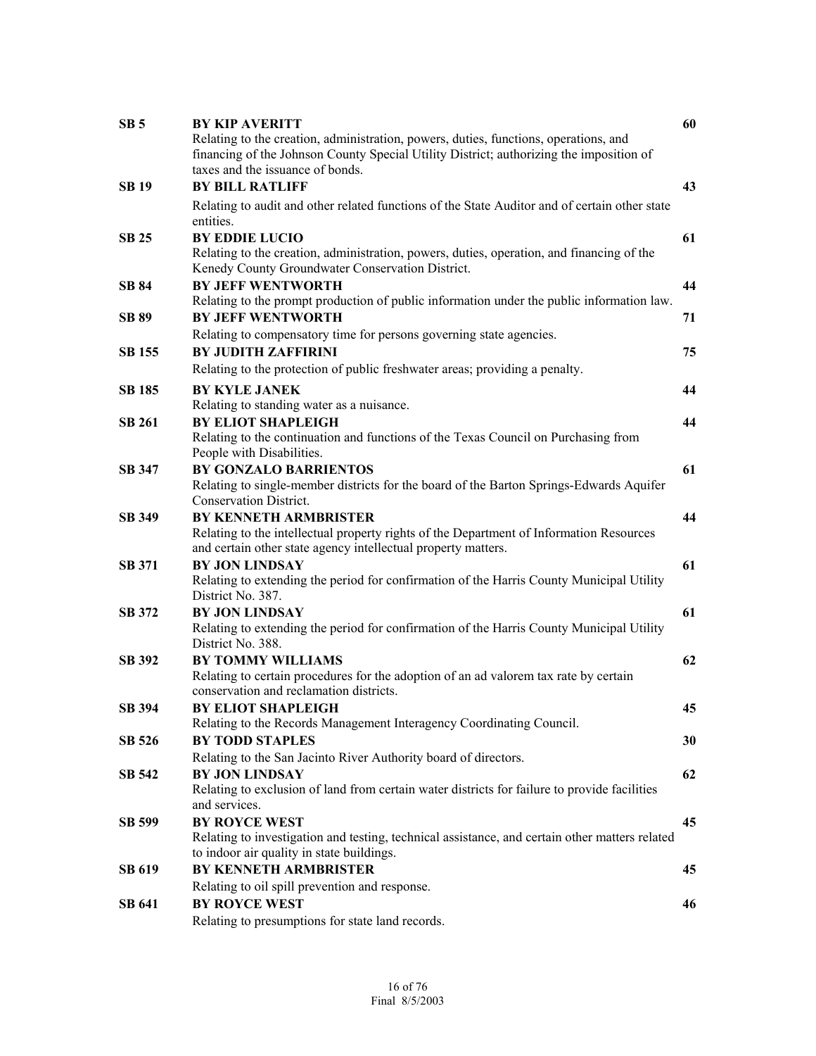| | | |
|---|---|---|
| **SB 5** | **BY KIP AVERITT**<br>Relating to the creation, administration, powers, duties, functions, operations, and financing of the Johnson County Special Utility District; authorizing the imposition of taxes and the issuance of bonds. | **60** |
| **SB 19** | **BY BILL RATLIFF**<br>Relating to audit and other related functions of the State Auditor and of certain other state entities. | **43** |
| **SB 25** | **BY EDDIE LUCIO**<br>Relating to the creation, administration, powers, duties, operation, and financing of the Kenedy County Groundwater Conservation District. | **61** |
| **SB 84** | **BY JEFF WENTWORTH**<br>Relating to the prompt production of public information under the public information law. | **44** |
| **SB 89** | **BY JEFF WENTWORTH**<br>Relating to compensatory time for persons governing state agencies. | **71** |
| **SB 155** | **BY JUDITH ZAFFIRINI**<br>Relating to the protection of public freshwater areas; providing a penalty. | **75** |
| **SB 185** | **BY KYLE JANEK**<br>Relating to standing water as a nuisance. | **44** |
| **SB 261** | **BY ELIOT SHAPLEIGH**<br>Relating to the continuation and functions of the Texas Council on Purchasing from People with Disabilities. | **44** |
| **SB 347** | **BY GONZALO BARRIENTOS**<br>Relating to single-member districts for the board of the Barton Springs-Edwards Aquifer Conservation District. | **61** |
| **SB 349** | **BY KENNETH ARMBRISTER**<br>Relating to the intellectual property rights of the Department of Information Resources and certain other state agency intellectual property matters. | **44** |
| **SB 371** | **BY JON LINDSAY**<br>Relating to extending the period for confirmation of the Harris County Municipal Utility District No. 387. | **61** |
| **SB 372** | **BY JON LINDSAY**<br>Relating to extending the period for confirmation of the Harris County Municipal Utility District No. 388. | **61** |
| **SB 392** | **BY TOMMY WILLIAMS**<br>Relating to certain procedures for the adoption of an ad valorem tax rate by certain conservation and reclamation districts. | **62** |
| **SB 394** | **BY ELIOT SHAPLEIGH**<br>Relating to the Records Management Interagency Coordinating Council. | **45** |
| **SB 526** | **BY TODD STAPLES**<br>Relating to the San Jacinto River Authority board of directors. | **30** |
| **SB 542** | **BY JON LINDSAY**<br>Relating to exclusion of land from certain water districts for failure to provide facilities and services. | **62** |
| **SB 599** | **BY ROYCE WEST**<br>Relating to investigation and testing, technical assistance, and certain other matters related to indoor air quality in state buildings. | **45** |
| **SB 619** | **BY KENNETH ARMBRISTER**<br>Relating to oil spill prevention and response. | **45** |
| **SB 641** | **BY ROYCE WEST**<br>Relating to presumptions for state land records. | **46** |

Final 8/5/2003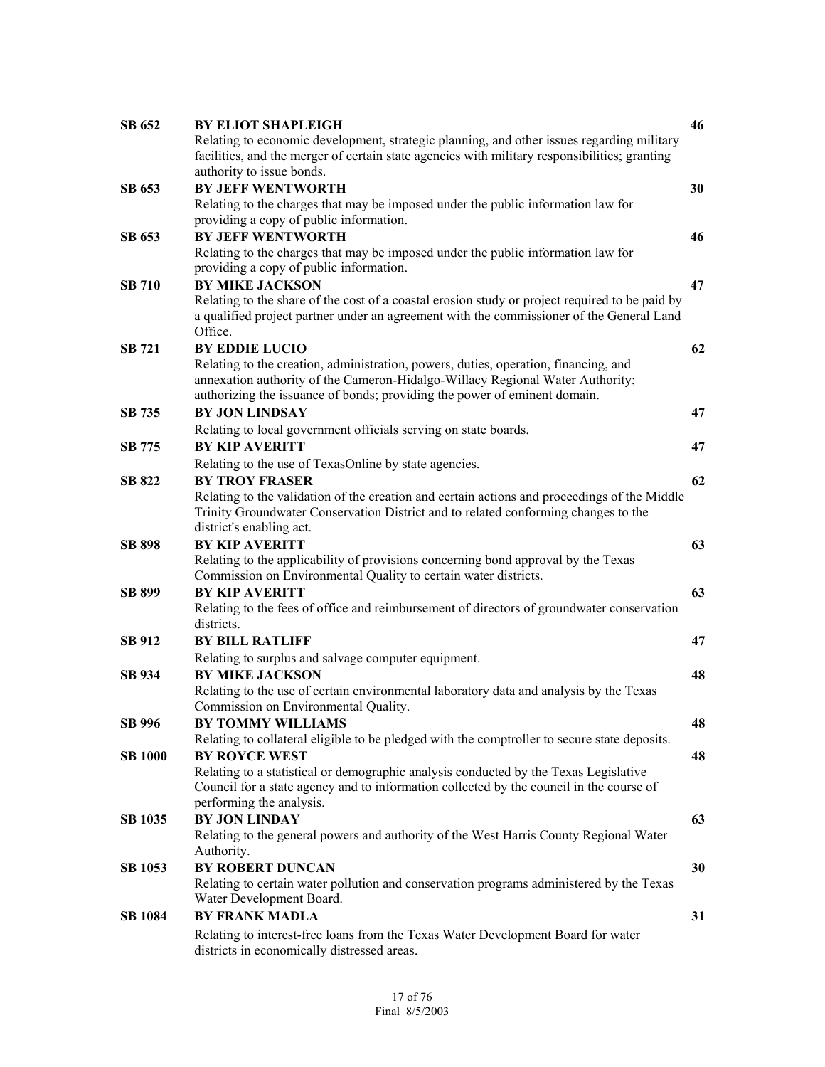| | | |
|---|---|---|
| **SB 652** | **BY ELIOT SHAPLEIGH**<br>Relating to economic development, strategic planning, and other issues regarding military facilities, and the merger of certain state agencies with military responsibilities; granting authority to issue bonds. | **46** |
| **SB 653** | **BY JEFF WENTWORTH**<br>Relating to the charges that may be imposed under the public information law for providing a copy of public information. | **30** |
| **SB 653** | **BY JEFF WENTWORTH**<br>Relating to the charges that may be imposed under the public information law for providing a copy of public information. | **46** |
| **SB 710** | **BY MIKE JACKSON**<br>Relating to the share of the cost of a coastal erosion study or project required to be paid by a qualified project partner under an agreement with the commissioner of the General Land Office. | **47** |
| **SB 721** | **BY EDDIE LUCIO**<br>Relating to the creation, administration, powers, duties, operation, financing, and annexation authority of the Cameron-Hidalgo-Willacy Regional Water Authority; authorizing the issuance of bonds; providing the power of eminent domain. | **62** |
| **SB 735** | **BY JON LINDSAY**<br>Relating to local government officials serving on state boards. | **47** |
| **SB 775** | **BY KIP AVERITT**<br>Relating to the use of TexasOnline by state agencies. | **47** |
| **SB 822** | **BY TROY FRASER**<br>Relating to the validation of the creation and certain actions and proceedings of the Middle Trinity Groundwater Conservation District and to related conforming changes to the district's enabling act. | **62** |
| **SB 898** | **BY KIP AVERITT**<br>Relating to the applicability of provisions concerning bond approval by the Texas Commission on Environmental Quality to certain water districts. | **63** |
| **SB 899** | **BY KIP AVERITT**<br>Relating to the fees of office and reimbursement of directors of groundwater conservation districts. | **63** |
| **SB 912** | **BY BILL RATLIFF**<br>Relating to surplus and salvage computer equipment. | **47** |
| **SB 934** | **BY MIKE JACKSON**<br>Relating to the use of certain environmental laboratory data and analysis by the Texas Commission on Environmental Quality. | **48** |
| **SB 996** | **BY TOMMY WILLIAMS**<br>Relating to collateral eligible to be pledged with the comptroller to secure state deposits. | **48** |
| **SB 1000** | **BY ROYCE WEST**<br>Relating to a statistical or demographic analysis conducted by the Texas Legislative Council for a state agency and to information collected by the council in the course of performing the analysis. | **48** |
| **SB 1035** | **BY JON LINDAY**<br>Relating to the general powers and authority of the West Harris County Regional Water Authority. | **63** |
| **SB 1053** | **BY ROBERT DUNCAN**<br>Relating to certain water pollution and conservation programs administered by the Texas Water Development Board. | **30** |
| **SB 1084** | **BY FRANK MADLA**<br>Relating to interest-free loans from the Texas Water Development Board for water districts in economically distressed areas. | **31** |

Final 8/5/2003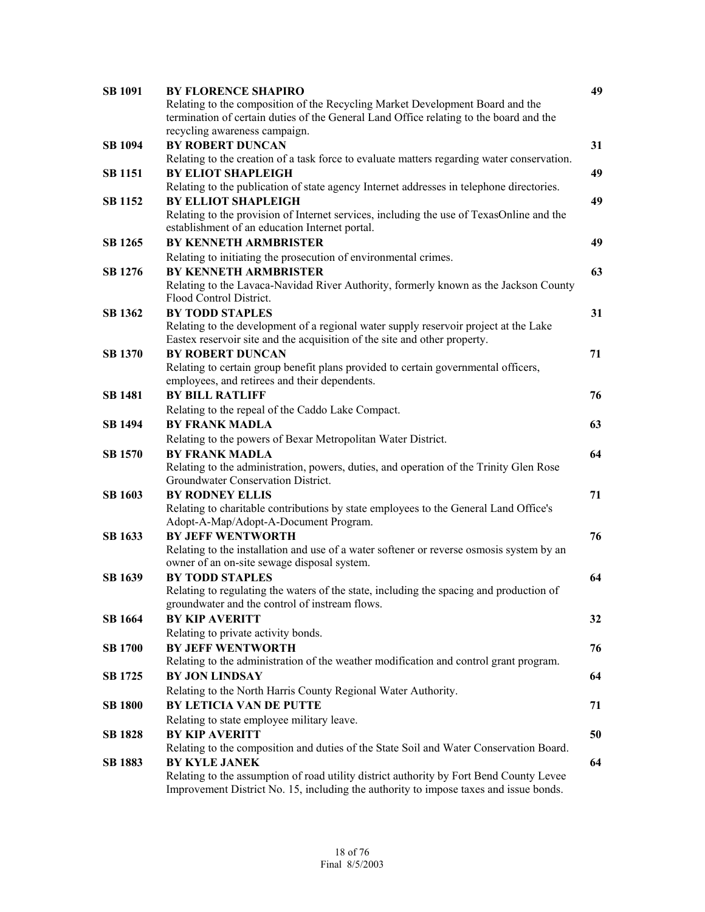| | | |
|---|---|---|
| **SB 1091** | **BY FLORENCE SHAPIRO**<br>Relating to the composition of the Recycling Market Development Board and the termination of certain duties of the General Land Office relating to the board and the recycling awareness campaign. | **49** |
| **SB 1094** | **BY ROBERT DUNCAN**<br>Relating to the creation of a task force to evaluate matters regarding water conservation. | **31** |
| **SB 1151** | **BY ELIOT SHAPLEIGH**<br>Relating to the publication of state agency Internet addresses in telephone directories. | **49** |
| **SB 1152** | **BY ELLIOT SHAPLEIGH**<br>Relating to the provision of Internet services, including the use of TexasOnline and the establishment of an education Internet portal. | **49** |
| **SB 1265** | **BY KENNETH ARMBRISTER**<br>Relating to initiating the prosecution of environmental crimes. | **49** |
| **SB 1276** | **BY KENNETH ARMBRISTER**<br>Relating to the Lavaca-Navidad River Authority, formerly known as the Jackson County Flood Control District. | **63** |
| **SB 1362** | **BY TODD STAPLES**<br>Relating to the development of a regional water supply reservoir project at the Lake Eastex reservoir site and the acquisition of the site and other property. | **31** |
| **SB 1370** | **BY ROBERT DUNCAN**<br>Relating to certain group benefit plans provided to certain governmental officers, employees, and retirees and their dependents. | **71** |
| **SB 1481** | **BY BILL RATLIFF**<br>Relating to the repeal of the Caddo Lake Compact. | **76** |
| **SB 1494** | **BY FRANK MADLA**<br>Relating to the powers of Bexar Metropolitan Water District. | **63** |
| **SB 1570** | **BY FRANK MADLA**<br>Relating to the administration, powers, duties, and operation of the Trinity Glen Rose Groundwater Conservation District. | **64** |
| **SB 1603** | **BY RODNEY ELLIS**<br>Relating to charitable contributions by state employees to the General Land Office's Adopt-A-Map/Adopt-A-Document Program. | **71** |
| **SB 1633** | **BY JEFF WENTWORTH**<br>Relating to the installation and use of a water softener or reverse osmosis system by an owner of an on-site sewage disposal system. | **76** |
| **SB 1639** | **BY TODD STAPLES**<br>Relating to regulating the waters of the state, including the spacing and production of groundwater and the control of instream flows. | **64** |
| **SB 1664** | **BY KIP AVERITT**<br>Relating to private activity bonds. | **32** |
| **SB 1700** | **BY JEFF WENTWORTH**<br>Relating to the administration of the weather modification and control grant program. | **76** |
| **SB 1725** | **BY JON LINDSAY**<br>Relating to the North Harris County Regional Water Authority. | **64** |
| **SB 1800** | **BY LETICIA VAN DE PUTTE**<br>Relating to state employee military leave. | **71** |
| **SB 1828** | **BY KIP AVERITT**<br>Relating to the composition and duties of the State Soil and Water Conservation Board. | **50** |
| **SB 1883** | **BY KYLE JANEK**<br>Relating to the assumption of road utility district authority by Fort Bend County Levee Improvement District No. 15, including the authority to impose taxes and issue bonds. | **64** |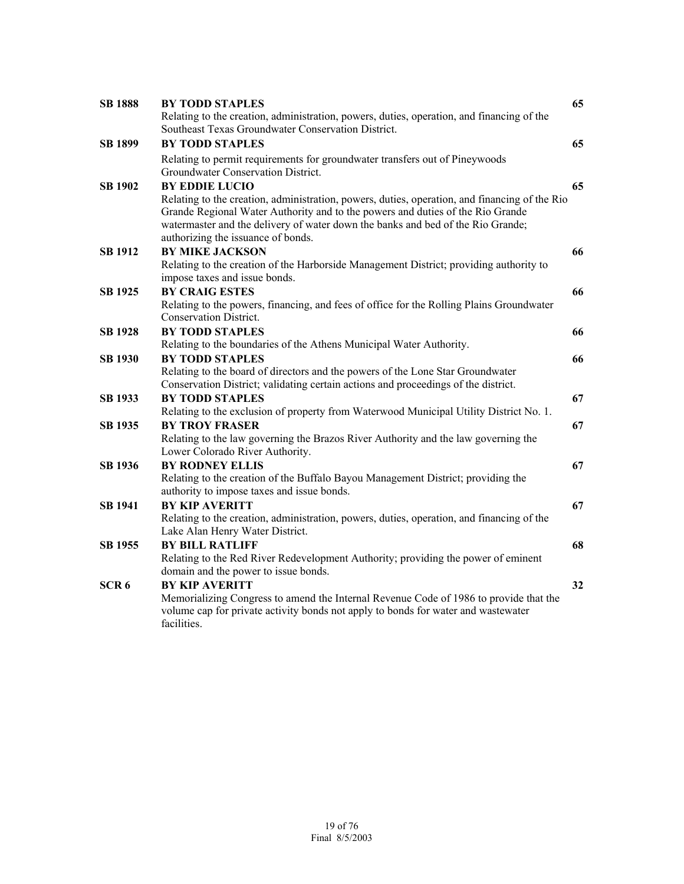| | | |
|---|---|---|
| **SB 1888** | **BY TODD STAPLES**<br>Relating to the creation, administration, powers, duties, operation, and financing of the Southeast Texas Groundwater Conservation District. | **65** |
| **SB 1899** | **BY TODD STAPLES**<br>Relating to permit requirements for groundwater transfers out of Pineywoods Groundwater Conservation District. | **65** |
| **SB 1902** | **BY EDDIE LUCIO**<br>Relating to the creation, administration, powers, duties, operation, and financing of the Rio Grande Regional Water Authority and to the powers and duties of the Rio Grande watermaster and the delivery of water down the banks and bed of the Rio Grande; authorizing the issuance of bonds. | **65** |
| **SB 1912** | **BY MIKE JACKSON**<br>Relating to the creation of the Harborside Management District; providing authority to impose taxes and issue bonds. | **66** |
| **SB 1925** | **BY CRAIG ESTES**<br>Relating to the powers, financing, and fees of office for the Rolling Plains Groundwater Conservation District. | **66** |
| **SB 1928** | **BY TODD STAPLES**<br>Relating to the boundaries of the Athens Municipal Water Authority. | **66** |
| **SB 1930** | **BY TODD STAPLES**<br>Relating to the board of directors and the powers of the Lone Star Groundwater Conservation District; validating certain actions and proceedings of the district. | **66** |
| **SB 1933** | **BY TODD STAPLES**<br>Relating to the exclusion of property from Waterwood Municipal Utility District No. 1. | **67** |
| **SB 1935** | **BY TROY FRASER**<br>Relating to the law governing the Brazos River Authority and the law governing the Lower Colorado River Authority. | **67** |
| **SB 1936** | **BY RODNEY ELLIS**<br>Relating to the creation of the Buffalo Bayou Management District; providing the authority to impose taxes and issue bonds. | **67** |
| **SB 1941** | **BY KIP AVERITT**<br>Relating to the creation, administration, powers, duties, operation, and financing of the Lake Alan Henry Water District. | **67** |
| **SB 1955** | **BY BILL RATLIFF**<br>Relating to the Red River Redevelopment Authority; providing the power of eminent domain and the power to issue bonds. | **68** |
| **SCR 6** | **BY KIP AVERITT**<br>Memorializing Congress to amend the Internal Revenue Code of 1986 to provide that the volume cap for private activity bonds not apply to bonds for water and wastewater facilities. | **32** |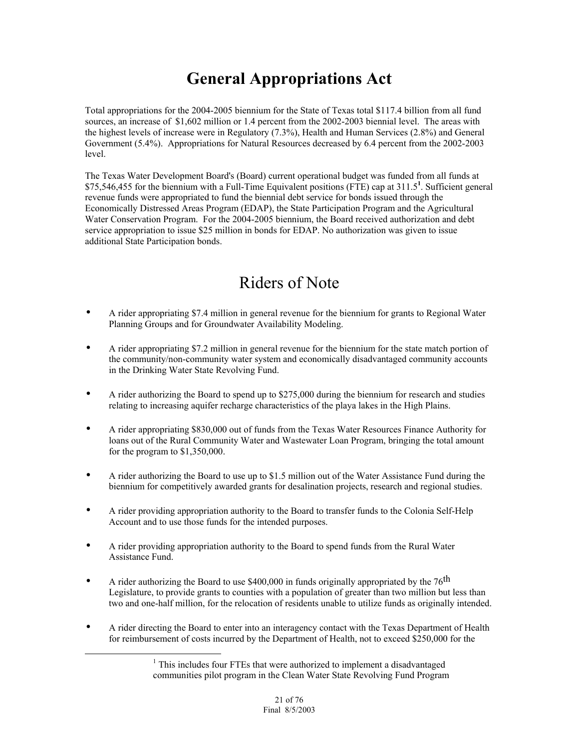# General Appropriations Act

Total appropriations for the 2004-2005 biennium for the State of Texas total $117.4 billion from all fund sources, an increase of $1,602 million or 1.4 percent from the 2002-2003 biennial level. The areas with the highest levels of increase were in Regulatory (7.3%), Health and Human Services (2.8%) and General Government (5.4%). Appropriations for Natural Resources decreased by 6.4 percent from the 2002-2003 level.

The Texas Water Development Board's (Board) current operational budget was funded from all funds at $75,546,455 for the biennium with a Full-Time Equivalent positions (FTE) cap at 311.5[1]. Sufficient general revenue funds were appropriated to fund the biennial debt service for bonds issued through the Economically Distressed Areas Program (EDAP), the State Participation Program and the Agricultural Water Conservation Program. For the 2004-2005 biennium, the Board received authorization and debt service appropriation to issue $25 million in bonds for EDAP. No authorization was given to issue additional State Participation bonds.

## Riders of Note

- A rider appropriating $7.4 million in general revenue for the biennium for grants to Regional Water Planning Groups and for Groundwater Availability Modeling.
- A rider appropriating $7.2 million in general revenue for the biennium for the state match portion of the community/non-community water system and economically disadvantaged community accounts in the Drinking Water State Revolving Fund.
- A rider authorizing the Board to spend up to $275,000 during the biennium for research and studies relating to increasing aquifer recharge characteristics of the playa lakes in the High Plains.
- A rider appropriating $830,000 out of funds from the Texas Water Resources Finance Authority for loans out of the Rural Community Water and Wastewater Loan Program, bringing the total amount for the program to $1,350,000.
- A rider authorizing the Board to use up to $1.5 million out of the Water Assistance Fund during the biennium for competitively awarded grants for desalination projects, research and regional studies.
- A rider providing appropriation authority to the Board to transfer funds to the Colonia Self-Help Account and to use those funds for the intended purposes.
- A rider providing appropriation authority to the Board to spend funds from the Rural Water Assistance Fund.
- A rider authorizing the Board to use $400,000 in funds originally appropriated by the 76th Legislature, to provide grants to counties with a population of greater than two million but less than two and one-half million, for the relocation of residents unable to utilize funds as originally intended.
- A rider directing the Board to enter into an interagency contact with the Texas Department of Health for reimbursement of costs incurred by the Department of Health, not to exceed $250,000 for the

[1] This includes four FTEs that were authorized to implement a disadvantaged communities pilot program in the Clean Water State Revolving Fund Program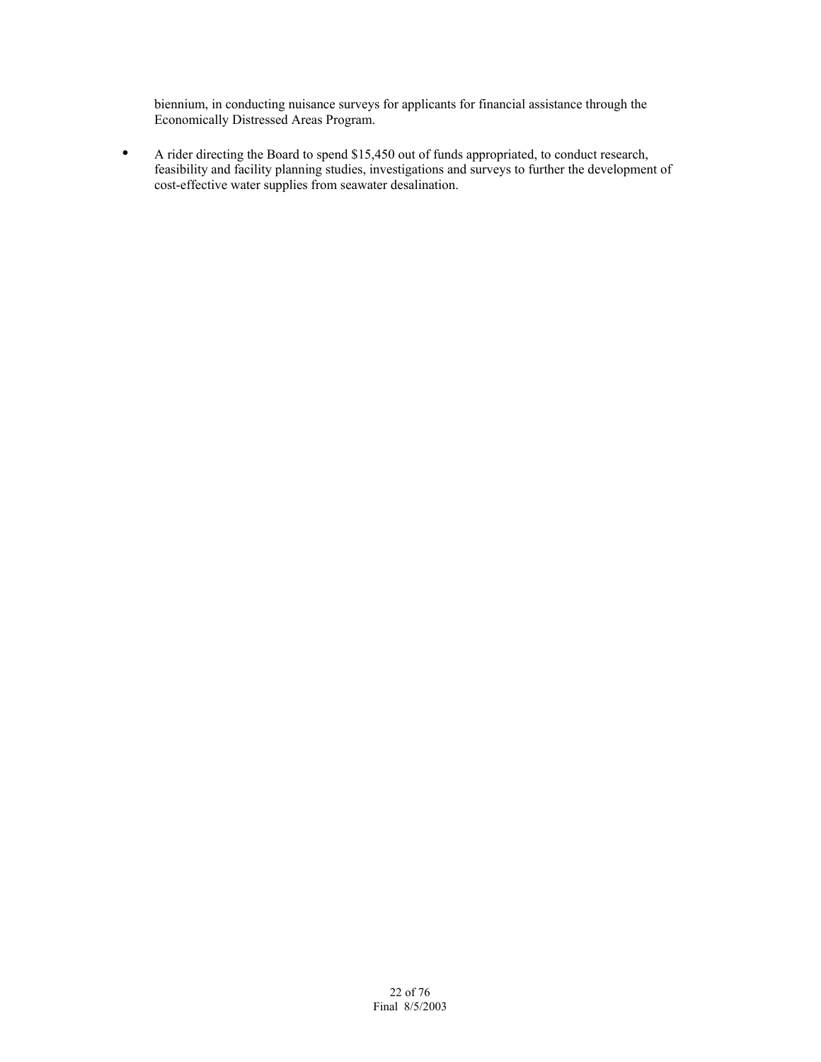biennium, in conducting nuisance surveys for applicants for financial assistance through the Economically Distressed Areas Program.

- A rider directing the Board to spend $15,450 out of funds appropriated, to conduct research, feasibility and facility planning studies, investigations and surveys to further the development of cost-effective water supplies from seawater desalination.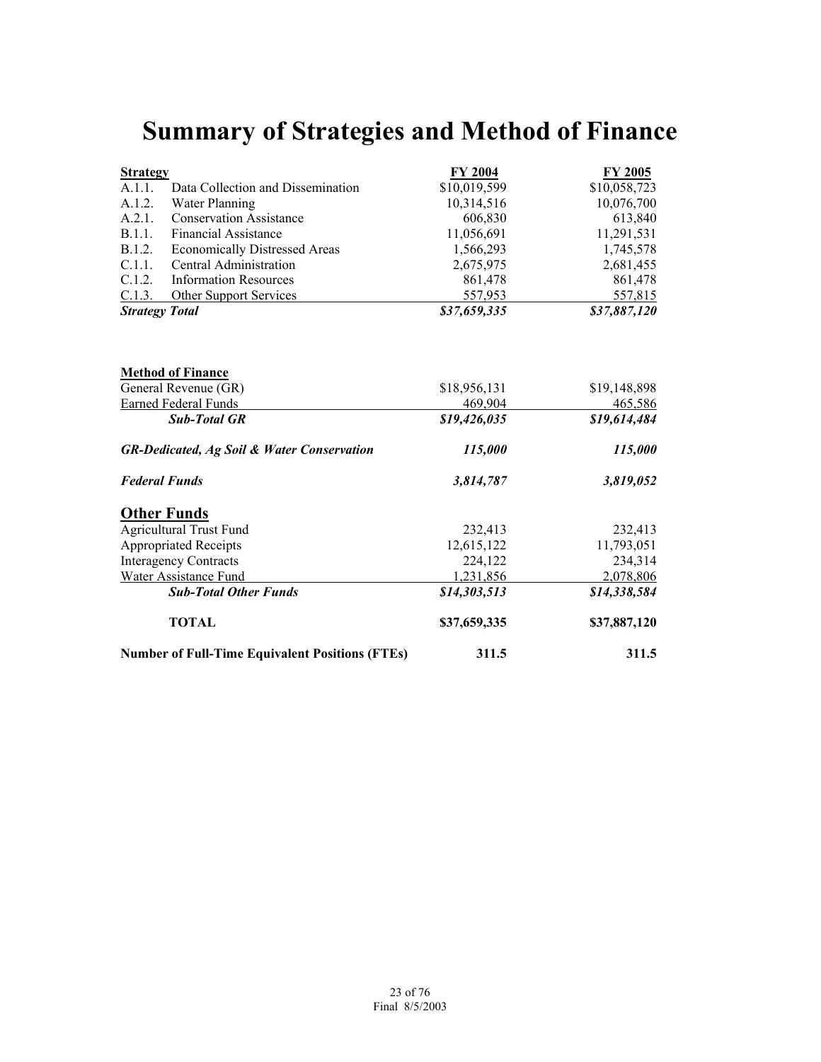# Summary of Strategies and Method of Finance

| Strategy | | FY 2004 | FY 2005 |
|---|---|---|---|
| A.1.1. | Data Collection and Dissemination | $10,019,599 | $10,058,723 |
| A.1.2. | Water Planning | 10,314,516 | 10,076,700 |
| A.2.1. | Conservation Assistance | 606,830 | 613,840 |
| B.1.1. | Financial Assistance | 11,056,691 | 11,291,531 |
| B.1.2. | Economically Distressed Areas | 1,566,293 | 1,745,578 |
| C.1.1. | Central Administration | 2,675,975 | 2,681,455 |
| C.1.2. | Information Resources | 861,478 | 861,478 |
| C.1.3. | Other Support Services | 557,953 | 557,815 |
| ***Strategy Total*** | | ***$37,659,335*** | ***$37,887,120*** |

| Method of Finance | FY 2004 | FY 2005 |
|---|---|---|
| General Revenue (GR) | $18,956,131 | $19,148,898 |
| Earned Federal Funds | 469,904 | 465,586 |
| ***Sub-Total GR*** | ***$19,426,035*** | ***$19,614,484*** |
| ***GR-Dedicated, Ag Soil & Water Conservation*** | ***115,000*** | ***115,000*** |
| ***Federal Funds*** | ***3,814,787*** | ***3,819,052*** |
| **Other Funds** | | |
| Agricultural Trust Fund | 232,413 | 232,413 |
| Appropriated Receipts | 12,615,122 | 11,793,051 |
| Interagency Contracts | 224,122 | 234,314 |
| Water Assistance Fund | 1,231,856 | 2,078,806 |
| ***Sub-Total Other Funds*** | ***$14,303,513*** | ***$14,338,584*** |
| **TOTAL** | **$37,659,335** | **$37,887,120** |
| **Number of Full-Time Equivalent Positions (FTEs)** | **311.5** | **311.5** |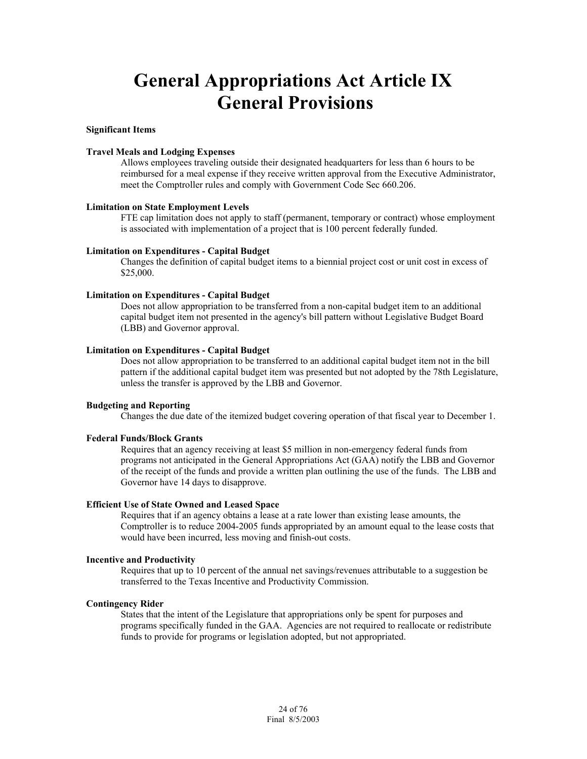# General Appropriations Act Article IX General Provisions

**Significant Items**

**Travel Meals and Lodging Expenses**

Allows employees traveling outside their designated headquarters for less than 6 hours to be reimbursed for a meal expense if they receive written approval from the Executive Administrator, meet the Comptroller rules and comply with Government Code Sec 660.206.

**Limitation on State Employment Levels**

FTE cap limitation does not apply to staff (permanent, temporary or contract) whose employment is associated with implementation of a project that is 100 percent federally funded.

**Limitation on Expenditures - Capital Budget**

Changes the definition of capital budget items to a biennial project cost or unit cost in excess of $25,000.

**Limitation on Expenditures - Capital Budget**

Does not allow appropriation to be transferred from a non-capital budget item to an additional capital budget item not presented in the agency's bill pattern without Legislative Budget Board (LBB) and Governor approval.

**Limitation on Expenditures - Capital Budget**

Does not allow appropriation to be transferred to an additional capital budget item not in the bill pattern if the additional capital budget item was presented but not adopted by the 78th Legislature, unless the transfer is approved by the LBB and Governor.

**Budgeting and Reporting**

Changes the due date of the itemized budget covering operation of that fiscal year to December 1.

**Federal Funds/Block Grants**

Requires that an agency receiving at least $5 million in non-emergency federal funds from programs not anticipated in the General Appropriations Act (GAA) notify the LBB and Governor of the receipt of the funds and provide a written plan outlining the use of the funds. The LBB and Governor have 14 days to disapprove.

**Efficient Use of State Owned and Leased Space**

Requires that if an agency obtains a lease at a rate lower than existing lease amounts, the Comptroller is to reduce 2004-2005 funds appropriated by an amount equal to the lease costs that would have been incurred, less moving and finish-out costs.

**Incentive and Productivity**

Requires that up to 10 percent of the annual net savings/revenues attributable to a suggestion be transferred to the Texas Incentive and Productivity Commission.

**Contingency Rider**

States that the intent of the Legislature that appropriations only be spent for purposes and programs specifically funded in the GAA. Agencies are not required to reallocate or redistribute funds to provide for programs or legislation adopted, but not appropriated.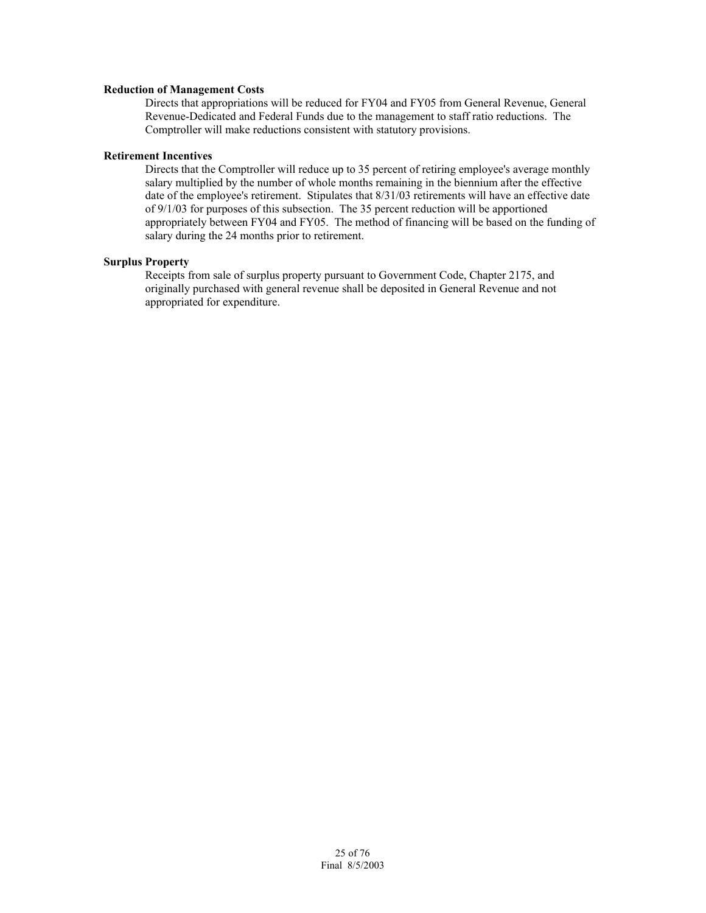**Reduction of Management Costs**

Directs that appropriations will be reduced for FY04 and FY05 from General Revenue, General Revenue-Dedicated and Federal Funds due to the management to staff ratio reductions. The Comptroller will make reductions consistent with statutory provisions.

**Retirement Incentives**

Directs that the Comptroller will reduce up to 35 percent of retiring employee's average monthly salary multiplied by the number of whole months remaining in the biennium after the effective date of the employee's retirement. Stipulates that 8/31/03 retirements will have an effective date of 9/1/03 for purposes of this subsection. The 35 percent reduction will be apportioned appropriately between FY04 and FY05. The method of financing will be based on the funding of salary during the 24 months prior to retirement.

**Surplus Property**

Receipts from sale of surplus property pursuant to Government Code, Chapter 2175, and originally purchased with general revenue shall be deposited in General Revenue and not appropriated for expenditure.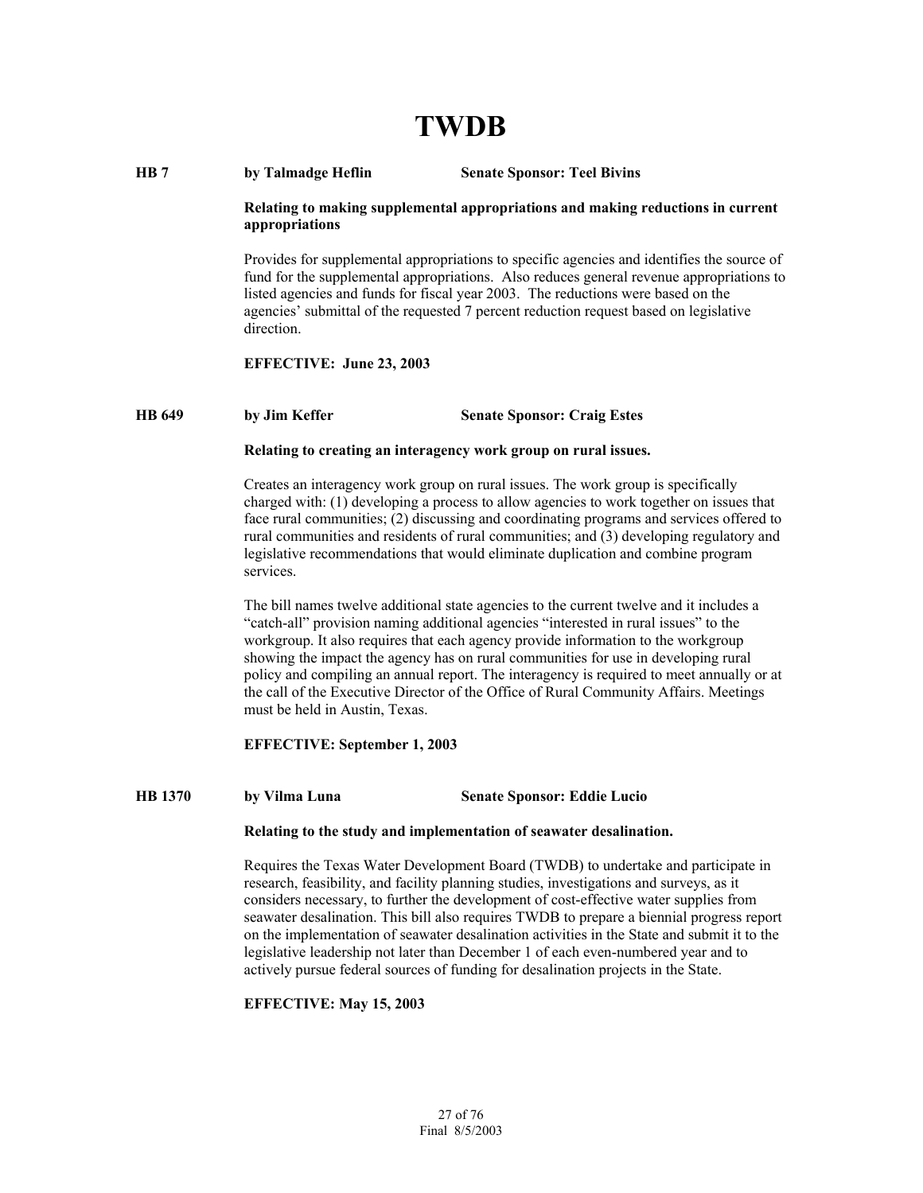# TWDB

**HB 7 by Talmadge Heflin Senate Sponsor: Teel Bivins**

**Relating to making supplemental appropriations and making reductions in current appropriations**

Provides for supplemental appropriations to specific agencies and identifies the source of fund for the supplemental appropriations. Also reduces general revenue appropriations to listed agencies and funds for fiscal year 2003. The reductions were based on the agencies' submittal of the requested 7 percent reduction request based on legislative direction.

**EFFECTIVE: June 23, 2003**

**HB 649 by Jim Keffer Senate Sponsor: Craig Estes**

**Relating to creating an interagency work group on rural issues.**

Creates an interagency work group on rural issues. The work group is specifically charged with: (1) developing a process to allow agencies to work together on issues that face rural communities; (2) discussing and coordinating programs and services offered to rural communities and residents of rural communities; and (3) developing regulatory and legislative recommendations that would eliminate duplication and combine program services.

The bill names twelve additional state agencies to the current twelve and it includes a "catch-all" provision naming additional agencies "interested in rural issues" to the workgroup. It also requires that each agency provide information to the workgroup showing the impact the agency has on rural communities for use in developing rural policy and compiling an annual report. The interagency is required to meet annually or at the call of the Executive Director of the Office of Rural Community Affairs. Meetings must be held in Austin, Texas.

**EFFECTIVE: September 1, 2003**

**HB 1370 by Vilma Luna Senate Sponsor: Eddie Lucio**

**Relating to the study and implementation of seawater desalination.**

Requires the Texas Water Development Board (TWDB) to undertake and participate in research, feasibility, and facility planning studies, investigations and surveys, as it considers necessary, to further the development of cost-effective water supplies from seawater desalination. This bill also requires TWDB to prepare a biennial progress report on the implementation of seawater desalination activities in the State and submit it to the legislative leadership not later than December 1 of each even-numbered year and to actively pursue federal sources of funding for desalination projects in the State.

**EFFECTIVE: May 15, 2003**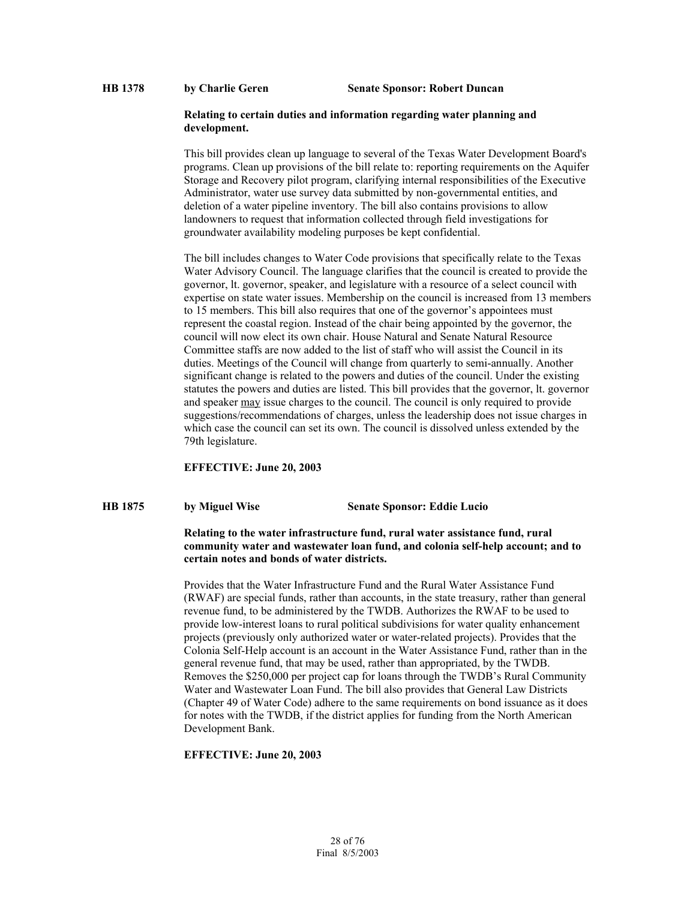**HB 1378** **by Charlie Geren** **Senate Sponsor: Robert Duncan**

**Relating to certain duties and information regarding water planning and development.**

This bill provides clean up language to several of the Texas Water Development Board's programs. Clean up provisions of the bill relate to: reporting requirements on the Aquifer Storage and Recovery pilot program, clarifying internal responsibilities of the Executive Administrator, water use survey data submitted by non-governmental entities, and deletion of a water pipeline inventory. The bill also contains provisions to allow landowners to request that information collected through field investigations for groundwater availability modeling purposes be kept confidential.

The bill includes changes to Water Code provisions that specifically relate to the Texas Water Advisory Council. The language clarifies that the council is created to provide the governor, lt. governor, speaker, and legislature with a resource of a select council with expertise on state water issues. Membership on the council is increased from 13 members to 15 members. This bill also requires that one of the governor's appointees must represent the coastal region. Instead of the chair being appointed by the governor, the council will now elect its own chair. House Natural and Senate Natural Resource Committee staffs are now added to the list of staff who will assist the Council in its duties. Meetings of the Council will change from quarterly to semi-annually. Another significant change is related to the powers and duties of the council. Under the existing statutes the powers and duties are listed. This bill provides that the governor, lt. governor and speaker <u>may</u> issue charges to the council. The council is only required to provide suggestions/recommendations of charges, unless the leadership does not issue charges in which case the council can set its own. The council is dissolved unless extended by the 79th legislature.

**EFFECTIVE: June 20, 2003**

**HB 1875** **by Miguel Wise** **Senate Sponsor: Eddie Lucio**

**Relating to the water infrastructure fund, rural water assistance fund, rural community water and wastewater loan fund, and colonia self-help account; and to certain notes and bonds of water districts.**

Provides that the Water Infrastructure Fund and the Rural Water Assistance Fund (RWAF) are special funds, rather than accounts, in the state treasury, rather than general revenue fund, to be administered by the TWDB. Authorizes the RWAF to be used to provide low-interest loans to rural political subdivisions for water quality enhancement projects (previously only authorized water or water-related projects). Provides that the Colonia Self-Help account is an account in the Water Assistance Fund, rather than in the general revenue fund, that may be used, rather than appropriated, by the TWDB. Removes the $250,000 per project cap for loans through the TWDB's Rural Community Water and Wastewater Loan Fund. The bill also provides that General Law Districts (Chapter 49 of Water Code) adhere to the same requirements on bond issuance as it does for notes with the TWDB, if the district applies for funding from the North American Development Bank.

**EFFECTIVE: June 20, 2003**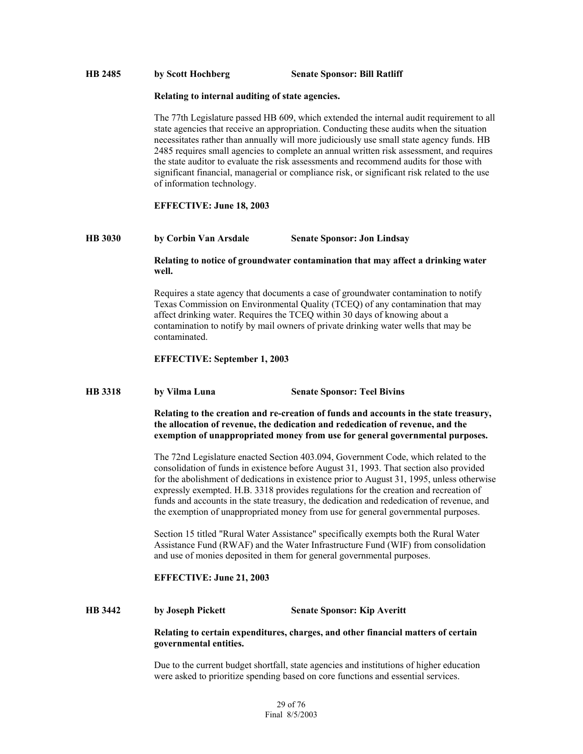**HB 2485** **by Scott Hochberg** **Senate Sponsor: Bill Ratliff**

**Relating to internal auditing of state agencies.**

The 77th Legislature passed HB 609, which extended the internal audit requirement to all state agencies that receive an appropriation. Conducting these audits when the situation necessitates rather than annually will more judiciously use small state agency funds. HB 2485 requires small agencies to complete an annual written risk assessment, and requires the state auditor to evaluate the risk assessments and recommend audits for those with significant financial, managerial or compliance risk, or significant risk related to the use of information technology.

**EFFECTIVE: June 18, 2003**

**HB 3030** **by Corbin Van Arsdale** **Senate Sponsor: Jon Lindsay**

**Relating to notice of groundwater contamination that may affect a drinking water well.**

Requires a state agency that documents a case of groundwater contamination to notify Texas Commission on Environmental Quality (TCEQ) of any contamination that may affect drinking water. Requires the TCEQ within 30 days of knowing about a contamination to notify by mail owners of private drinking water wells that may be contaminated.

**EFFECTIVE: September 1, 2003**

**HB 3318** **by Vilma Luna** **Senate Sponsor: Teel Bivins**

**Relating to the creation and re-creation of funds and accounts in the state treasury, the allocation of revenue, the dedication and rededication of revenue, and the exemption of unappropriated money from use for general governmental purposes.**

The 72nd Legislature enacted Section 403.094, Government Code, which related to the consolidation of funds in existence before August 31, 1993. That section also provided for the abolishment of dedications in existence prior to August 31, 1995, unless otherwise expressly exempted. H.B. 3318 provides regulations for the creation and recreation of funds and accounts in the state treasury, the dedication and rededication of revenue, and the exemption of unappropriated money from use for general governmental purposes.

Section 15 titled "Rural Water Assistance" specifically exempts both the Rural Water Assistance Fund (RWAF) and the Water Infrastructure Fund (WIF) from consolidation and use of monies deposited in them for general governmental purposes.

**EFFECTIVE: June 21, 2003**

**HB 3442** **by Joseph Pickett** **Senate Sponsor: Kip Averitt**

**Relating to certain expenditures, charges, and other financial matters of certain governmental entities.**

Due to the current budget shortfall, state agencies and institutions of higher education were asked to prioritize spending based on core functions and essential services.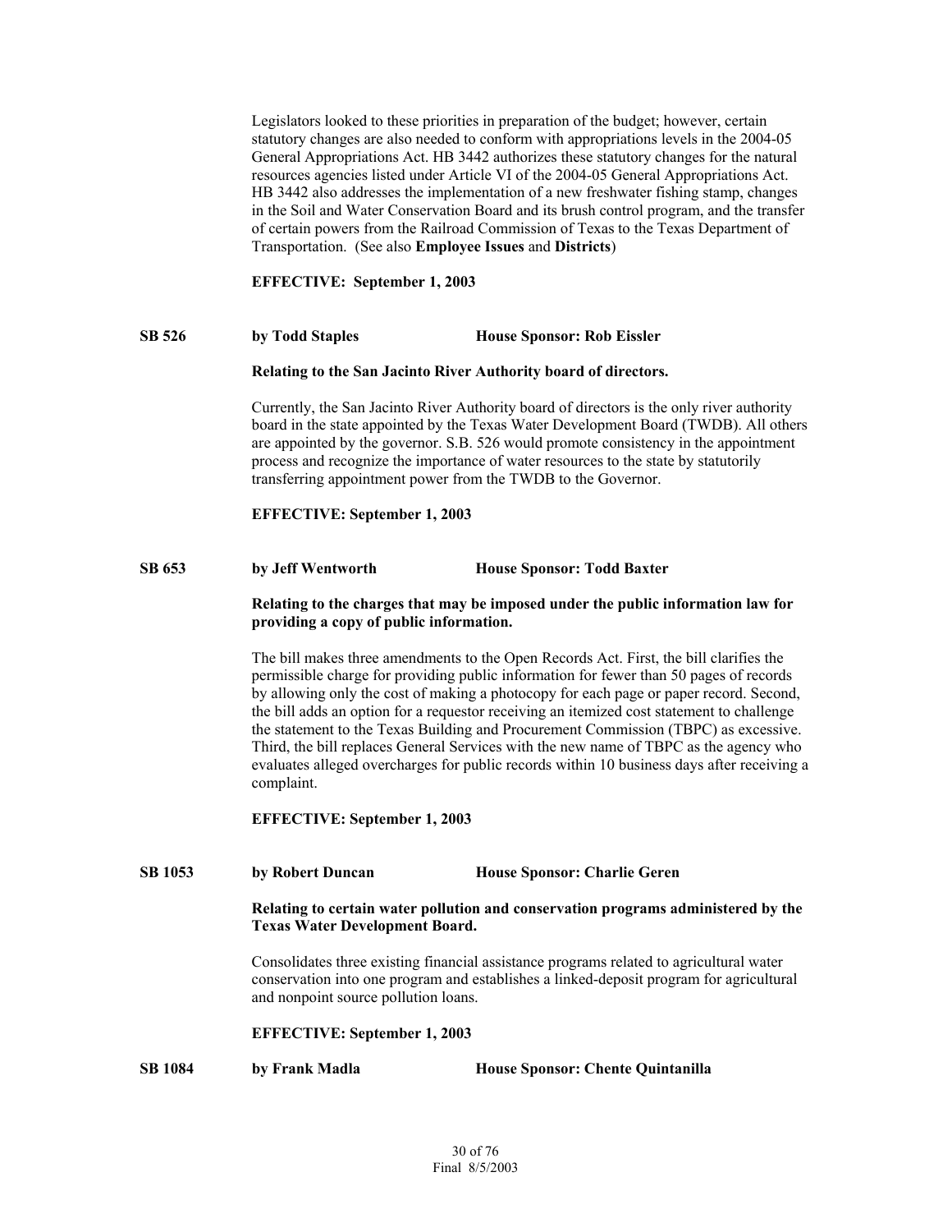Legislators looked to these priorities in preparation of the budget; however, certain statutory changes are also needed to conform with appropriations levels in the 2004-05 General Appropriations Act. HB 3442 authorizes these statutory changes for the natural resources agencies listed under Article VI of the 2004-05 General Appropriations Act. HB 3442 also addresses the implementation of a new freshwater fishing stamp, changes in the Soil and Water Conservation Board and its brush control program, and the transfer of certain powers from the Railroad Commission of Texas to the Texas Department of Transportation. (See also **Employee Issues** and **Districts**)

**EFFECTIVE: September 1, 2003**

**SB 526 by Todd Staples House Sponsor: Rob Eissler**

**Relating to the San Jacinto River Authority board of directors.**

Currently, the San Jacinto River Authority board of directors is the only river authority board in the state appointed by the Texas Water Development Board (TWDB). All others are appointed by the governor. S.B. 526 would promote consistency in the appointment process and recognize the importance of water resources to the state by statutorily transferring appointment power from the TWDB to the Governor.

**EFFECTIVE: September 1, 2003**

**SB 653 by Jeff Wentworth House Sponsor: Todd Baxter**

**Relating to the charges that may be imposed under the public information law for providing a copy of public information.**

The bill makes three amendments to the Open Records Act. First, the bill clarifies the permissible charge for providing public information for fewer than 50 pages of records by allowing only the cost of making a photocopy for each page or paper record. Second, the bill adds an option for a requestor receiving an itemized cost statement to challenge the statement to the Texas Building and Procurement Commission (TBPC) as excessive. Third, the bill replaces General Services with the new name of TBPC as the agency who evaluates alleged overcharges for public records within 10 business days after receiving a complaint.

**EFFECTIVE: September 1, 2003**

**SB 1053 by Robert Duncan House Sponsor: Charlie Geren**

**Relating to certain water pollution and conservation programs administered by the Texas Water Development Board.**

Consolidates three existing financial assistance programs related to agricultural water conservation into one program and establishes a linked-deposit program for agricultural and nonpoint source pollution loans.

**EFFECTIVE: September 1, 2003**

**SB 1084 by Frank Madla House Sponsor: Chente Quintanilla**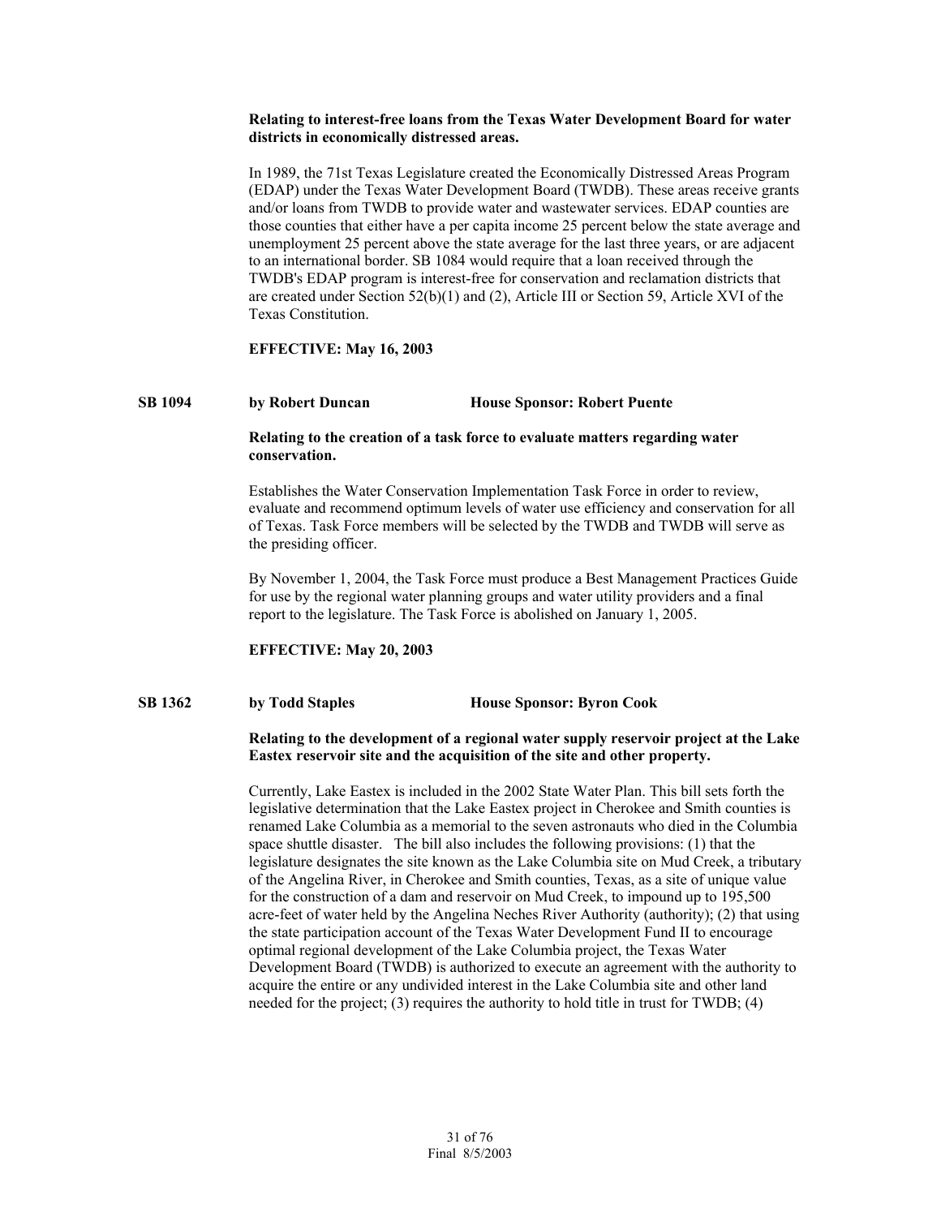**Relating to interest-free loans from the Texas Water Development Board for water districts in economically distressed areas.**

In 1989, the 71st Texas Legislature created the Economically Distressed Areas Program (EDAP) under the Texas Water Development Board (TWDB). These areas receive grants and/or loans from TWDB to provide water and wastewater services. EDAP counties are those counties that either have a per capita income 25 percent below the state average and unemployment 25 percent above the state average for the last three years, or are adjacent to an international border. SB 1084 would require that a loan received through the TWDB's EDAP program is interest-free for conservation and reclamation districts that are created under Section 52(b)(1) and (2), Article III or Section 59, Article XVI of the Texas Constitution.

**EFFECTIVE: May 16, 2003**

**SB 1094 by Robert Duncan House Sponsor: Robert Puente**

**Relating to the creation of a task force to evaluate matters regarding water conservation.**

Establishes the Water Conservation Implementation Task Force in order to review, evaluate and recommend optimum levels of water use efficiency and conservation for all of Texas. Task Force members will be selected by the TWDB and TWDB will serve as the presiding officer.

By November 1, 2004, the Task Force must produce a Best Management Practices Guide for use by the regional water planning groups and water utility providers and a final report to the legislature. The Task Force is abolished on January 1, 2005.

**EFFECTIVE: May 20, 2003**

**SB 1362 by Todd Staples House Sponsor: Byron Cook**

**Relating to the development of a regional water supply reservoir project at the Lake Eastex reservoir site and the acquisition of the site and other property.**

Currently, Lake Eastex is included in the 2002 State Water Plan. This bill sets forth the legislative determination that the Lake Eastex project in Cherokee and Smith counties is renamed Lake Columbia as a memorial to the seven astronauts who died in the Columbia space shuttle disaster. The bill also includes the following provisions: (1) that the legislature designates the site known as the Lake Columbia site on Mud Creek, a tributary of the Angelina River, in Cherokee and Smith counties, Texas, as a site of unique value for the construction of a dam and reservoir on Mud Creek, to impound up to 195,500 acre-feet of water held by the Angelina Neches River Authority (authority); (2) that using the state participation account of the Texas Water Development Fund II to encourage optimal regional development of the Lake Columbia project, the Texas Water Development Board (TWDB) is authorized to execute an agreement with the authority to acquire the entire or any undivided interest in the Lake Columbia site and other land needed for the project; (3) requires the authority to hold title in trust for TWDB; (4)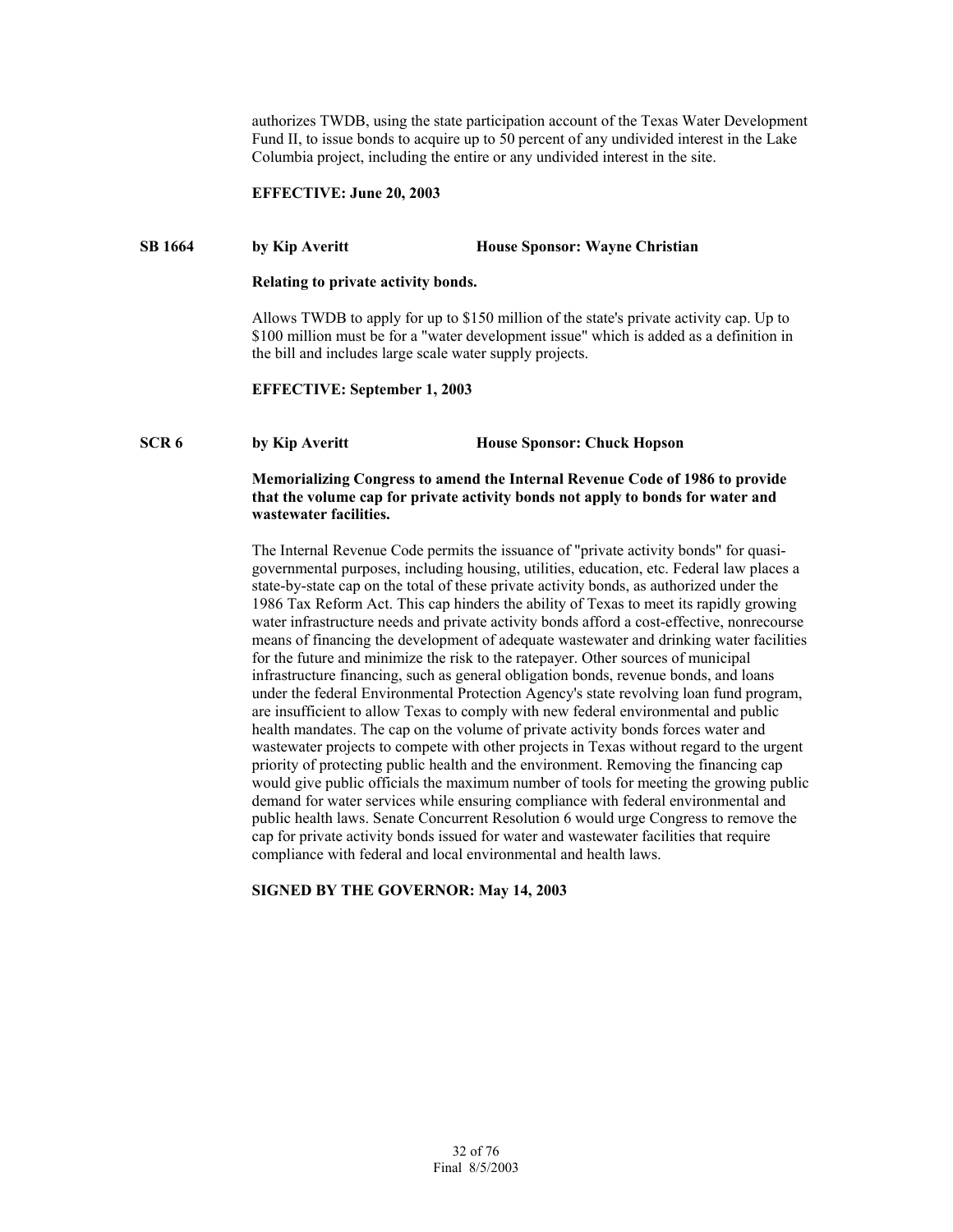authorizes TWDB, using the state participation account of the Texas Water Development Fund II, to issue bonds to acquire up to 50 percent of any undivided interest in the Lake Columbia project, including the entire or any undivided interest in the site.

**EFFECTIVE: June 20, 2003**

**SB 1664 by Kip Averitt House Sponsor: Wayne Christian**

**Relating to private activity bonds.**

Allows TWDB to apply for up to $150 million of the state's private activity cap. Up to $100 million must be for a "water development issue" which is added as a definition in the bill and includes large scale water supply projects.

**EFFECTIVE: September 1, 2003**

**SCR 6 by Kip Averitt House Sponsor: Chuck Hopson**

**Memorializing Congress to amend the Internal Revenue Code of 1986 to provide that the volume cap for private activity bonds not apply to bonds for water and wastewater facilities.**

The Internal Revenue Code permits the issuance of "private activity bonds" for quasi-governmental purposes, including housing, utilities, education, etc. Federal law places a state-by-state cap on the total of these private activity bonds, as authorized under the 1986 Tax Reform Act. This cap hinders the ability of Texas to meet its rapidly growing water infrastructure needs and private activity bonds afford a cost-effective, nonrecourse means of financing the development of adequate wastewater and drinking water facilities for the future and minimize the risk to the ratepayer. Other sources of municipal infrastructure financing, such as general obligation bonds, revenue bonds, and loans under the federal Environmental Protection Agency's state revolving loan fund program, are insufficient to allow Texas to comply with new federal environmental and public health mandates. The cap on the volume of private activity bonds forces water and wastewater projects to compete with other projects in Texas without regard to the urgent priority of protecting public health and the environment. Removing the financing cap would give public officials the maximum number of tools for meeting the growing public demand for water services while ensuring compliance with federal environmental and public health laws. Senate Concurrent Resolution 6 would urge Congress to remove the cap for private activity bonds issued for water and wastewater facilities that require compliance with federal and local environmental and health laws.

**SIGNED BY THE GOVERNOR: May 14, 2003**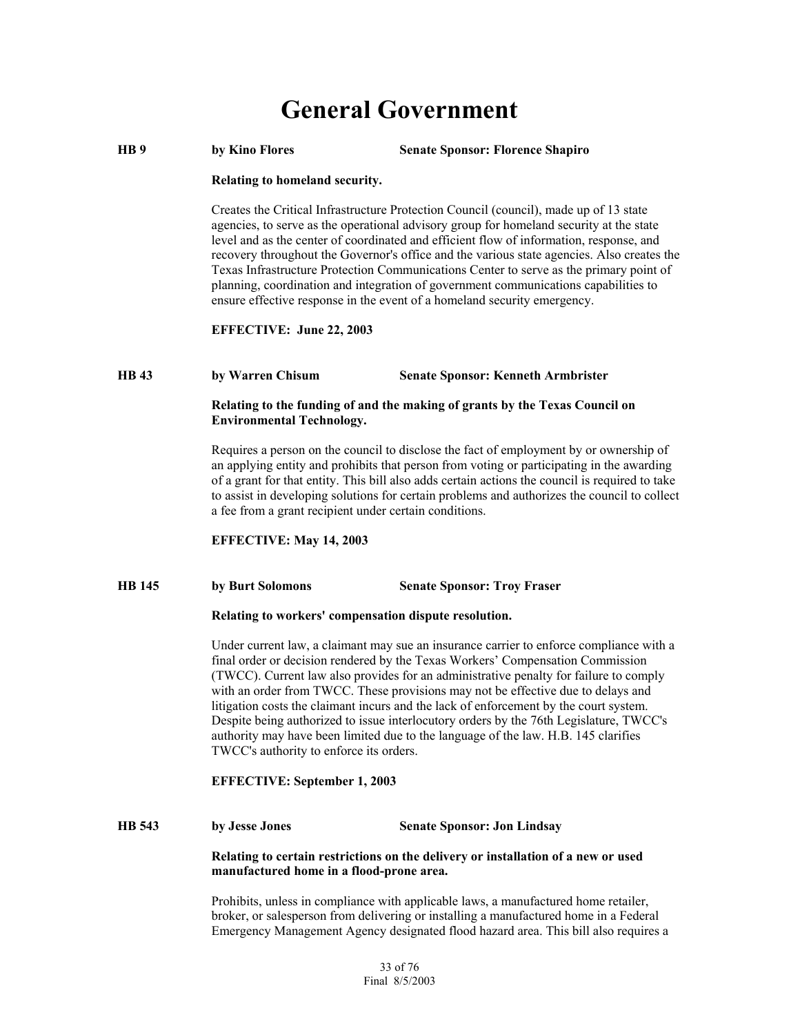# General Government

**HB 9** **by Kino Flores** **Senate Sponsor: Florence Shapiro**

**Relating to homeland security.**

Creates the Critical Infrastructure Protection Council (council), made up of 13 state agencies, to serve as the operational advisory group for homeland security at the state level and as the center of coordinated and efficient flow of information, response, and recovery throughout the Governor's office and the various state agencies. Also creates the Texas Infrastructure Protection Communications Center to serve as the primary point of planning, coordination and integration of government communications capabilities to ensure effective response in the event of a homeland security emergency.

**EFFECTIVE: June 22, 2003**

**HB 43** **by Warren Chisum** **Senate Sponsor: Kenneth Armbrister**

**Relating to the funding of and the making of grants by the Texas Council on Environmental Technology.**

Requires a person on the council to disclose the fact of employment by or ownership of an applying entity and prohibits that person from voting or participating in the awarding of a grant for that entity. This bill also adds certain actions the council is required to take to assist in developing solutions for certain problems and authorizes the council to collect a fee from a grant recipient under certain conditions.

**EFFECTIVE: May 14, 2003**

**HB 145** **by Burt Solomons** **Senate Sponsor: Troy Fraser**

**Relating to workers' compensation dispute resolution.**

Under current law, a claimant may sue an insurance carrier to enforce compliance with a final order or decision rendered by the Texas Workers' Compensation Commission (TWCC). Current law also provides for an administrative penalty for failure to comply with an order from TWCC. These provisions may not be effective due to delays and litigation costs the claimant incurs and the lack of enforcement by the court system. Despite being authorized to issue interlocutory orders by the 76th Legislature, TWCC's authority may have been limited due to the language of the law. H.B. 145 clarifies TWCC's authority to enforce its orders.

**EFFECTIVE: September 1, 2003**

**HB 543** **by Jesse Jones** **Senate Sponsor: Jon Lindsay**

**Relating to certain restrictions on the delivery or installation of a new or used manufactured home in a flood-prone area.**

Prohibits, unless in compliance with applicable laws, a manufactured home retailer, broker, or salesperson from delivering or installing a manufactured home in a Federal Emergency Management Agency designated flood hazard area. This bill also requires a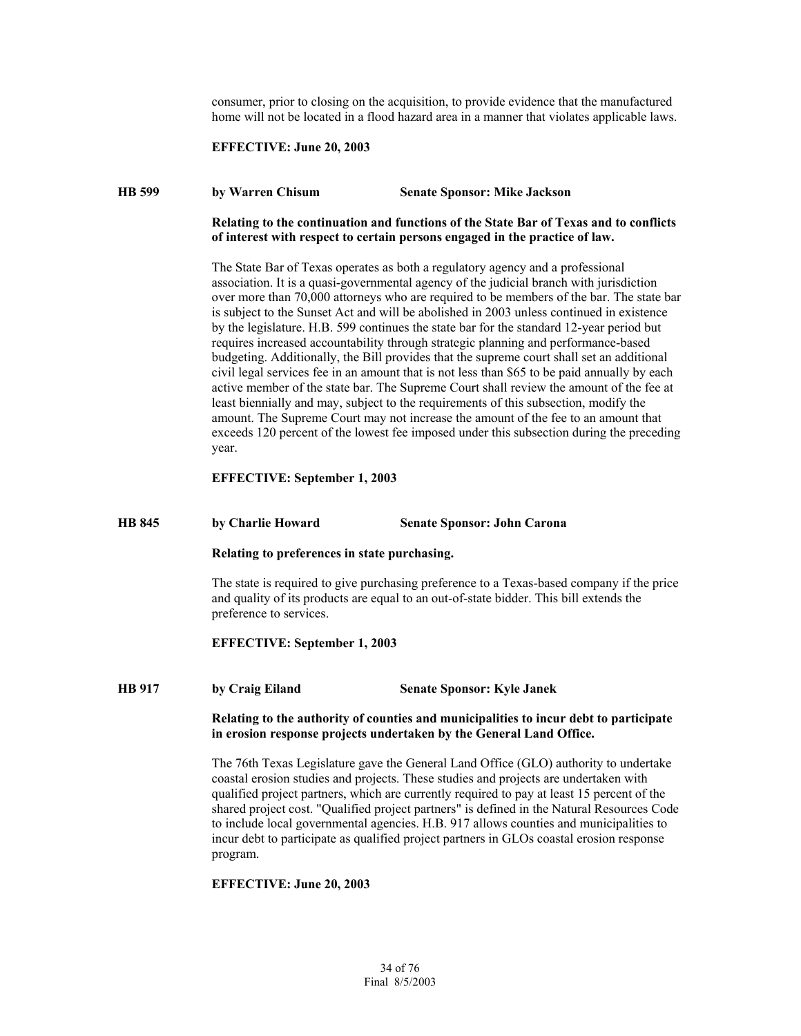consumer, prior to closing on the acquisition, to provide evidence that the manufactured home will not be located in a flood hazard area in a manner that violates applicable laws.

**EFFECTIVE: June 20, 2003**

**HB 599 by Warren Chisum Senate Sponsor: Mike Jackson**

**Relating to the continuation and functions of the State Bar of Texas and to conflicts of interest with respect to certain persons engaged in the practice of law.**

The State Bar of Texas operates as both a regulatory agency and a professional association. It is a quasi-governmental agency of the judicial branch with jurisdiction over more than 70,000 attorneys who are required to be members of the bar. The state bar is subject to the Sunset Act and will be abolished in 2003 unless continued in existence by the legislature. H.B. 599 continues the state bar for the standard 12-year period but requires increased accountability through strategic planning and performance-based budgeting. Additionally, the Bill provides that the supreme court shall set an additional civil legal services fee in an amount that is not less than $65 to be paid annually by each active member of the state bar. The Supreme Court shall review the amount of the fee at least biennially and may, subject to the requirements of this subsection, modify the amount. The Supreme Court may not increase the amount of the fee to an amount that exceeds 120 percent of the lowest fee imposed under this subsection during the preceding year.

**EFFECTIVE: September 1, 2003**

**HB 845 by Charlie Howard Senate Sponsor: John Carona**

**Relating to preferences in state purchasing.**

The state is required to give purchasing preference to a Texas-based company if the price and quality of its products are equal to an out-of-state bidder. This bill extends the preference to services.

**EFFECTIVE: September 1, 2003**

**HB 917 by Craig Eiland Senate Sponsor: Kyle Janek**

**Relating to the authority of counties and municipalities to incur debt to participate in erosion response projects undertaken by the General Land Office.**

The 76th Texas Legislature gave the General Land Office (GLO) authority to undertake coastal erosion studies and projects. These studies and projects are undertaken with qualified project partners, which are currently required to pay at least 15 percent of the shared project cost. "Qualified project partners" is defined in the Natural Resources Code to include local governmental agencies. H.B. 917 allows counties and municipalities to incur debt to participate as qualified project partners in GLOs coastal erosion response program.

**EFFECTIVE: June 20, 2003**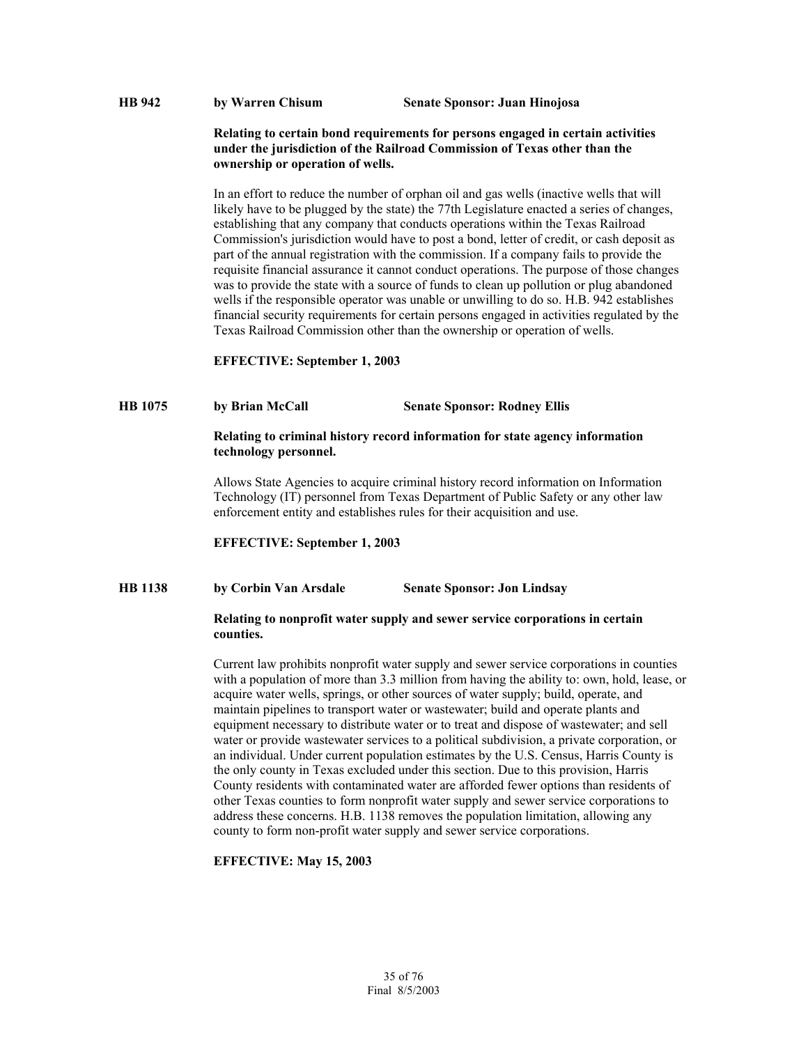**HB 942 by Warren Chisum Senate Sponsor: Juan Hinojosa**

**Relating to certain bond requirements for persons engaged in certain activities under the jurisdiction of the Railroad Commission of Texas other than the ownership or operation of wells.**

In an effort to reduce the number of orphan oil and gas wells (inactive wells that will likely have to be plugged by the state) the 77th Legislature enacted a series of changes, establishing that any company that conducts operations within the Texas Railroad Commission's jurisdiction would have to post a bond, letter of credit, or cash deposit as part of the annual registration with the commission. If a company fails to provide the requisite financial assurance it cannot conduct operations. The purpose of those changes was to provide the state with a source of funds to clean up pollution or plug abandoned wells if the responsible operator was unable or unwilling to do so. H.B. 942 establishes financial security requirements for certain persons engaged in activities regulated by the Texas Railroad Commission other than the ownership or operation of wells.

**EFFECTIVE: September 1, 2003**

**HB 1075 by Brian McCall Senate Sponsor: Rodney Ellis**

**Relating to criminal history record information for state agency information technology personnel.**

Allows State Agencies to acquire criminal history record information on Information Technology (IT) personnel from Texas Department of Public Safety or any other law enforcement entity and establishes rules for their acquisition and use.

**EFFECTIVE: September 1, 2003**

**HB 1138 by Corbin Van Arsdale Senate Sponsor: Jon Lindsay**

**Relating to nonprofit water supply and sewer service corporations in certain counties.**

Current law prohibits nonprofit water supply and sewer service corporations in counties with a population of more than 3.3 million from having the ability to: own, hold, lease, or acquire water wells, springs, or other sources of water supply; build, operate, and maintain pipelines to transport water or wastewater; build and operate plants and equipment necessary to distribute water or to treat and dispose of wastewater; and sell water or provide wastewater services to a political subdivision, a private corporation, or an individual. Under current population estimates by the U.S. Census, Harris County is the only county in Texas excluded under this section. Due to this provision, Harris County residents with contaminated water are afforded fewer options than residents of other Texas counties to form nonprofit water supply and sewer service corporations to address these concerns. H.B. 1138 removes the population limitation, allowing any county to form non-profit water supply and sewer service corporations.

**EFFECTIVE: May 15, 2003**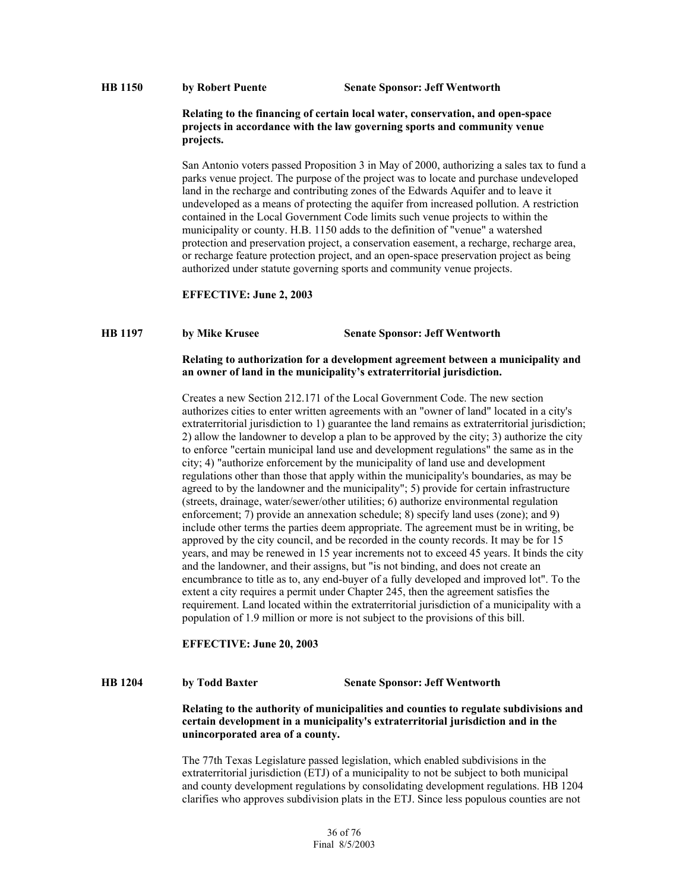**HB 1150** **by Robert Puente** **Senate Sponsor: Jeff Wentworth**

**Relating to the financing of certain local water, conservation, and open-space projects in accordance with the law governing sports and community venue projects.**

San Antonio voters passed Proposition 3 in May of 2000, authorizing a sales tax to fund a parks venue project. The purpose of the project was to locate and purchase undeveloped land in the recharge and contributing zones of the Edwards Aquifer and to leave it undeveloped as a means of protecting the aquifer from increased pollution. A restriction contained in the Local Government Code limits such venue projects to within the municipality or county. H.B. 1150 adds to the definition of "venue" a watershed protection and preservation project, a conservation easement, a recharge, recharge area, or recharge feature protection project, and an open-space preservation project as being authorized under statute governing sports and community venue projects.

**EFFECTIVE: June 2, 2003**

**HB 1197** **by Mike Krusee** **Senate Sponsor: Jeff Wentworth**

**Relating to authorization for a development agreement between a municipality and an owner of land in the municipality's extraterritorial jurisdiction.**

Creates a new Section 212.171 of the Local Government Code. The new section authorizes cities to enter written agreements with an "owner of land" located in a city's extraterritorial jurisdiction to 1) guarantee the land remains as extraterritorial jurisdiction; 2) allow the landowner to develop a plan to be approved by the city; 3) authorize the city to enforce "certain municipal land use and development regulations" the same as in the city; 4) "authorize enforcement by the municipality of land use and development regulations other than those that apply within the municipality's boundaries, as may be agreed to by the landowner and the municipality"; 5) provide for certain infrastructure (streets, drainage, water/sewer/other utilities; 6) authorize environmental regulation enforcement; 7) provide an annexation schedule; 8) specify land uses (zone); and 9) include other terms the parties deem appropriate. The agreement must be in writing, be approved by the city council, and be recorded in the county records. It may be for 15 years, and may be renewed in 15 year increments not to exceed 45 years. It binds the city and the landowner, and their assigns, but "is not binding, and does not create an encumbrance to title as to, any end-buyer of a fully developed and improved lot". To the extent a city requires a permit under Chapter 245, then the agreement satisfies the requirement. Land located within the extraterritorial jurisdiction of a municipality with a population of 1.9 million or more is not subject to the provisions of this bill.

**EFFECTIVE: June 20, 2003**

**HB 1204** **by Todd Baxter** **Senate Sponsor: Jeff Wentworth**

**Relating to the authority of municipalities and counties to regulate subdivisions and certain development in a municipality's extraterritorial jurisdiction and in the unincorporated area of a county.**

The 77th Texas Legislature passed legislation, which enabled subdivisions in the extraterritorial jurisdiction (ETJ) of a municipality to not be subject to both municipal and county development regulations by consolidating development regulations. HB 1204 clarifies who approves subdivision plats in the ETJ. Since less populous counties are not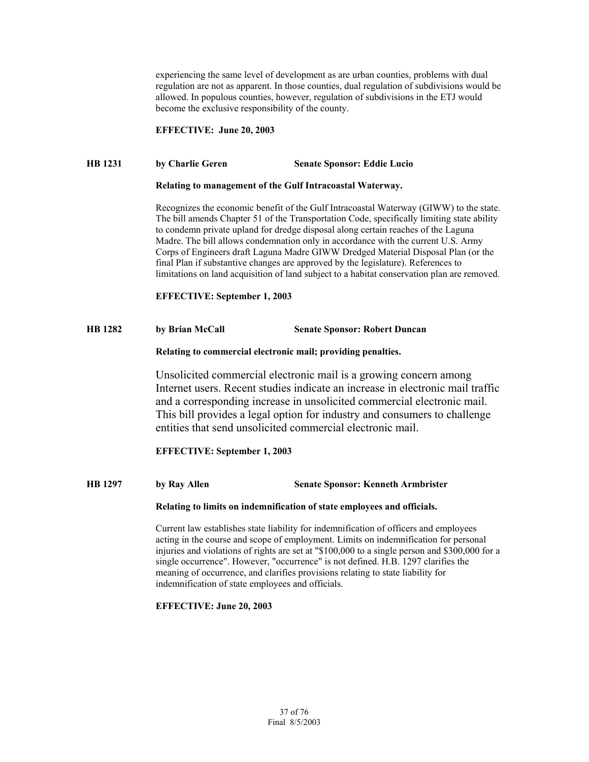experiencing the same level of development as are urban counties, problems with dual regulation are not as apparent. In those counties, dual regulation of subdivisions would be allowed. In populous counties, however, regulation of subdivisions in the ETJ would become the exclusive responsibility of the county.

**EFFECTIVE: June 20, 2003**

**HB 1231 by Charlie Geren Senate Sponsor: Eddie Lucio**

**Relating to management of the Gulf Intracoastal Waterway.**

Recognizes the economic benefit of the Gulf Intracoastal Waterway (GIWW) to the state. The bill amends Chapter 51 of the Transportation Code, specifically limiting state ability to condemn private upland for dredge disposal along certain reaches of the Laguna Madre. The bill allows condemnation only in accordance with the current U.S. Army Corps of Engineers draft Laguna Madre GIWW Dredged Material Disposal Plan (or the final Plan if substantive changes are approved by the legislature). References to limitations on land acquisition of land subject to a habitat conservation plan are removed.

**EFFECTIVE: September 1, 2003**

**HB 1282 by Brian McCall Senate Sponsor: Robert Duncan**

**Relating to commercial electronic mail; providing penalties.**

Unsolicited commercial electronic mail is a growing concern among Internet users. Recent studies indicate an increase in electronic mail traffic and a corresponding increase in unsolicited commercial electronic mail. This bill provides a legal option for industry and consumers to challenge entities that send unsolicited commercial electronic mail.

**EFFECTIVE: September 1, 2003**

**HB 1297 by Ray Allen Senate Sponsor: Kenneth Armbrister**

**Relating to limits on indemnification of state employees and officials.**

Current law establishes state liability for indemnification of officers and employees acting in the course and scope of employment. Limits on indemnification for personal injuries and violations of rights are set at "$100,000 to a single person and $300,000 for a single occurrence". However, "occurrence" is not defined. H.B. 1297 clarifies the meaning of occurrence, and clarifies provisions relating to state liability for indemnification of state employees and officials.

**EFFECTIVE: June 20, 2003**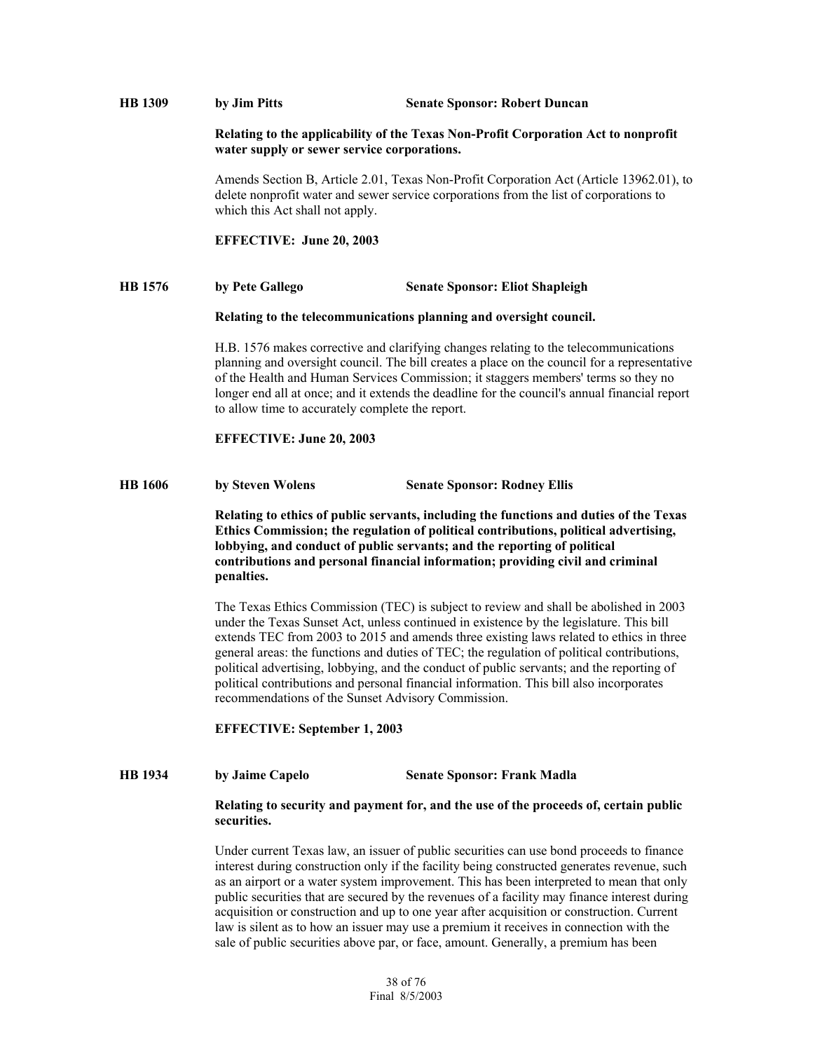**HB 1309** **by Jim Pitts** **Senate Sponsor: Robert Duncan**

**Relating to the applicability of the Texas Non-Profit Corporation Act to nonprofit water supply or sewer service corporations.**

Amends Section B, Article 2.01, Texas Non-Profit Corporation Act (Article 13962.01), to delete nonprofit water and sewer service corporations from the list of corporations to which this Act shall not apply.

**EFFECTIVE: June 20, 2003**

**HB 1576** **by Pete Gallego** **Senate Sponsor: Eliot Shapleigh**

**Relating to the telecommunications planning and oversight council.**

H.B. 1576 makes corrective and clarifying changes relating to the telecommunications planning and oversight council. The bill creates a place on the council for a representative of the Health and Human Services Commission; it staggers members' terms so they no longer end all at once; and it extends the deadline for the council's annual financial report to allow time to accurately complete the report.

**EFFECTIVE: June 20, 2003**

**HB 1606** **by Steven Wolens** **Senate Sponsor: Rodney Ellis**

**Relating to ethics of public servants, including the functions and duties of the Texas Ethics Commission; the regulation of political contributions, political advertising, lobbying, and conduct of public servants; and the reporting of political contributions and personal financial information; providing civil and criminal penalties.**

The Texas Ethics Commission (TEC) is subject to review and shall be abolished in 2003 under the Texas Sunset Act, unless continued in existence by the legislature. This bill extends TEC from 2003 to 2015 and amends three existing laws related to ethics in three general areas: the functions and duties of TEC; the regulation of political contributions, political advertising, lobbying, and the conduct of public servants; and the reporting of political contributions and personal financial information. This bill also incorporates recommendations of the Sunset Advisory Commission.

**EFFECTIVE: September 1, 2003**

**HB 1934** **by Jaime Capelo** **Senate Sponsor: Frank Madla**

**Relating to security and payment for, and the use of the proceeds of, certain public securities.**

Under current Texas law, an issuer of public securities can use bond proceeds to finance interest during construction only if the facility being constructed generates revenue, such as an airport or a water system improvement. This has been interpreted to mean that only public securities that are secured by the revenues of a facility may finance interest during acquisition or construction and up to one year after acquisition or construction. Current law is silent as to how an issuer may use a premium it receives in connection with the sale of public securities above par, or face, amount. Generally, a premium has been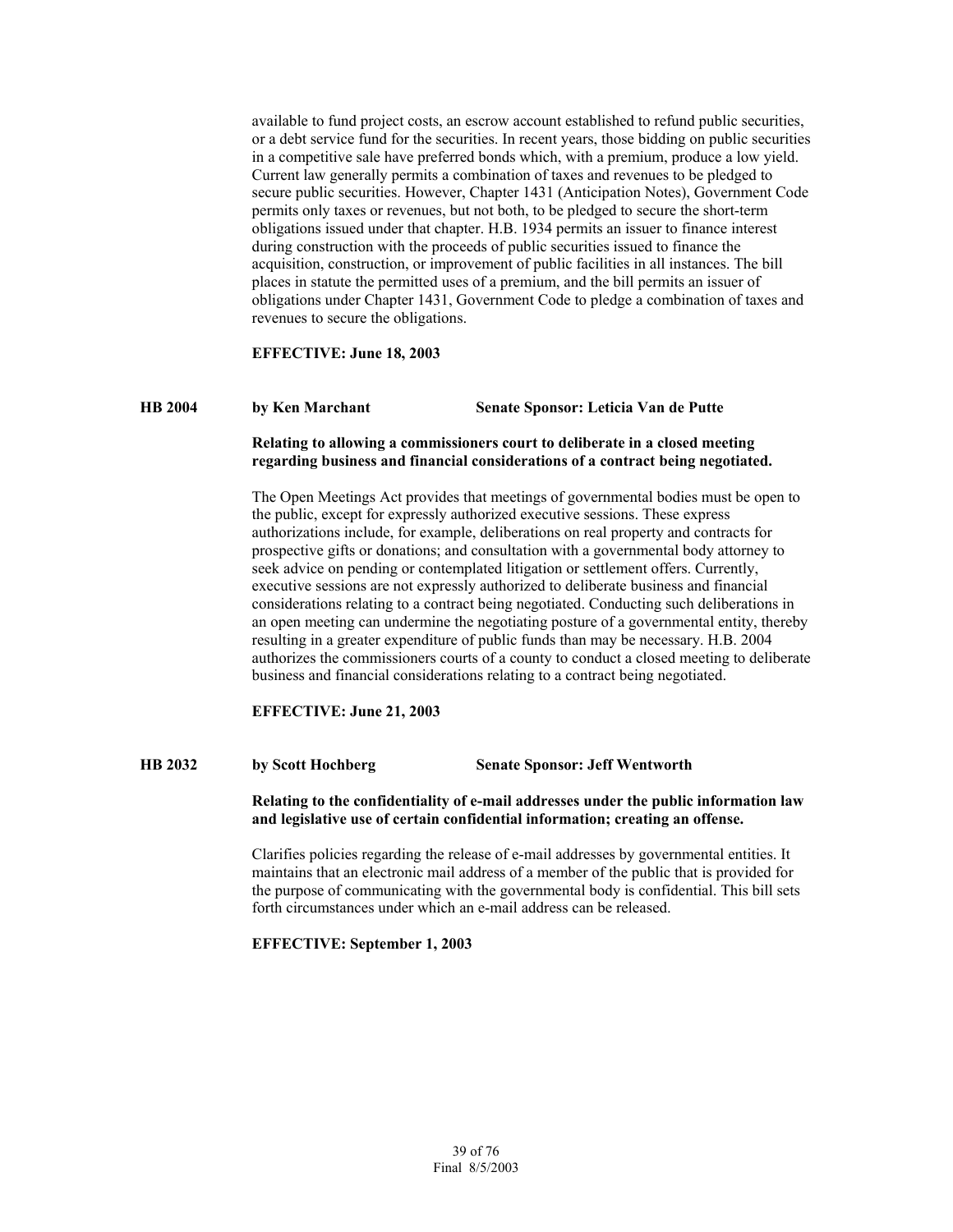available to fund project costs, an escrow account established to refund public securities, or a debt service fund for the securities. In recent years, those bidding on public securities in a competitive sale have preferred bonds which, with a premium, produce a low yield. Current law generally permits a combination of taxes and revenues to be pledged to secure public securities. However, Chapter 1431 (Anticipation Notes), Government Code permits only taxes or revenues, but not both, to be pledged to secure the short-term obligations issued under that chapter. H.B. 1934 permits an issuer to finance interest during construction with the proceeds of public securities issued to finance the acquisition, construction, or improvement of public facilities in all instances. The bill places in statute the permitted uses of a premium, and the bill permits an issuer of obligations under Chapter 1431, Government Code to pledge a combination of taxes and revenues to secure the obligations.

**EFFECTIVE: June 18, 2003**

**HB 2004 by Ken Marchant Senate Sponsor: Leticia Van de Putte**

**Relating to allowing a commissioners court to deliberate in a closed meeting regarding business and financial considerations of a contract being negotiated.**

The Open Meetings Act provides that meetings of governmental bodies must be open to the public, except for expressly authorized executive sessions. These express authorizations include, for example, deliberations on real property and contracts for prospective gifts or donations; and consultation with a governmental body attorney to seek advice on pending or contemplated litigation or settlement offers. Currently, executive sessions are not expressly authorized to deliberate business and financial considerations relating to a contract being negotiated. Conducting such deliberations in an open meeting can undermine the negotiating posture of a governmental entity, thereby resulting in a greater expenditure of public funds than may be necessary. H.B. 2004 authorizes the commissioners courts of a county to conduct a closed meeting to deliberate business and financial considerations relating to a contract being negotiated.

**EFFECTIVE: June 21, 2003**

**HB 2032 by Scott Hochberg Senate Sponsor: Jeff Wentworth**

**Relating to the confidentiality of e-mail addresses under the public information law and legislative use of certain confidential information; creating an offense.**

Clarifies policies regarding the release of e-mail addresses by governmental entities. It maintains that an electronic mail address of a member of the public that is provided for the purpose of communicating with the governmental body is confidential. This bill sets forth circumstances under which an e-mail address can be released.

**EFFECTIVE: September 1, 2003**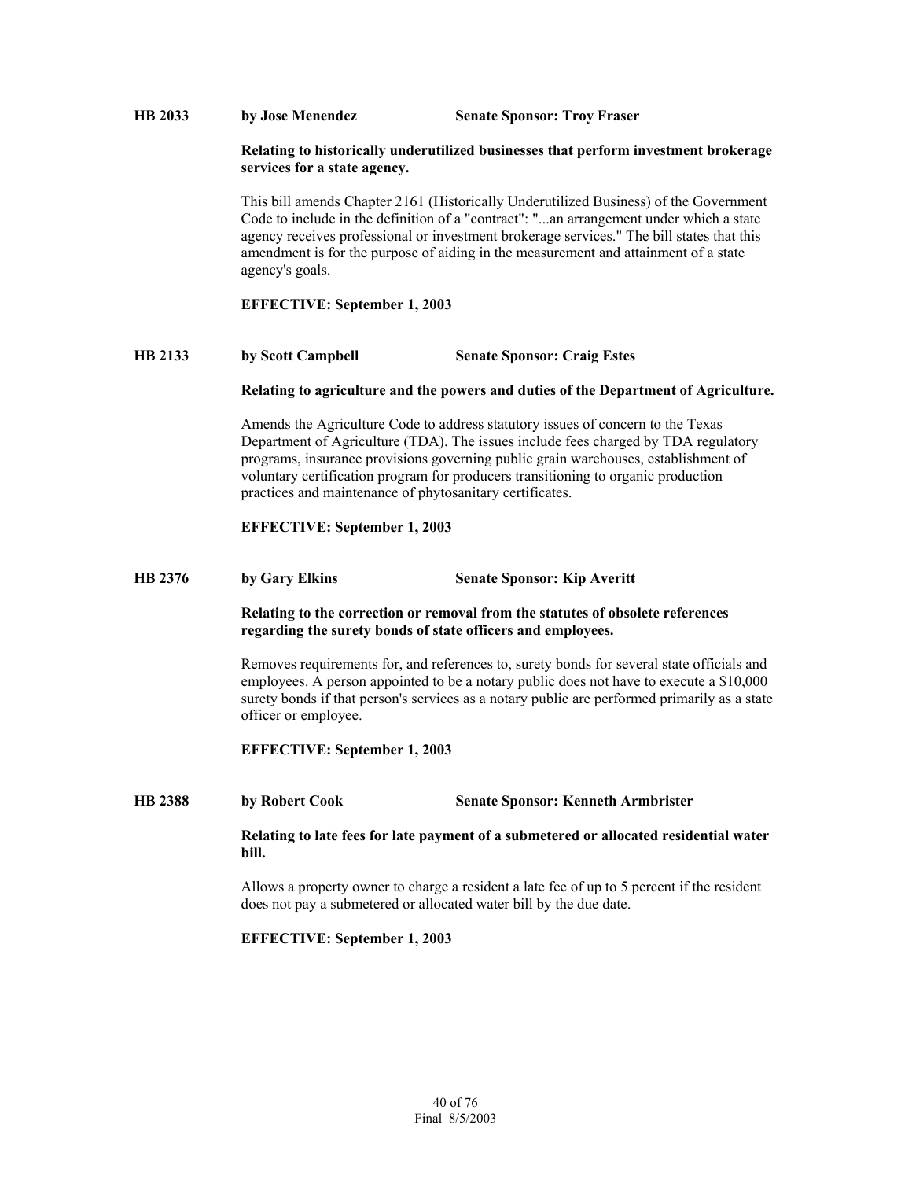**HB 2033** **by Jose Menendez** **Senate Sponsor: Troy Fraser**

**Relating to historically underutilized businesses that perform investment brokerage services for a state agency.**

This bill amends Chapter 2161 (Historically Underutilized Business) of the Government Code to include in the definition of a "contract": "...an arrangement under which a state agency receives professional or investment brokerage services." The bill states that this amendment is for the purpose of aiding in the measurement and attainment of a state agency's goals.

**EFFECTIVE: September 1, 2003**

**HB 2133** **by Scott Campbell** **Senate Sponsor: Craig Estes**

**Relating to agriculture and the powers and duties of the Department of Agriculture.**

Amends the Agriculture Code to address statutory issues of concern to the Texas Department of Agriculture (TDA). The issues include fees charged by TDA regulatory programs, insurance provisions governing public grain warehouses, establishment of voluntary certification program for producers transitioning to organic production practices and maintenance of phytosanitary certificates.

**EFFECTIVE: September 1, 2003**

**HB 2376** **by Gary Elkins** **Senate Sponsor: Kip Averitt**

**Relating to the correction or removal from the statutes of obsolete references regarding the surety bonds of state officers and employees.**

Removes requirements for, and references to, surety bonds for several state officials and employees. A person appointed to be a notary public does not have to execute a $10,000 surety bonds if that person's services as a notary public are performed primarily as a state officer or employee.

**EFFECTIVE: September 1, 2003**

**HB 2388** **by Robert Cook** **Senate Sponsor: Kenneth Armbrister**

**Relating to late fees for late payment of a submetered or allocated residential water bill.**

Allows a property owner to charge a resident a late fee of up to 5 percent if the resident does not pay a submetered or allocated water bill by the due date.

**EFFECTIVE: September 1, 2003**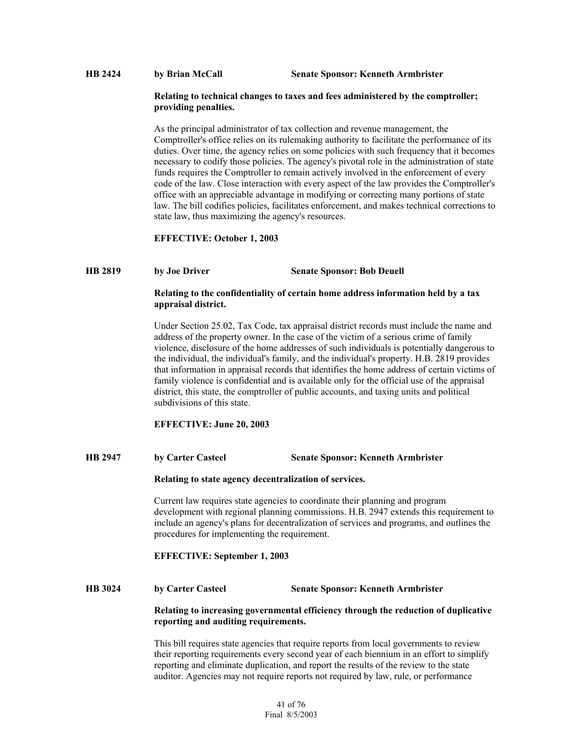**HB 2424** **by Brian McCall** **Senate Sponsor: Kenneth Armbrister**

**Relating to technical changes to taxes and fees administered by the comptroller; providing penalties.**

As the principal administrator of tax collection and revenue management, the Comptroller's office relies on its rulemaking authority to facilitate the performance of its duties. Over time, the agency relies on some policies with such frequency that it becomes necessary to codify those policies. The agency's pivotal role in the administration of state funds requires the Comptroller to remain actively involved in the enforcement of every code of the law. Close interaction with every aspect of the law provides the Comptroller's office with an appreciable advantage in modifying or correcting many portions of state law. The bill codifies policies, facilitates enforcement, and makes technical corrections to state law, thus maximizing the agency's resources.

**EFFECTIVE: October 1, 2003**

**HB 2819** **by Joe Driver** **Senate Sponsor: Bob Deuell**

**Relating to the confidentiality of certain home address information held by a tax appraisal district.**

Under Section 25.02, Tax Code, tax appraisal district records must include the name and address of the property owner. In the case of the victim of a serious crime of family violence, disclosure of the home addresses of such individuals is potentially dangerous to the individual, the individual's family, and the individual's property. H.B. 2819 provides that information in appraisal records that identifies the home address of certain victims of family violence is confidential and is available only for the official use of the appraisal district, this state, the comptroller of public accounts, and taxing units and political subdivisions of this state.

**EFFECTIVE: June 20, 2003**

**HB 2947** **by Carter Casteel** **Senate Sponsor: Kenneth Armbrister**

**Relating to state agency decentralization of services.**

Current law requires state agencies to coordinate their planning and program development with regional planning commissions. H.B. 2947 extends this requirement to include an agency's plans for decentralization of services and programs, and outlines the procedures for implementing the requirement.

**EFFECTIVE: September 1, 2003**

**HB 3024** **by Carter Casteel** **Senate Sponsor: Kenneth Armbrister**

**Relating to increasing governmental efficiency through the reduction of duplicative reporting and auditing requirements.**

This bill requires state agencies that require reports from local governments to review their reporting requirements every second year of each biennium in an effort to simplify reporting and eliminate duplication, and report the results of the review to the state auditor. Agencies may not require reports not required by law, rule, or performance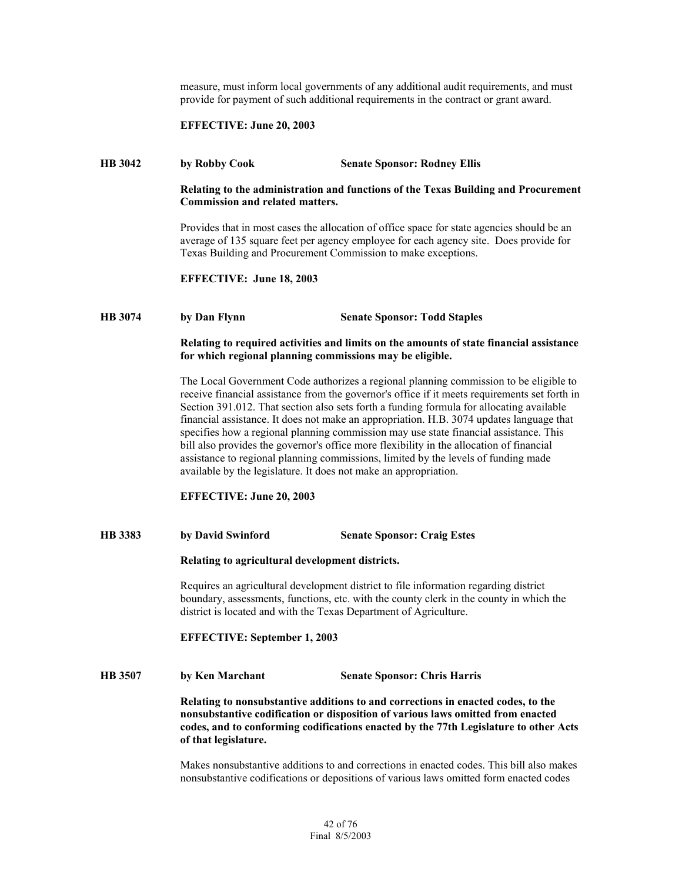measure, must inform local governments of any additional audit requirements, and must provide for payment of such additional requirements in the contract or grant award.

**EFFECTIVE: June 20, 2003**

**HB 3042 by Robby Cook Senate Sponsor: Rodney Ellis**

**Relating to the administration and functions of the Texas Building and Procurement Commission and related matters.**

Provides that in most cases the allocation of office space for state agencies should be an average of 135 square feet per agency employee for each agency site. Does provide for Texas Building and Procurement Commission to make exceptions.

**EFFECTIVE: June 18, 2003**

**HB 3074 by Dan Flynn Senate Sponsor: Todd Staples**

**Relating to required activities and limits on the amounts of state financial assistance for which regional planning commissions may be eligible.**

The Local Government Code authorizes a regional planning commission to be eligible to receive financial assistance from the governor's office if it meets requirements set forth in Section 391.012. That section also sets forth a funding formula for allocating available financial assistance. It does not make an appropriation. H.B. 3074 updates language that specifies how a regional planning commission may use state financial assistance. This bill also provides the governor's office more flexibility in the allocation of financial assistance to regional planning commissions, limited by the levels of funding made available by the legislature. It does not make an appropriation.

**EFFECTIVE: June 20, 2003**

**HB 3383 by David Swinford Senate Sponsor: Craig Estes**

**Relating to agricultural development districts.**

Requires an agricultural development district to file information regarding district boundary, assessments, functions, etc. with the county clerk in the county in which the district is located and with the Texas Department of Agriculture.

**EFFECTIVE: September 1, 2003**

**HB 3507 by Ken Marchant Senate Sponsor: Chris Harris**

**Relating to nonsubstantive additions to and corrections in enacted codes, to the nonsubstantive codification or disposition of various laws omitted from enacted codes, and to conforming codifications enacted by the 77th Legislature to other Acts of that legislature.**

Makes nonsubstantive additions to and corrections in enacted codes. This bill also makes nonsubstantive codifications or depositions of various laws omitted form enacted codes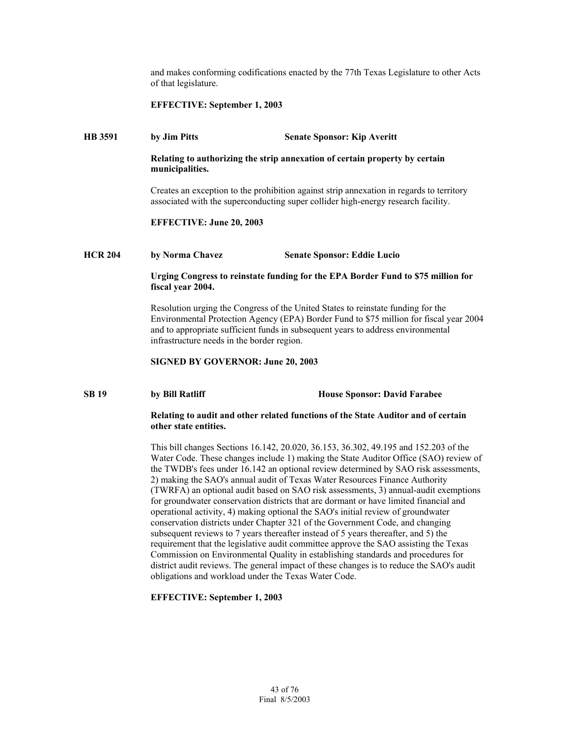and makes conforming codifications enacted by the 77th Texas Legislature to other Acts of that legislature.

**EFFECTIVE: September 1, 2003**

**HB 3591 by Jim Pitts Senate Sponsor: Kip Averitt**

**Relating to authorizing the strip annexation of certain property by certain municipalities.**

Creates an exception to the prohibition against strip annexation in regards to territory associated with the superconducting super collider high-energy research facility.

**EFFECTIVE: June 20, 2003**

**HCR 204 by Norma Chavez Senate Sponsor: Eddie Lucio**

**Urging Congress to reinstate funding for the EPA Border Fund to $75 million for fiscal year 2004.**

Resolution urging the Congress of the United States to reinstate funding for the Environmental Protection Agency (EPA) Border Fund to $75 million for fiscal year 2004 and to appropriate sufficient funds in subsequent years to address environmental infrastructure needs in the border region.

**SIGNED BY GOVERNOR: June 20, 2003**

**SB 19 by Bill Ratliff House Sponsor: David Farabee**

**Relating to audit and other related functions of the State Auditor and of certain other state entities.**

This bill changes Sections 16.142, 20.020, 36.153, 36.302, 49.195 and 152.203 of the Water Code. These changes include 1) making the State Auditor Office (SAO) review of the TWDB's fees under 16.142 an optional review determined by SAO risk assessments, 2) making the SAO's annual audit of Texas Water Resources Finance Authority (TWRFA) an optional audit based on SAO risk assessments, 3) annual-audit exemptions for groundwater conservation districts that are dormant or have limited financial and operational activity, 4) making optional the SAO's initial review of groundwater conservation districts under Chapter 321 of the Government Code, and changing subsequent reviews to 7 years thereafter instead of 5 years thereafter, and 5) the requirement that the legislative audit committee approve the SAO assisting the Texas Commission on Environmental Quality in establishing standards and procedures for district audit reviews. The general impact of these changes is to reduce the SAO's audit obligations and workload under the Texas Water Code.

**EFFECTIVE: September 1, 2003**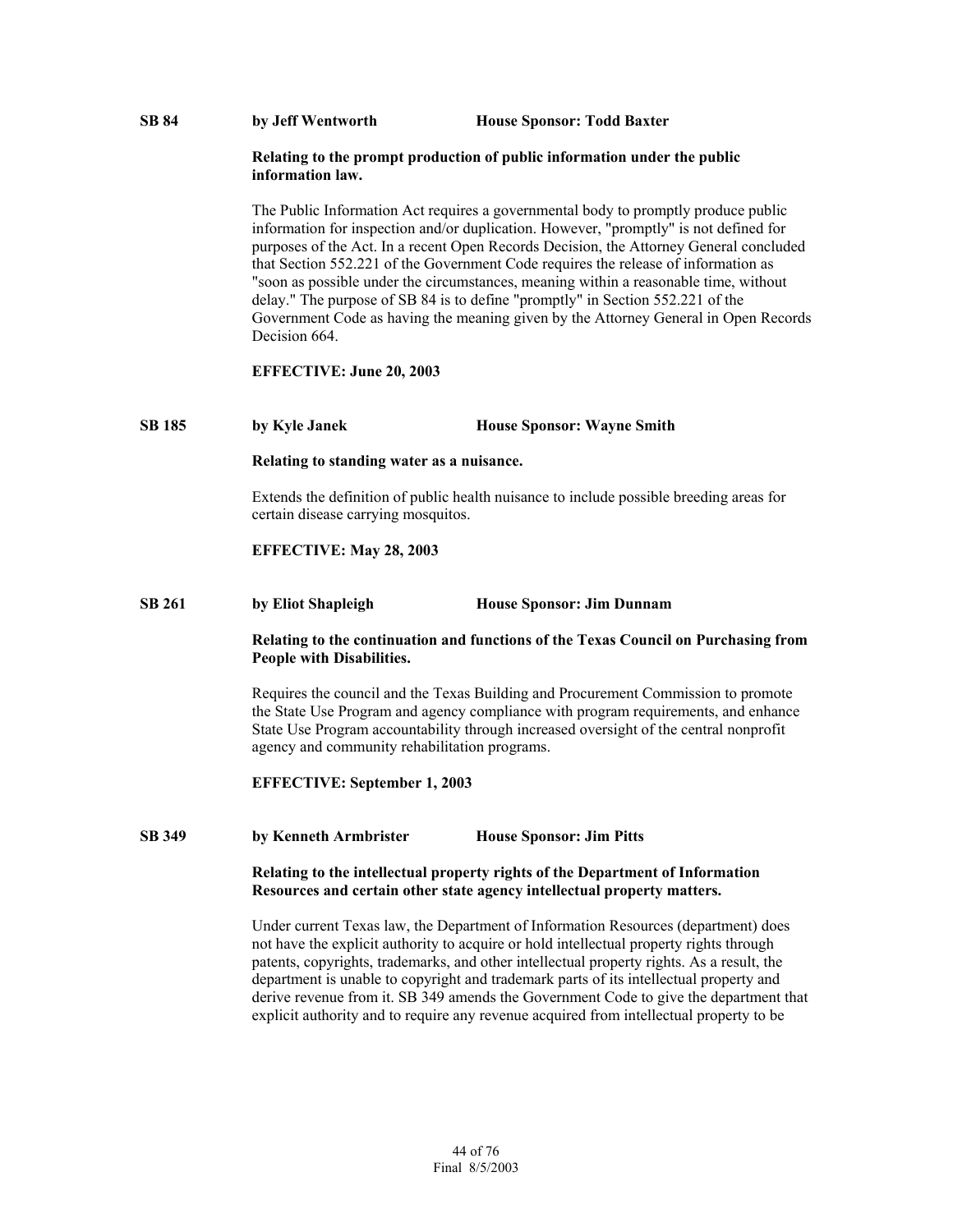**SB 84** **by Jeff Wentworth** **House Sponsor: Todd Baxter**

**Relating to the prompt production of public information under the public information law.**

The Public Information Act requires a governmental body to promptly produce public information for inspection and/or duplication. However, "promptly" is not defined for purposes of the Act. In a recent Open Records Decision, the Attorney General concluded that Section 552.221 of the Government Code requires the release of information as "soon as possible under the circumstances, meaning within a reasonable time, without delay." The purpose of SB 84 is to define "promptly" in Section 552.221 of the Government Code as having the meaning given by the Attorney General in Open Records Decision 664.

**EFFECTIVE: June 20, 2003**

**SB 185** **by Kyle Janek** **House Sponsor: Wayne Smith**

**Relating to standing water as a nuisance.**

Extends the definition of public health nuisance to include possible breeding areas for certain disease carrying mosquitos.

**EFFECTIVE: May 28, 2003**

**SB 261** **by Eliot Shapleigh** **House Sponsor: Jim Dunnam**

**Relating to the continuation and functions of the Texas Council on Purchasing from People with Disabilities.**

Requires the council and the Texas Building and Procurement Commission to promote the State Use Program and agency compliance with program requirements, and enhance State Use Program accountability through increased oversight of the central nonprofit agency and community rehabilitation programs.

**EFFECTIVE: September 1, 2003**

**SB 349** **by Kenneth Armbrister** **House Sponsor: Jim Pitts**

**Relating to the intellectual property rights of the Department of Information Resources and certain other state agency intellectual property matters.**

Under current Texas law, the Department of Information Resources (department) does not have the explicit authority to acquire or hold intellectual property rights through patents, copyrights, trademarks, and other intellectual property rights. As a result, the department is unable to copyright and trademark parts of its intellectual property and derive revenue from it. SB 349 amends the Government Code to give the department that explicit authority and to require any revenue acquired from intellectual property to be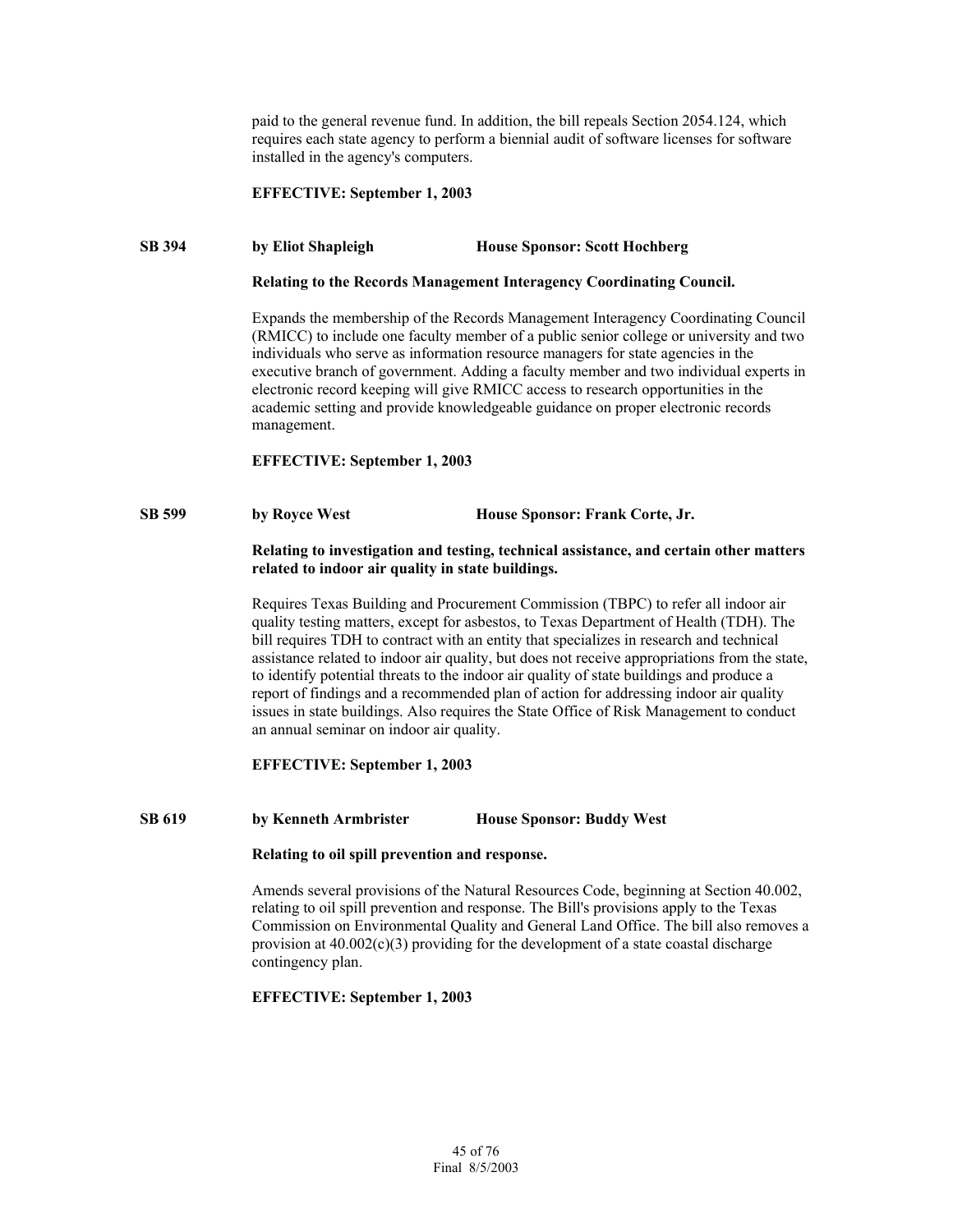paid to the general revenue fund. In addition, the bill repeals Section 2054.124, which requires each state agency to perform a biennial audit of software licenses for software installed in the agency's computers.

**EFFECTIVE: September 1, 2003**

**SB 394 by Eliot Shapleigh House Sponsor: Scott Hochberg**

**Relating to the Records Management Interagency Coordinating Council.**

Expands the membership of the Records Management Interagency Coordinating Council (RMICC) to include one faculty member of a public senior college or university and two individuals who serve as information resource managers for state agencies in the executive branch of government. Adding a faculty member and two individual experts in electronic record keeping will give RMICC access to research opportunities in the academic setting and provide knowledgeable guidance on proper electronic records management.

**EFFECTIVE: September 1, 2003**

**SB 599 by Royce West House Sponsor: Frank Corte, Jr.**

**Relating to investigation and testing, technical assistance, and certain other matters related to indoor air quality in state buildings.**

Requires Texas Building and Procurement Commission (TBPC) to refer all indoor air quality testing matters, except for asbestos, to Texas Department of Health (TDH). The bill requires TDH to contract with an entity that specializes in research and technical assistance related to indoor air quality, but does not receive appropriations from the state, to identify potential threats to the indoor air quality of state buildings and produce a report of findings and a recommended plan of action for addressing indoor air quality issues in state buildings. Also requires the State Office of Risk Management to conduct an annual seminar on indoor air quality.

**EFFECTIVE: September 1, 2003**

**SB 619 by Kenneth Armbrister House Sponsor: Buddy West**

**Relating to oil spill prevention and response.**

Amends several provisions of the Natural Resources Code, beginning at Section 40.002, relating to oil spill prevention and response. The Bill's provisions apply to the Texas Commission on Environmental Quality and General Land Office. The bill also removes a provision at 40.002(c)(3) providing for the development of a state coastal discharge contingency plan.

**EFFECTIVE: September 1, 2003**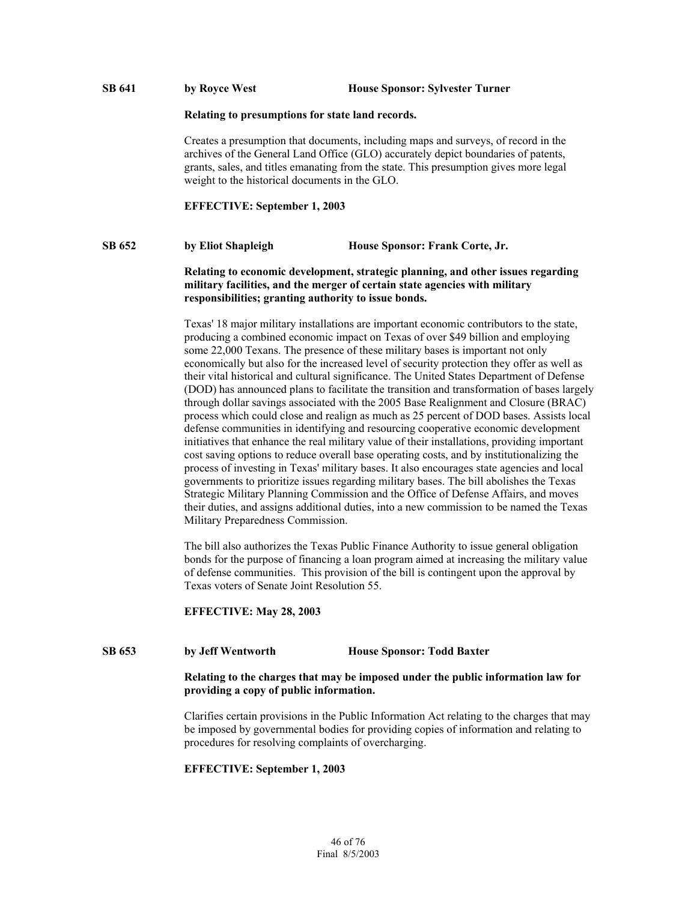**SB 641 by Royce West House Sponsor: Sylvester Turner**

**Relating to presumptions for state land records.**

Creates a presumption that documents, including maps and surveys, of record in the archives of the General Land Office (GLO) accurately depict boundaries of patents, grants, sales, and titles emanating from the state. This presumption gives more legal weight to the historical documents in the GLO.

**EFFECTIVE: September 1, 2003**

**SB 652 by Eliot Shapleigh House Sponsor: Frank Corte, Jr.**

**Relating to economic development, strategic planning, and other issues regarding military facilities, and the merger of certain state agencies with military responsibilities; granting authority to issue bonds.**

Texas' 18 major military installations are important economic contributors to the state, producing a combined economic impact on Texas of over $49 billion and employing some 22,000 Texans. The presence of these military bases is important not only economically but also for the increased level of security protection they offer as well as their vital historical and cultural significance. The United States Department of Defense (DOD) has announced plans to facilitate the transition and transformation of bases largely through dollar savings associated with the 2005 Base Realignment and Closure (BRAC) process which could close and realign as much as 25 percent of DOD bases. Assists local defense communities in identifying and resourcing cooperative economic development initiatives that enhance the real military value of their installations, providing important cost saving options to reduce overall base operating costs, and by institutionalizing the process of investing in Texas' military bases. It also encourages state agencies and local governments to prioritize issues regarding military bases. The bill abolishes the Texas Strategic Military Planning Commission and the Office of Defense Affairs, and moves their duties, and assigns additional duties, into a new commission to be named the Texas Military Preparedness Commission.

The bill also authorizes the Texas Public Finance Authority to issue general obligation bonds for the purpose of financing a loan program aimed at increasing the military value of defense communities. This provision of the bill is contingent upon the approval by Texas voters of Senate Joint Resolution 55.

**EFFECTIVE: May 28, 2003**

**SB 653 by Jeff Wentworth House Sponsor: Todd Baxter**

**Relating to the charges that may be imposed under the public information law for providing a copy of public information.**

Clarifies certain provisions in the Public Information Act relating to the charges that may be imposed by governmental bodies for providing copies of information and relating to procedures for resolving complaints of overcharging.

**EFFECTIVE: September 1, 2003**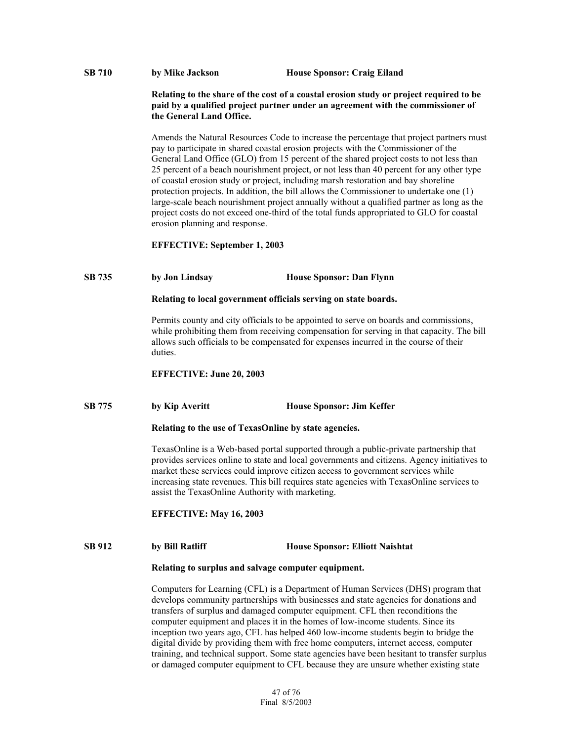**SB 710** **by Mike Jackson** **House Sponsor: Craig Eiland**

**Relating to the share of the cost of a coastal erosion study or project required to be paid by a qualified project partner under an agreement with the commissioner of the General Land Office.**

Amends the Natural Resources Code to increase the percentage that project partners must pay to participate in shared coastal erosion projects with the Commissioner of the General Land Office (GLO) from 15 percent of the shared project costs to not less than 25 percent of a beach nourishment project, or not less than 40 percent for any other type of coastal erosion study or project, including marsh restoration and bay shoreline protection projects. In addition, the bill allows the Commissioner to undertake one (1) large-scale beach nourishment project annually without a qualified partner as long as the project costs do not exceed one-third of the total funds appropriated to GLO for coastal erosion planning and response.

**EFFECTIVE: September 1, 2003**

**SB 735** **by Jon Lindsay** **House Sponsor: Dan Flynn**

**Relating to local government officials serving on state boards.**

Permits county and city officials to be appointed to serve on boards and commissions, while prohibiting them from receiving compensation for serving in that capacity. The bill allows such officials to be compensated for expenses incurred in the course of their duties.

**EFFECTIVE: June 20, 2003**

**SB 775** **by Kip Averitt** **House Sponsor: Jim Keffer**

**Relating to the use of TexasOnline by state agencies.**

TexasOnline is a Web-based portal supported through a public-private partnership that provides services online to state and local governments and citizens. Agency initiatives to market these services could improve citizen access to government services while increasing state revenues. This bill requires state agencies with TexasOnline services to assist the TexasOnline Authority with marketing.

**EFFECTIVE: May 16, 2003**

**SB 912** **by Bill Ratliff** **House Sponsor: Elliott Naishtat**

**Relating to surplus and salvage computer equipment.**

Computers for Learning (CFL) is a Department of Human Services (DHS) program that develops community partnerships with businesses and state agencies for donations and transfers of surplus and damaged computer equipment. CFL then reconditions the computer equipment and places it in the homes of low-income students. Since its inception two years ago, CFL has helped 460 low-income students begin to bridge the digital divide by providing them with free home computers, internet access, computer training, and technical support. Some state agencies have been hesitant to transfer surplus or damaged computer equipment to CFL because they are unsure whether existing state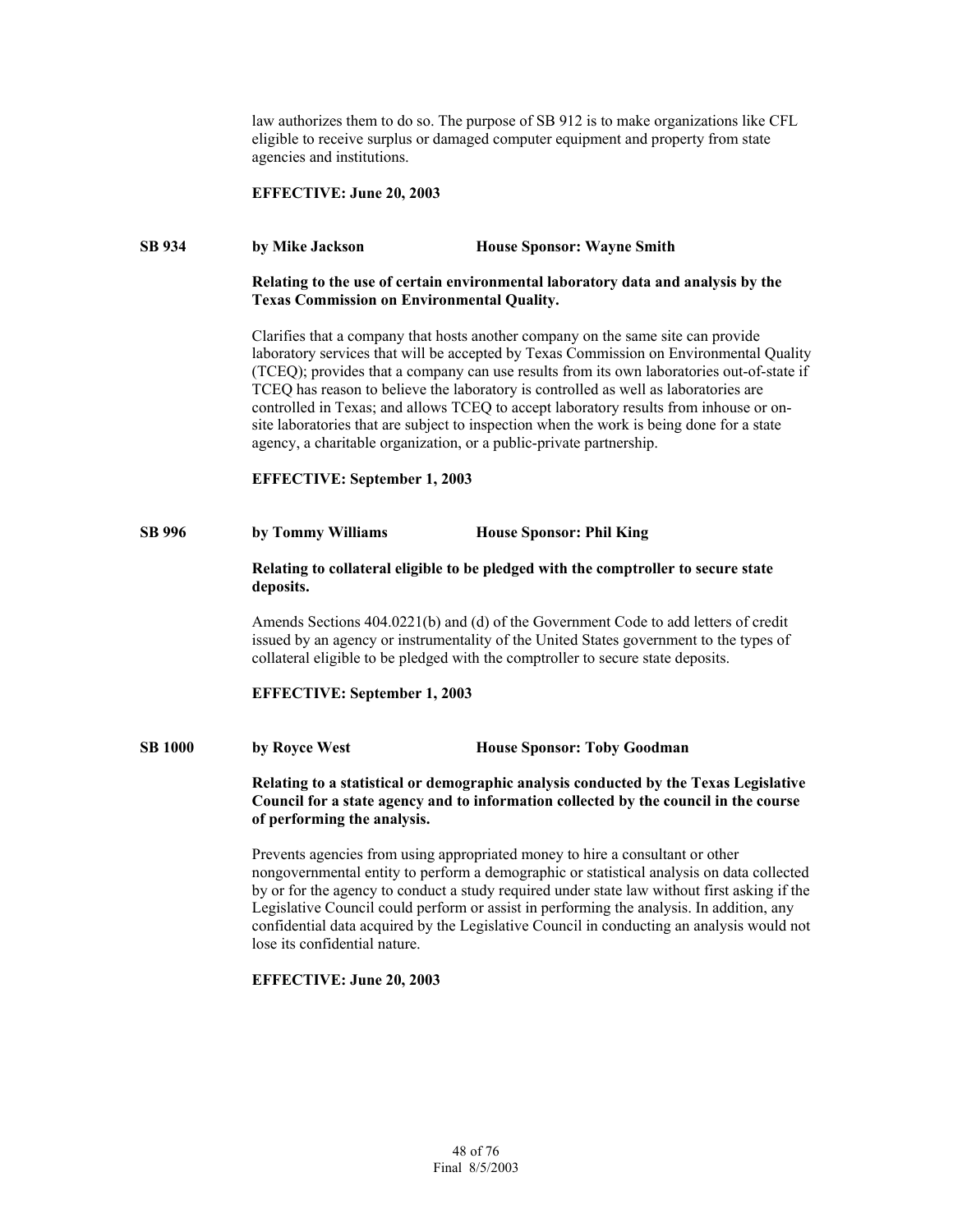law authorizes them to do so. The purpose of SB 912 is to make organizations like CFL eligible to receive surplus or damaged computer equipment and property from state agencies and institutions.

**EFFECTIVE: June 20, 2003**

**SB 934 by Mike Jackson House Sponsor: Wayne Smith**

**Relating to the use of certain environmental laboratory data and analysis by the Texas Commission on Environmental Quality.**

Clarifies that a company that hosts another company on the same site can provide laboratory services that will be accepted by Texas Commission on Environmental Quality (TCEQ); provides that a company can use results from its own laboratories out-of-state if TCEQ has reason to believe the laboratory is controlled as well as laboratories are controlled in Texas; and allows TCEQ to accept laboratory results from inhouse or on-site laboratories that are subject to inspection when the work is being done for a state agency, a charitable organization, or a public-private partnership.

**EFFECTIVE: September 1, 2003**

**SB 996 by Tommy Williams House Sponsor: Phil King**

**Relating to collateral eligible to be pledged with the comptroller to secure state deposits.**

Amends Sections 404.0221(b) and (d) of the Government Code to add letters of credit issued by an agency or instrumentality of the United States government to the types of collateral eligible to be pledged with the comptroller to secure state deposits.

**EFFECTIVE: September 1, 2003**

**SB 1000 by Royce West House Sponsor: Toby Goodman**

**Relating to a statistical or demographic analysis conducted by the Texas Legislative Council for a state agency and to information collected by the council in the course of performing the analysis.**

Prevents agencies from using appropriated money to hire a consultant or other nongovernmental entity to perform a demographic or statistical analysis on data collected by or for the agency to conduct a study required under state law without first asking if the Legislative Council could perform or assist in performing the analysis. In addition, any confidential data acquired by the Legislative Council in conducting an analysis would not lose its confidential nature.

**EFFECTIVE: June 20, 2003**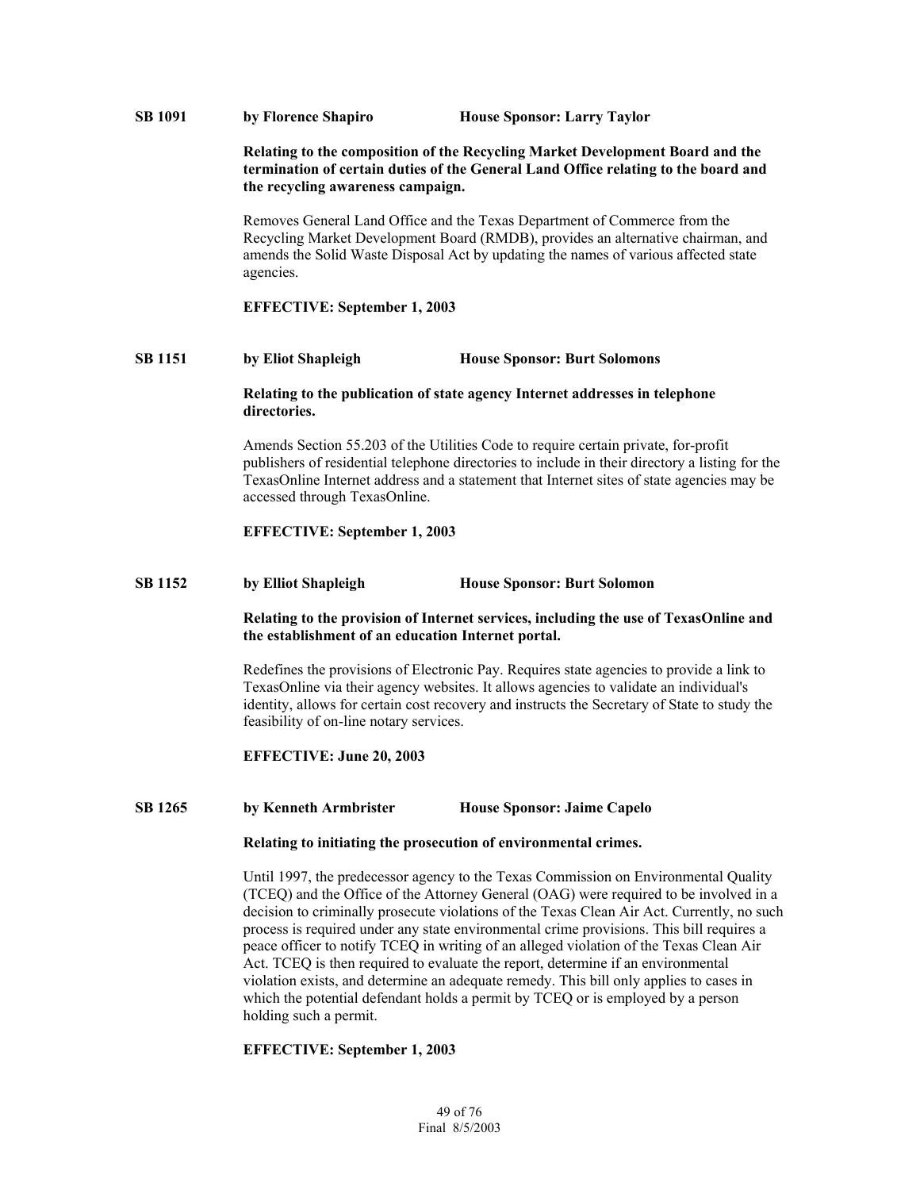**SB 1091** **by Florence Shapiro** **House Sponsor: Larry Taylor**

**Relating to the composition of the Recycling Market Development Board and the termination of certain duties of the General Land Office relating to the board and the recycling awareness campaign.**

Removes General Land Office and the Texas Department of Commerce from the Recycling Market Development Board (RMDB), provides an alternative chairman, and amends the Solid Waste Disposal Act by updating the names of various affected state agencies.

**EFFECTIVE: September 1, 2003**

**SB 1151** **by Eliot Shapleigh** **House Sponsor: Burt Solomons**

**Relating to the publication of state agency Internet addresses in telephone directories.**

Amends Section 55.203 of the Utilities Code to require certain private, for-profit publishers of residential telephone directories to include in their directory a listing for the TexasOnline Internet address and a statement that Internet sites of state agencies may be accessed through TexasOnline.

**EFFECTIVE: September 1, 2003**

**SB 1152** **by Elliot Shapleigh** **House Sponsor: Burt Solomon**

**Relating to the provision of Internet services, including the use of TexasOnline and the establishment of an education Internet portal.**

Redefines the provisions of Electronic Pay. Requires state agencies to provide a link to TexasOnline via their agency websites. It allows agencies to validate an individual's identity, allows for certain cost recovery and instructs the Secretary of State to study the feasibility of on-line notary services.

**EFFECTIVE: June 20, 2003**

**SB 1265** **by Kenneth Armbrister** **House Sponsor: Jaime Capelo**

**Relating to initiating the prosecution of environmental crimes.**

Until 1997, the predecessor agency to the Texas Commission on Environmental Quality (TCEQ) and the Office of the Attorney General (OAG) were required to be involved in a decision to criminally prosecute violations of the Texas Clean Air Act. Currently, no such process is required under any state environmental crime provisions. This bill requires a peace officer to notify TCEQ in writing of an alleged violation of the Texas Clean Air Act. TCEQ is then required to evaluate the report, determine if an environmental violation exists, and determine an adequate remedy. This bill only applies to cases in which the potential defendant holds a permit by TCEQ or is employed by a person holding such a permit.

**EFFECTIVE: September 1, 2003**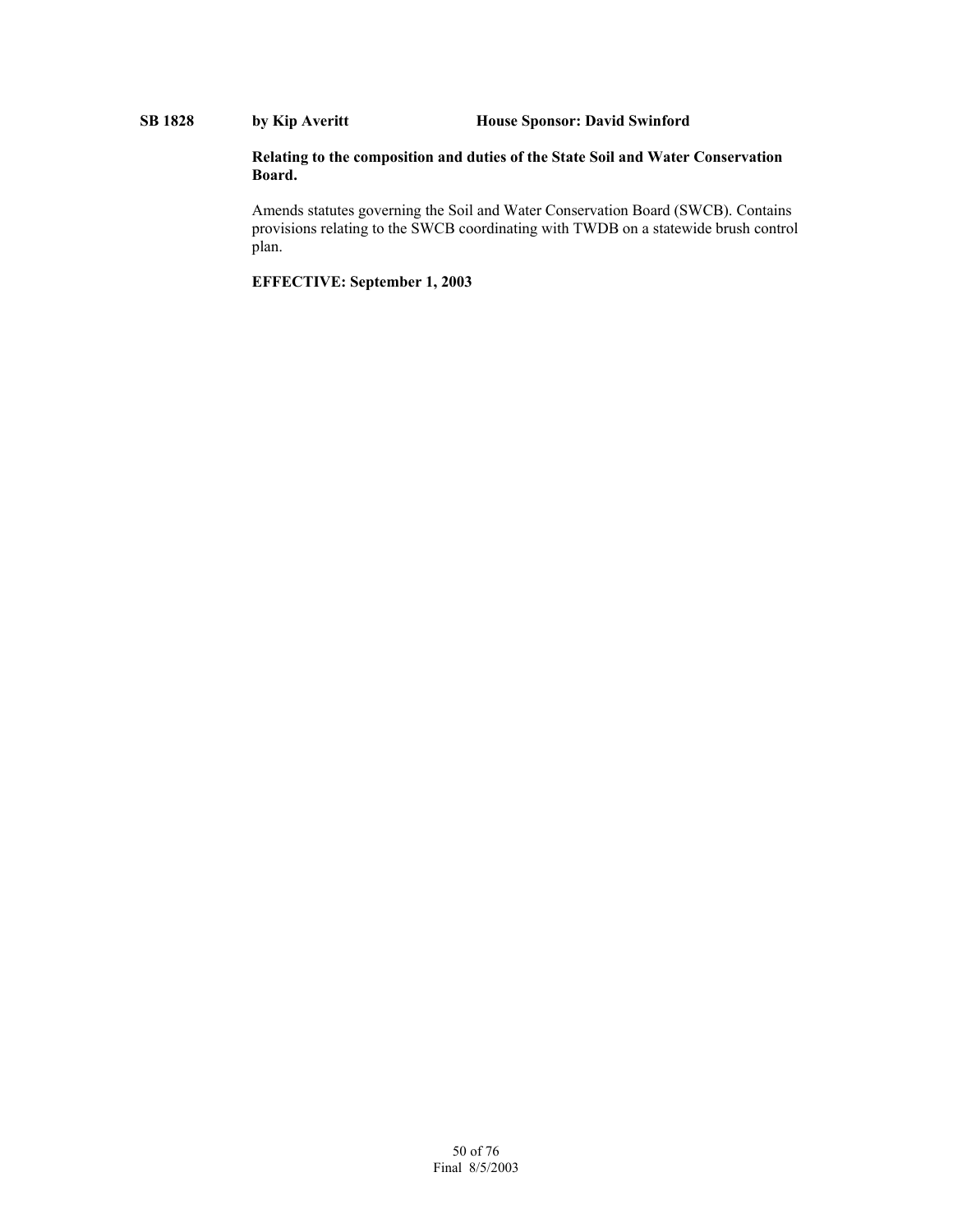**SB 1828** **by Kip Averitt** **House Sponsor: David Swinford**

**Relating to the composition and duties of the State Soil and Water Conservation Board.**

Amends statutes governing the Soil and Water Conservation Board (SWCB). Contains provisions relating to the SWCB coordinating with TWDB on a statewide brush control plan.

**EFFECTIVE: September 1, 2003**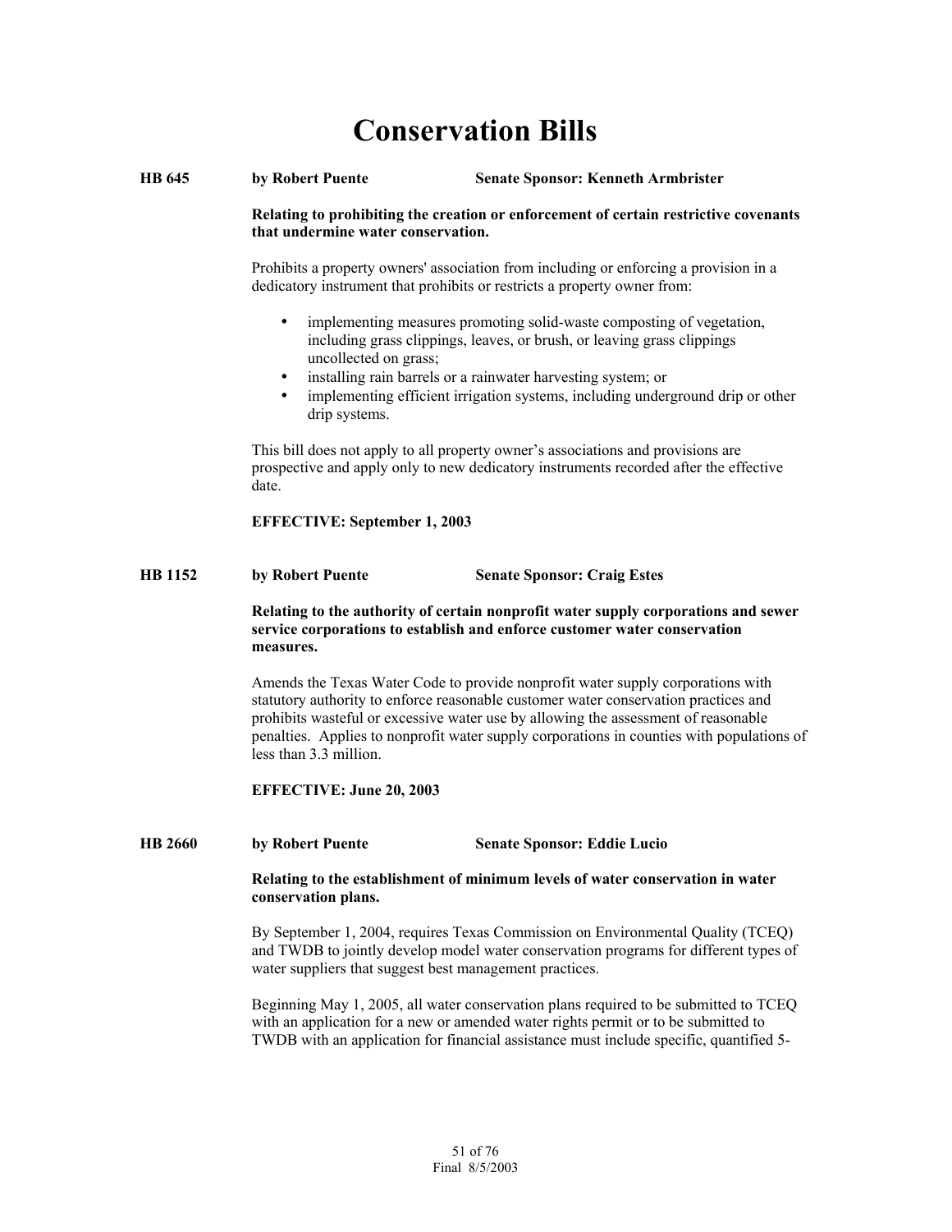# Conservation Bills

**HB 645** **by Robert Puente** **Senate Sponsor: Kenneth Armbrister**

**Relating to prohibiting the creation or enforcement of certain restrictive covenants that undermine water conservation.**

Prohibits a property owners' association from including or enforcing a provision in a dedicatory instrument that prohibits or restricts a property owner from:

- implementing measures promoting solid-waste composting of vegetation, including grass clippings, leaves, or brush, or leaving grass clippings uncollected on grass;
- installing rain barrels or a rainwater harvesting system; or
- implementing efficient irrigation systems, including underground drip or other drip systems.

This bill does not apply to all property owner's associations and provisions are prospective and apply only to new dedicatory instruments recorded after the effective date.

**EFFECTIVE: September 1, 2003**

**HB 1152** **by Robert Puente** **Senate Sponsor: Craig Estes**

**Relating to the authority of certain nonprofit water supply corporations and sewer service corporations to establish and enforce customer water conservation measures.**

Amends the Texas Water Code to provide nonprofit water supply corporations with statutory authority to enforce reasonable customer water conservation practices and prohibits wasteful or excessive water use by allowing the assessment of reasonable penalties. Applies to nonprofit water supply corporations in counties with populations of less than 3.3 million.

**EFFECTIVE: June 20, 2003**

**HB 2660** **by Robert Puente** **Senate Sponsor: Eddie Lucio**

**Relating to the establishment of minimum levels of water conservation in water conservation plans.**

By September 1, 2004, requires Texas Commission on Environmental Quality (TCEQ) and TWDB to jointly develop model water conservation programs for different types of water suppliers that suggest best management practices.

Beginning May 1, 2005, all water conservation plans required to be submitted to TCEQ with an application for a new or amended water rights permit or to be submitted to TWDB with an application for financial assistance must include specific, quantified 5-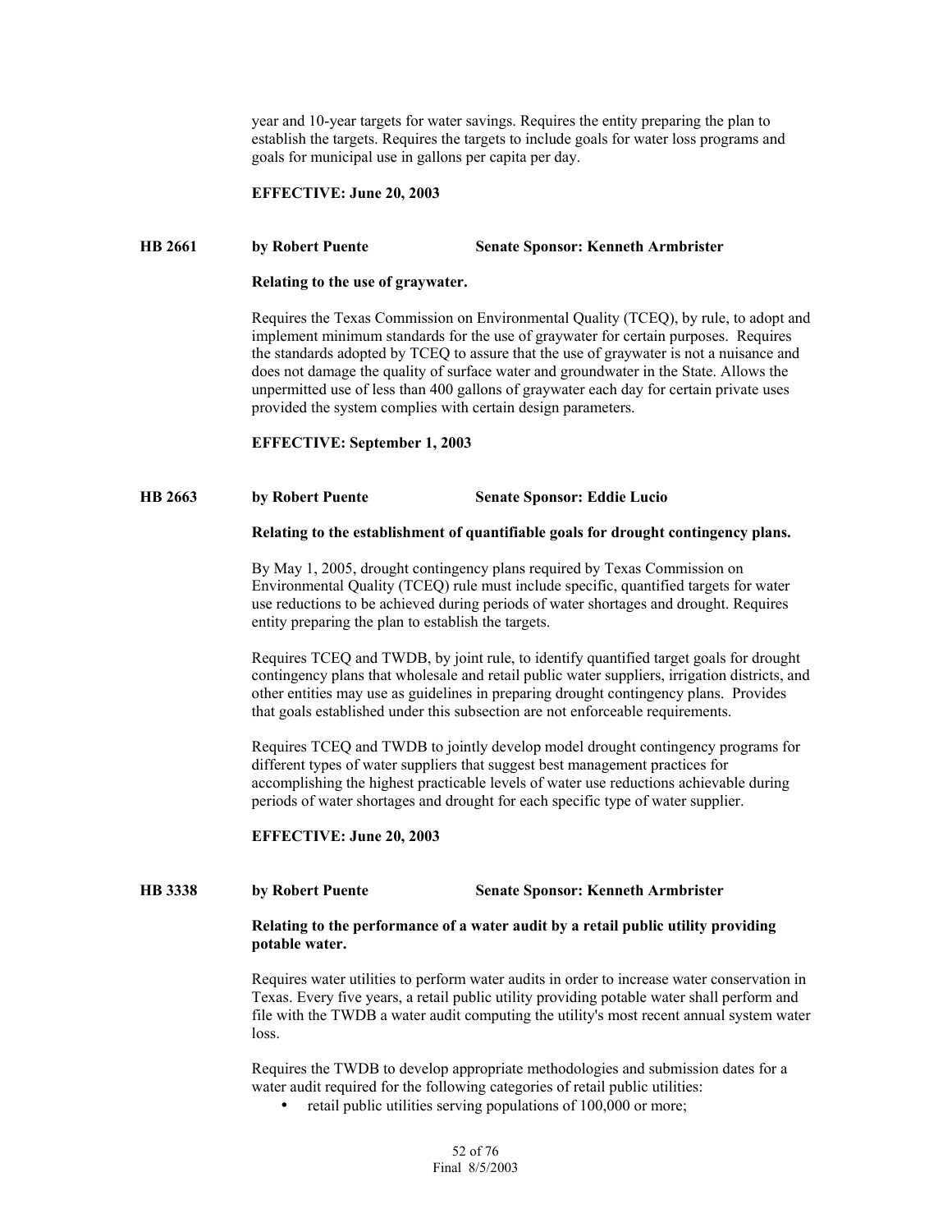year and 10-year targets for water savings. Requires the entity preparing the plan to establish the targets. Requires the targets to include goals for water loss programs and goals for municipal use in gallons per capita per day.

**EFFECTIVE: June 20, 2003**

**HB 2661 by Robert Puente Senate Sponsor: Kenneth Armbrister**

**Relating to the use of graywater.**

Requires the Texas Commission on Environmental Quality (TCEQ), by rule, to adopt and implement minimum standards for the use of graywater for certain purposes. Requires the standards adopted by TCEQ to assure that the use of graywater is not a nuisance and does not damage the quality of surface water and groundwater in the State. Allows the unpermitted use of less than 400 gallons of graywater each day for certain private uses provided the system complies with certain design parameters.

**EFFECTIVE: September 1, 2003**

**HB 2663 by Robert Puente Senate Sponsor: Eddie Lucio**

**Relating to the establishment of quantifiable goals for drought contingency plans.**

By May 1, 2005, drought contingency plans required by Texas Commission on Environmental Quality (TCEQ) rule must include specific, quantified targets for water use reductions to be achieved during periods of water shortages and drought. Requires entity preparing the plan to establish the targets.

Requires TCEQ and TWDB, by joint rule, to identify quantified target goals for drought contingency plans that wholesale and retail public water suppliers, irrigation districts, and other entities may use as guidelines in preparing drought contingency plans. Provides that goals established under this subsection are not enforceable requirements.

Requires TCEQ and TWDB to jointly develop model drought contingency programs for different types of water suppliers that suggest best management practices for accomplishing the highest practicable levels of water use reductions achievable during periods of water shortages and drought for each specific type of water supplier.

**EFFECTIVE: June 20, 2003**

**HB 3338 by Robert Puente Senate Sponsor: Kenneth Armbrister**

**Relating to the performance of a water audit by a retail public utility providing potable water.**

Requires water utilities to perform water audits in order to increase water conservation in Texas. Every five years, a retail public utility providing potable water shall perform and file with the TWDB a water audit computing the utility's most recent annual system water loss.

Requires the TWDB to develop appropriate methodologies and submission dates for a water audit required for the following categories of retail public utilities:

- retail public utilities serving populations of 100,000 or more;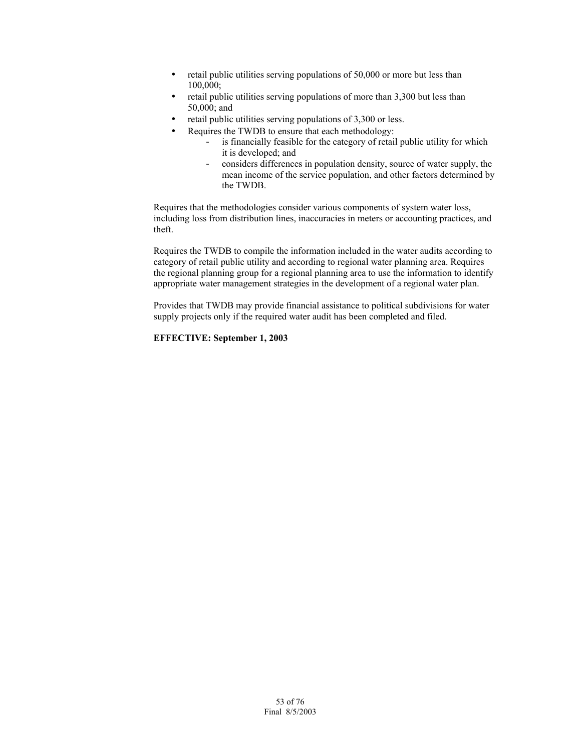- retail public utilities serving populations of 50,000 or more but less than 100,000;
- retail public utilities serving populations of more than 3,300 but less than 50,000; and
- retail public utilities serving populations of 3,300 or less.
- Requires the TWDB to ensure that each methodology:
  - is financially feasible for the category of retail public utility for which it is developed; and
  - considers differences in population density, source of water supply, the mean income of the service population, and other factors determined by the TWDB.

Requires that the methodologies consider various components of system water loss, including loss from distribution lines, inaccuracies in meters or accounting practices, and theft.

Requires the TWDB to compile the information included in the water audits according to category of retail public utility and according to regional water planning area. Requires the regional planning group for a regional planning area to use the information to identify appropriate water management strategies in the development of a regional water plan.

Provides that TWDB may provide financial assistance to political subdivisions for water supply projects only if the required water audit has been completed and filed.

**EFFECTIVE: September 1, 2003**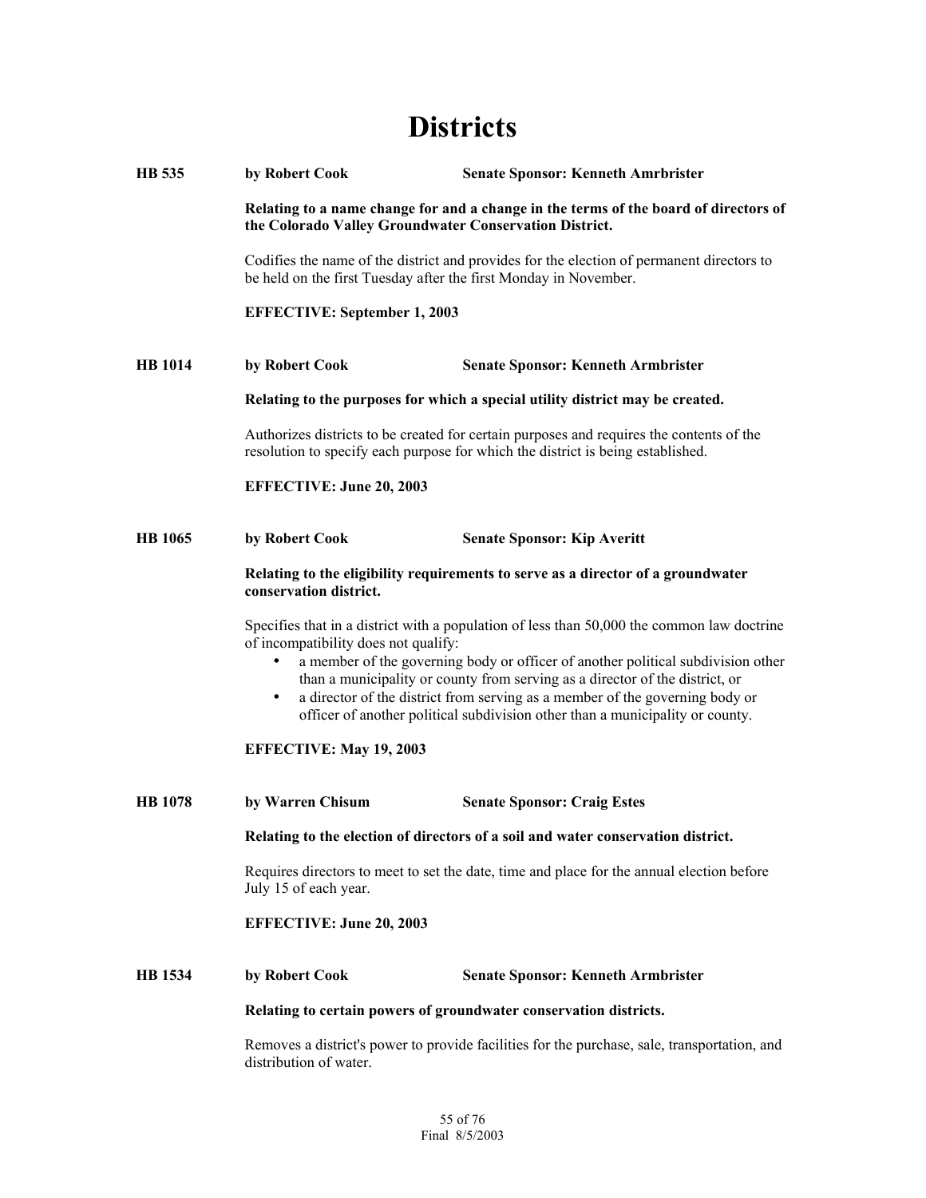# Districts

**HB 535** **by Robert Cook** **Senate Sponsor: Kenneth Amrbrister**

**Relating to a name change for and a change in the terms of the board of directors of the Colorado Valley Groundwater Conservation District.**

Codifies the name of the district and provides for the election of permanent directors to be held on the first Tuesday after the first Monday in November.

**EFFECTIVE: September 1, 2003**

**HB 1014** **by Robert Cook** **Senate Sponsor: Kenneth Armbrister**

**Relating to the purposes for which a special utility district may be created.**

Authorizes districts to be created for certain purposes and requires the contents of the resolution to specify each purpose for which the district is being established.

**EFFECTIVE: June 20, 2003**

**HB 1065** **by Robert Cook** **Senate Sponsor: Kip Averitt**

**Relating to the eligibility requirements to serve as a director of a groundwater conservation district.**

Specifies that in a district with a population of less than 50,000 the common law doctrine of incompatibility does not qualify:

- a member of the governing body or officer of another political subdivision other than a municipality or county from serving as a director of the district, or
- a director of the district from serving as a member of the governing body or officer of another political subdivision other than a municipality or county.

**EFFECTIVE: May 19, 2003**

**HB 1078** **by Warren Chisum** **Senate Sponsor: Craig Estes**

**Relating to the election of directors of a soil and water conservation district.**

Requires directors to meet to set the date, time and place for the annual election before July 15 of each year.

**EFFECTIVE: June 20, 2003**

**HB 1534** **by Robert Cook** **Senate Sponsor: Kenneth Armbrister**

**Relating to certain powers of groundwater conservation districts.**

Removes a district's power to provide facilities for the purchase, sale, transportation, and distribution of water.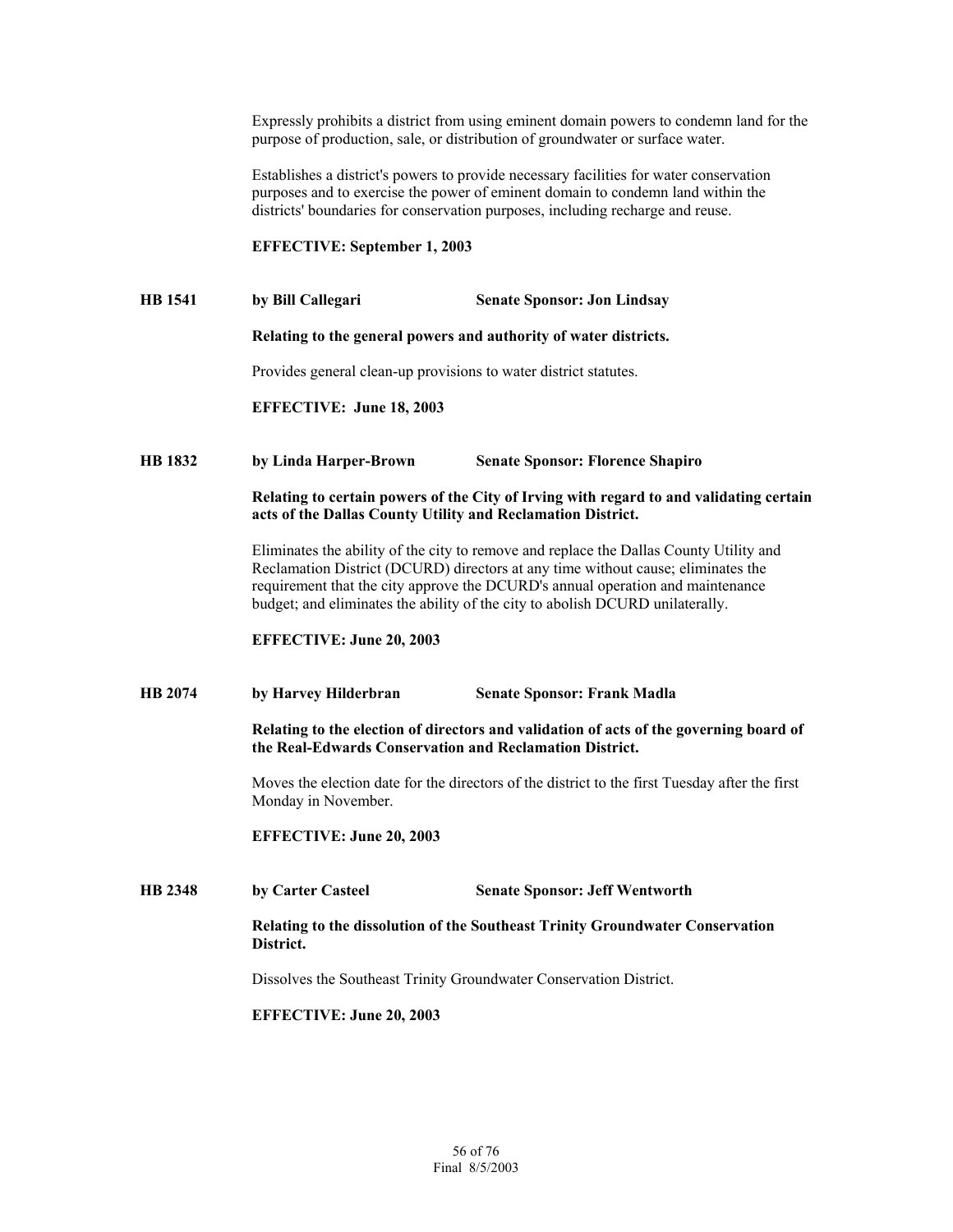Expressly prohibits a district from using eminent domain powers to condemn land for the purpose of production, sale, or distribution of groundwater or surface water.

Establishes a district's powers to provide necessary facilities for water conservation purposes and to exercise the power of eminent domain to condemn land within the districts' boundaries for conservation purposes, including recharge and reuse.

**EFFECTIVE: September 1, 2003**

**HB 1541 by Bill Callegari Senate Sponsor: Jon Lindsay**

**Relating to the general powers and authority of water districts.**

Provides general clean-up provisions to water district statutes.

**EFFECTIVE: June 18, 2003**

**HB 1832 by Linda Harper-Brown Senate Sponsor: Florence Shapiro**

**Relating to certain powers of the City of Irving with regard to and validating certain acts of the Dallas County Utility and Reclamation District.**

Eliminates the ability of the city to remove and replace the Dallas County Utility and Reclamation District (DCURD) directors at any time without cause; eliminates the requirement that the city approve the DCURD's annual operation and maintenance budget; and eliminates the ability of the city to abolish DCURD unilaterally.

**EFFECTIVE: June 20, 2003**

**HB 2074 by Harvey Hilderbran Senate Sponsor: Frank Madla**

**Relating to the election of directors and validation of acts of the governing board of the Real-Edwards Conservation and Reclamation District.**

Moves the election date for the directors of the district to the first Tuesday after the first Monday in November.

**EFFECTIVE: June 20, 2003**

**HB 2348 by Carter Casteel Senate Sponsor: Jeff Wentworth**

**Relating to the dissolution of the Southeast Trinity Groundwater Conservation District.**

Dissolves the Southeast Trinity Groundwater Conservation District.

**EFFECTIVE: June 20, 2003**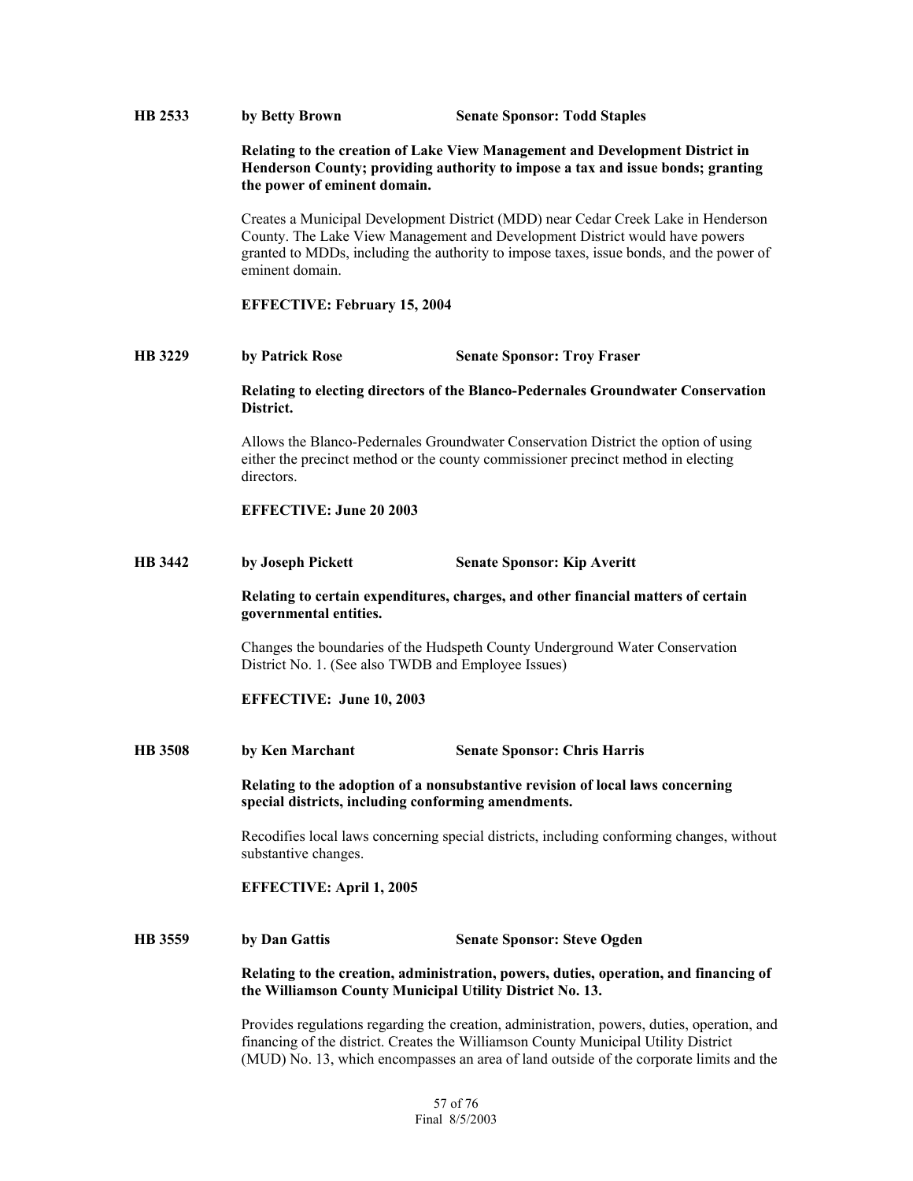**HB 2533** **by Betty Brown** **Senate Sponsor: Todd Staples**

**Relating to the creation of Lake View Management and Development District in Henderson County; providing authority to impose a tax and issue bonds; granting the power of eminent domain.**

Creates a Municipal Development District (MDD) near Cedar Creek Lake in Henderson County. The Lake View Management and Development District would have powers granted to MDDs, including the authority to impose taxes, issue bonds, and the power of eminent domain.

**EFFECTIVE: February 15, 2004**

**HB 3229** **by Patrick Rose** **Senate Sponsor: Troy Fraser**

**Relating to electing directors of the Blanco-Pedernales Groundwater Conservation District.**

Allows the Blanco-Pedernales Groundwater Conservation District the option of using either the precinct method or the county commissioner precinct method in electing directors.

**EFFECTIVE: June 20 2003**

**HB 3442** **by Joseph Pickett** **Senate Sponsor: Kip Averitt**

**Relating to certain expenditures, charges, and other financial matters of certain governmental entities.**

Changes the boundaries of the Hudspeth County Underground Water Conservation District No. 1. (See also TWDB and Employee Issues)

**EFFECTIVE: June 10, 2003**

**HB 3508** **by Ken Marchant** **Senate Sponsor: Chris Harris**

**Relating to the adoption of a nonsubstantive revision of local laws concerning special districts, including conforming amendments.**

Recodifies local laws concerning special districts, including conforming changes, without substantive changes.

**EFFECTIVE: April 1, 2005**

**HB 3559** **by Dan Gattis** **Senate Sponsor: Steve Ogden**

**Relating to the creation, administration, powers, duties, operation, and financing of the Williamson County Municipal Utility District No. 13.**

Provides regulations regarding the creation, administration, powers, duties, operation, and financing of the district. Creates the Williamson County Municipal Utility District (MUD) No. 13, which encompasses an area of land outside of the corporate limits and the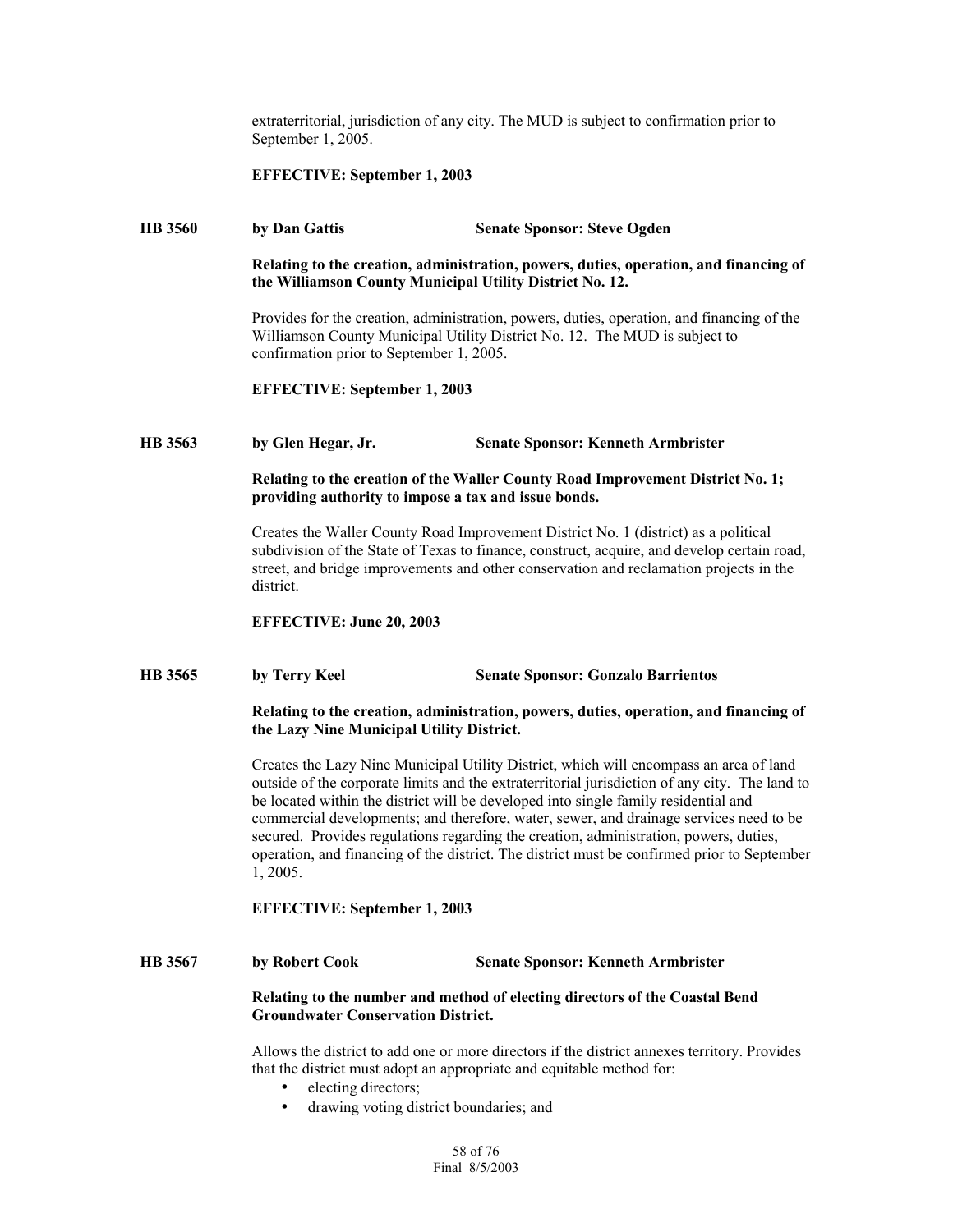extraterritorial, jurisdiction of any city. The MUD is subject to confirmation prior to September 1, 2005.

**EFFECTIVE: September 1, 2003**

**HB 3560 by Dan Gattis Senate Sponsor: Steve Ogden**

**Relating to the creation, administration, powers, duties, operation, and financing of the Williamson County Municipal Utility District No. 12.**

Provides for the creation, administration, powers, duties, operation, and financing of the Williamson County Municipal Utility District No. 12. The MUD is subject to confirmation prior to September 1, 2005.

**EFFECTIVE: September 1, 2003**

**HB 3563 by Glen Hegar, Jr. Senate Sponsor: Kenneth Armbrister**

**Relating to the creation of the Waller County Road Improvement District No. 1; providing authority to impose a tax and issue bonds.**

Creates the Waller County Road Improvement District No. 1 (district) as a political subdivision of the State of Texas to finance, construct, acquire, and develop certain road, street, and bridge improvements and other conservation and reclamation projects in the district.

**EFFECTIVE: June 20, 2003**

**HB 3565 by Terry Keel Senate Sponsor: Gonzalo Barrientos**

**Relating to the creation, administration, powers, duties, operation, and financing of the Lazy Nine Municipal Utility District.**

Creates the Lazy Nine Municipal Utility District, which will encompass an area of land outside of the corporate limits and the extraterritorial jurisdiction of any city. The land to be located within the district will be developed into single family residential and commercial developments; and therefore, water, sewer, and drainage services need to be secured. Provides regulations regarding the creation, administration, powers, duties, operation, and financing of the district. The district must be confirmed prior to September 1, 2005.

**EFFECTIVE: September 1, 2003**

**HB 3567 by Robert Cook Senate Sponsor: Kenneth Armbrister**

**Relating to the number and method of electing directors of the Coastal Bend Groundwater Conservation District.**

Allows the district to add one or more directors if the district annexes territory. Provides that the district must adopt an appropriate and equitable method for:

- electing directors;
- drawing voting district boundaries; and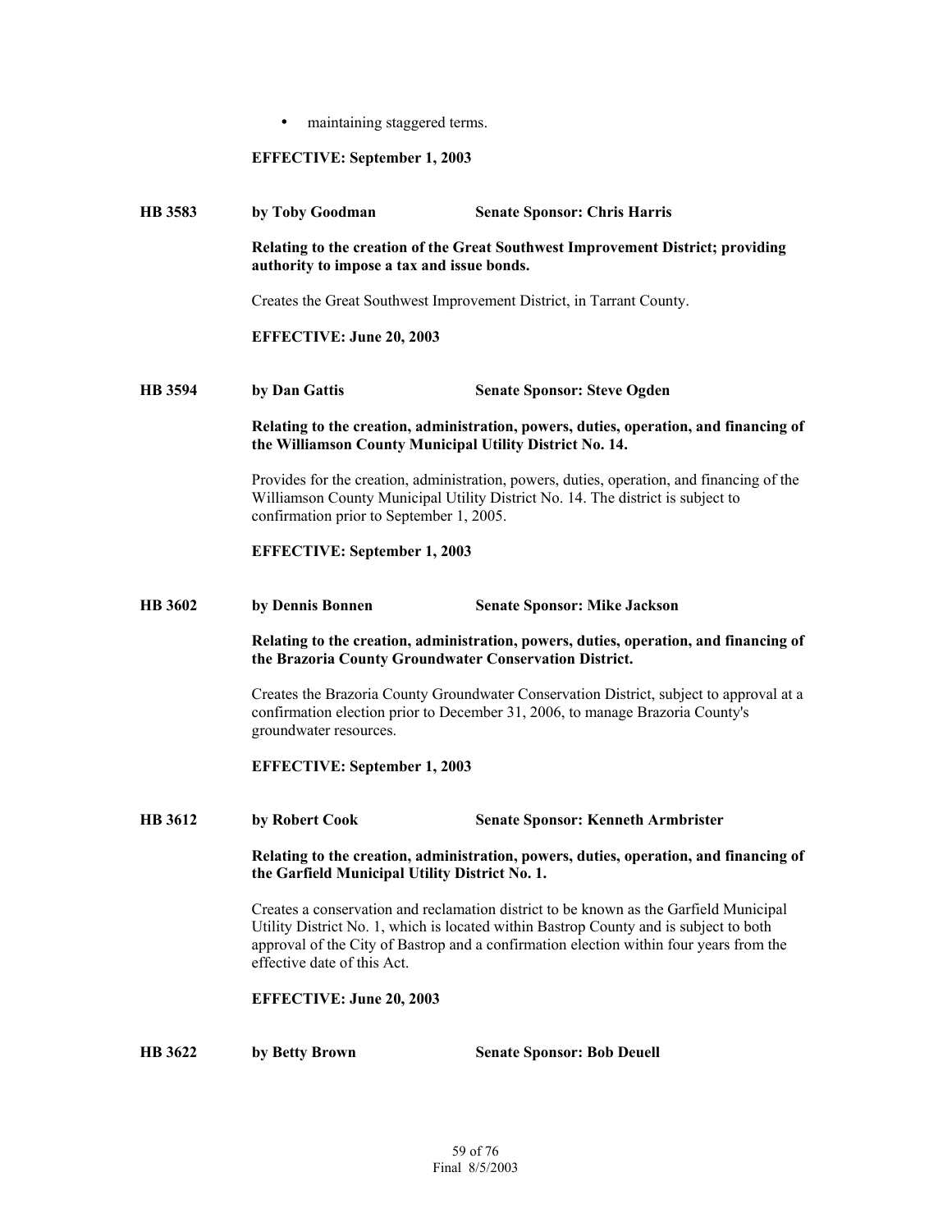- maintaining staggered terms.

**EFFECTIVE: September 1, 2003**

**HB 3583** **by Toby Goodman** **Senate Sponsor: Chris Harris**

**Relating to the creation of the Great Southwest Improvement District; providing authority to impose a tax and issue bonds.**

Creates the Great Southwest Improvement District, in Tarrant County.

**EFFECTIVE: June 20, 2003**

**HB 3594** **by Dan Gattis** **Senate Sponsor: Steve Ogden**

**Relating to the creation, administration, powers, duties, operation, and financing of the Williamson County Municipal Utility District No. 14.**

Provides for the creation, administration, powers, duties, operation, and financing of the Williamson County Municipal Utility District No. 14. The district is subject to confirmation prior to September 1, 2005.

**EFFECTIVE: September 1, 2003**

**HB 3602** **by Dennis Bonnen** **Senate Sponsor: Mike Jackson**

**Relating to the creation, administration, powers, duties, operation, and financing of the Brazoria County Groundwater Conservation District.**

Creates the Brazoria County Groundwater Conservation District, subject to approval at a confirmation election prior to December 31, 2006, to manage Brazoria County's groundwater resources.

**EFFECTIVE: September 1, 2003**

**HB 3612** **by Robert Cook** **Senate Sponsor: Kenneth Armbrister**

**Relating to the creation, administration, powers, duties, operation, and financing of the Garfield Municipal Utility District No. 1.**

Creates a conservation and reclamation district to be known as the Garfield Municipal Utility District No. 1, which is located within Bastrop County and is subject to both approval of the City of Bastrop and a confirmation election within four years from the effective date of this Act.

**EFFECTIVE: June 20, 2003**

**HB 3622** **by Betty Brown** **Senate Sponsor: Bob Deuell**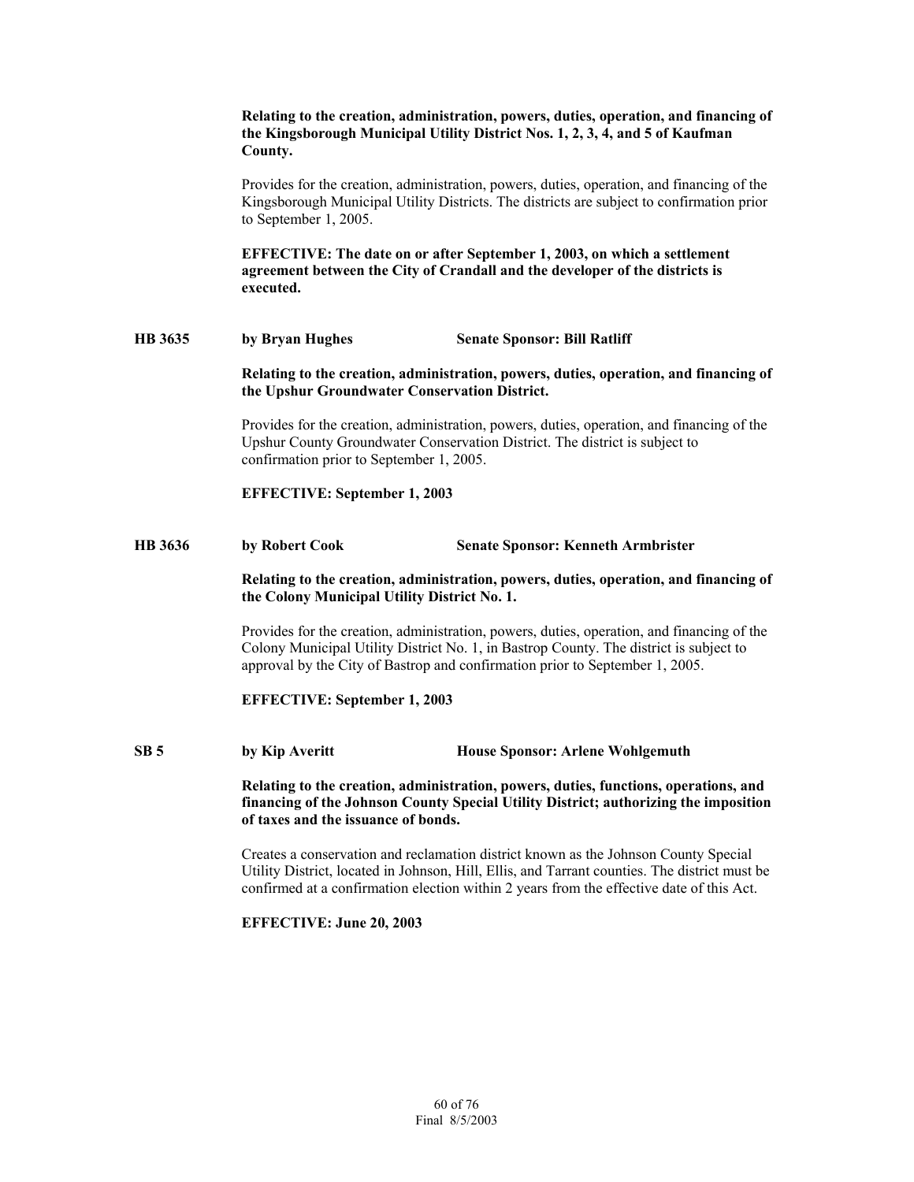**Relating to the creation, administration, powers, duties, operation, and financing of the Kingsborough Municipal Utility District Nos. 1, 2, 3, 4, and 5 of Kaufman County.**

Provides for the creation, administration, powers, duties, operation, and financing of the Kingsborough Municipal Utility Districts. The districts are subject to confirmation prior to September 1, 2005.

**EFFECTIVE: The date on or after September 1, 2003, on which a settlement agreement between the City of Crandall and the developer of the districts is executed.**

**HB 3635 by Bryan Hughes Senate Sponsor: Bill Ratliff**

**Relating to the creation, administration, powers, duties, operation, and financing of the Upshur Groundwater Conservation District.**

Provides for the creation, administration, powers, duties, operation, and financing of the Upshur County Groundwater Conservation District. The district is subject to confirmation prior to September 1, 2005.

**EFFECTIVE: September 1, 2003**

**HB 3636 by Robert Cook Senate Sponsor: Kenneth Armbrister**

**Relating to the creation, administration, powers, duties, operation, and financing of the Colony Municipal Utility District No. 1.**

Provides for the creation, administration, powers, duties, operation, and financing of the Colony Municipal Utility District No. 1, in Bastrop County. The district is subject to approval by the City of Bastrop and confirmation prior to September 1, 2005.

**EFFECTIVE: September 1, 2003**

**SB 5 by Kip Averitt House Sponsor: Arlene Wohlgemuth**

**Relating to the creation, administration, powers, duties, functions, operations, and financing of the Johnson County Special Utility District; authorizing the imposition of taxes and the issuance of bonds.**

Creates a conservation and reclamation district known as the Johnson County Special Utility District, located in Johnson, Hill, Ellis, and Tarrant counties. The district must be confirmed at a confirmation election within 2 years from the effective date of this Act.

**EFFECTIVE: June 20, 2003**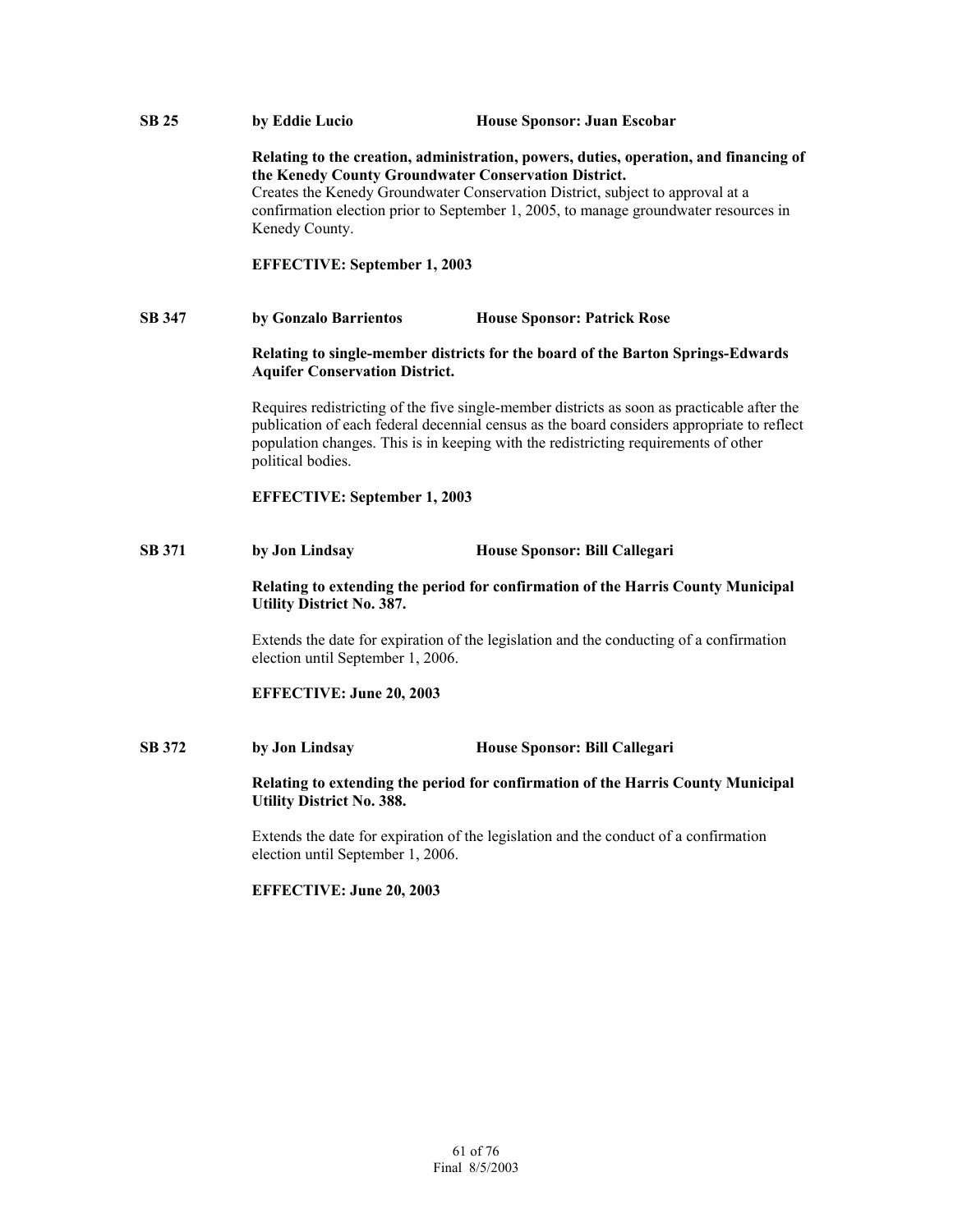**SB 25** **by Eddie Lucio** **House Sponsor: Juan Escobar**

**Relating to the creation, administration, powers, duties, operation, and financing of the Kenedy County Groundwater Conservation District.**
Creates the Kenedy Groundwater Conservation District, subject to approval at a confirmation election prior to September 1, 2005, to manage groundwater resources in Kenedy County.

**EFFECTIVE: September 1, 2003**

**SB 347** **by Gonzalo Barrientos** **House Sponsor: Patrick Rose**

**Relating to single-member districts for the board of the Barton Springs-Edwards Aquifer Conservation District.**

Requires redistricting of the five single-member districts as soon as practicable after the publication of each federal decennial census as the board considers appropriate to reflect population changes. This is in keeping with the redistricting requirements of other political bodies.

**EFFECTIVE: September 1, 2003**

**SB 371** **by Jon Lindsay** **House Sponsor: Bill Callegari**

**Relating to extending the period for confirmation of the Harris County Municipal Utility District No. 387.**

Extends the date for expiration of the legislation and the conducting of a confirmation election until September 1, 2006.

**EFFECTIVE: June 20, 2003**

**SB 372** **by Jon Lindsay** **House Sponsor: Bill Callegari**

**Relating to extending the period for confirmation of the Harris County Municipal Utility District No. 388.**

Extends the date for expiration of the legislation and the conduct of a confirmation election until September 1, 2006.

**EFFECTIVE: June 20, 2003**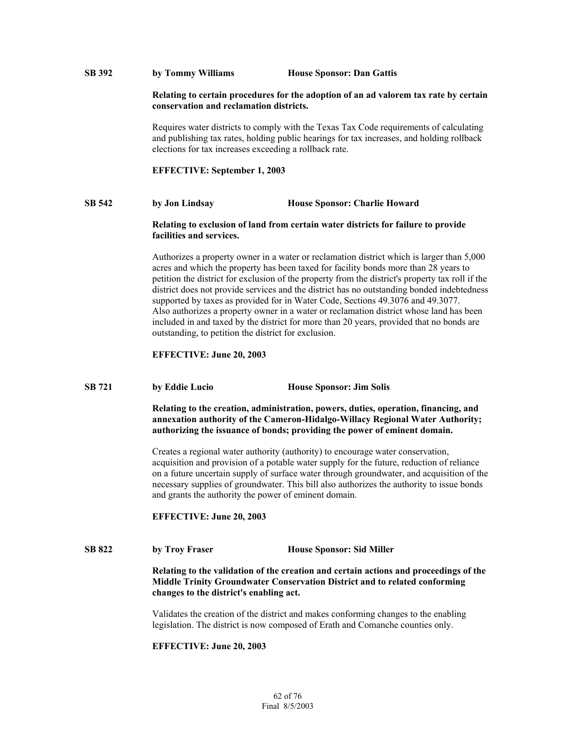**SB 392** **by Tommy Williams** **House Sponsor: Dan Gattis**

**Relating to certain procedures for the adoption of an ad valorem tax rate by certain conservation and reclamation districts.**

Requires water districts to comply with the Texas Tax Code requirements of calculating and publishing tax rates, holding public hearings for tax increases, and holding rollback elections for tax increases exceeding a rollback rate.

**EFFECTIVE: September 1, 2003**

**SB 542** **by Jon Lindsay** **House Sponsor: Charlie Howard**

**Relating to exclusion of land from certain water districts for failure to provide facilities and services.**

Authorizes a property owner in a water or reclamation district which is larger than 5,000 acres and which the property has been taxed for facility bonds more than 28 years to petition the district for exclusion of the property from the district's property tax roll if the district does not provide services and the district has no outstanding bonded indebtedness supported by taxes as provided for in Water Code, Sections 49.3076 and 49.3077. Also authorizes a property owner in a water or reclamation district whose land has been included in and taxed by the district for more than 20 years, provided that no bonds are outstanding, to petition the district for exclusion.

**EFFECTIVE: June 20, 2003**

**SB 721** **by Eddie Lucio** **House Sponsor: Jim Solis**

**Relating to the creation, administration, powers, duties, operation, financing, and annexation authority of the Cameron-Hidalgo-Willacy Regional Water Authority; authorizing the issuance of bonds; providing the power of eminent domain.**

Creates a regional water authority (authority) to encourage water conservation, acquisition and provision of a potable water supply for the future, reduction of reliance on a future uncertain supply of surface water through groundwater, and acquisition of the necessary supplies of groundwater. This bill also authorizes the authority to issue bonds and grants the authority the power of eminent domain.

**EFFECTIVE: June 20, 2003**

**SB 822** **by Troy Fraser** **House Sponsor: Sid Miller**

**Relating to the validation of the creation and certain actions and proceedings of the Middle Trinity Groundwater Conservation District and to related conforming changes to the district's enabling act.**

Validates the creation of the district and makes conforming changes to the enabling legislation. The district is now composed of Erath and Comanche counties only.

**EFFECTIVE: June 20, 2003**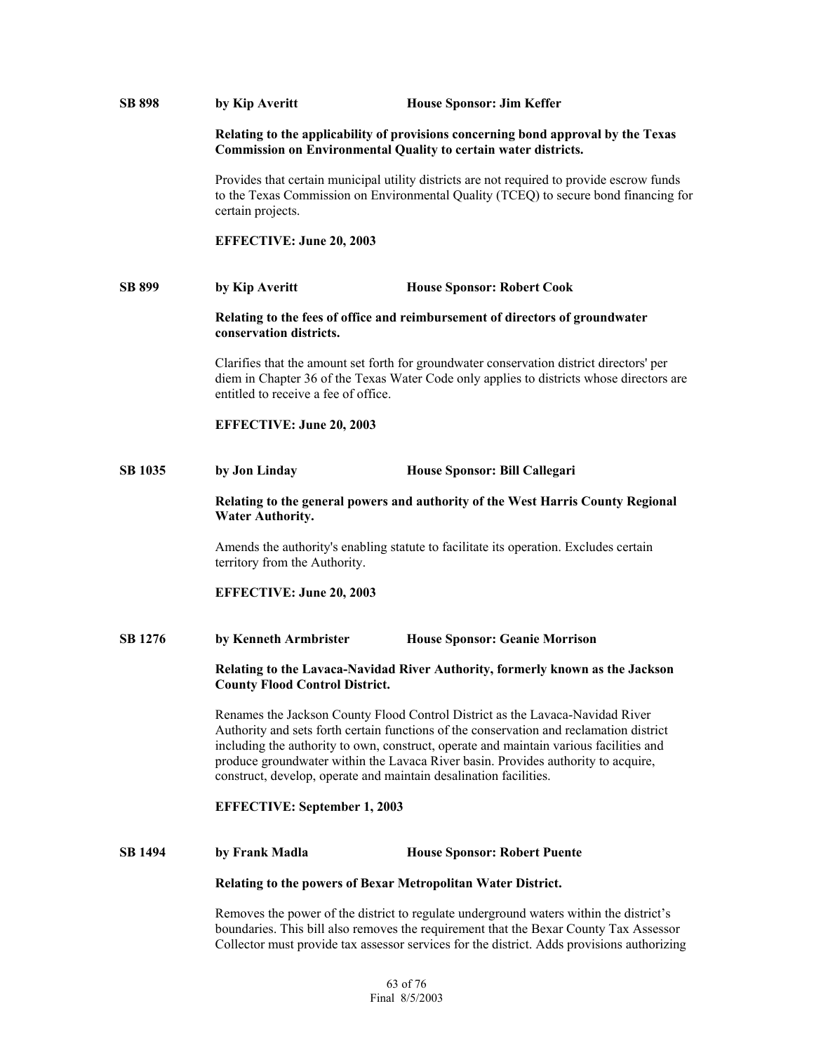**SB 898** **by Kip Averitt** **House Sponsor: Jim Keffer**

**Relating to the applicability of provisions concerning bond approval by the Texas Commission on Environmental Quality to certain water districts.**

Provides that certain municipal utility districts are not required to provide escrow funds to the Texas Commission on Environmental Quality (TCEQ) to secure bond financing for certain projects.

**EFFECTIVE: June 20, 2003**

**SB 899** **by Kip Averitt** **House Sponsor: Robert Cook**

**Relating to the fees of office and reimbursement of directors of groundwater conservation districts.**

Clarifies that the amount set forth for groundwater conservation district directors' per diem in Chapter 36 of the Texas Water Code only applies to districts whose directors are entitled to receive a fee of office.

**EFFECTIVE: June 20, 2003**

**SB 1035** **by Jon Linday** **House Sponsor: Bill Callegari**

**Relating to the general powers and authority of the West Harris County Regional Water Authority.**

Amends the authority's enabling statute to facilitate its operation. Excludes certain territory from the Authority.

**EFFECTIVE: June 20, 2003**

**SB 1276** **by Kenneth Armbrister** **House Sponsor: Geanie Morrison**

**Relating to the Lavaca-Navidad River Authority, formerly known as the Jackson County Flood Control District.**

Renames the Jackson County Flood Control District as the Lavaca-Navidad River Authority and sets forth certain functions of the conservation and reclamation district including the authority to own, construct, operate and maintain various facilities and produce groundwater within the Lavaca River basin. Provides authority to acquire, construct, develop, operate and maintain desalination facilities.

**EFFECTIVE: September 1, 2003**

**SB 1494** **by Frank Madla** **House Sponsor: Robert Puente**

**Relating to the powers of Bexar Metropolitan Water District.**

Removes the power of the district to regulate underground waters within the district's boundaries. This bill also removes the requirement that the Bexar County Tax Assessor Collector must provide tax assessor services for the district. Adds provisions authorizing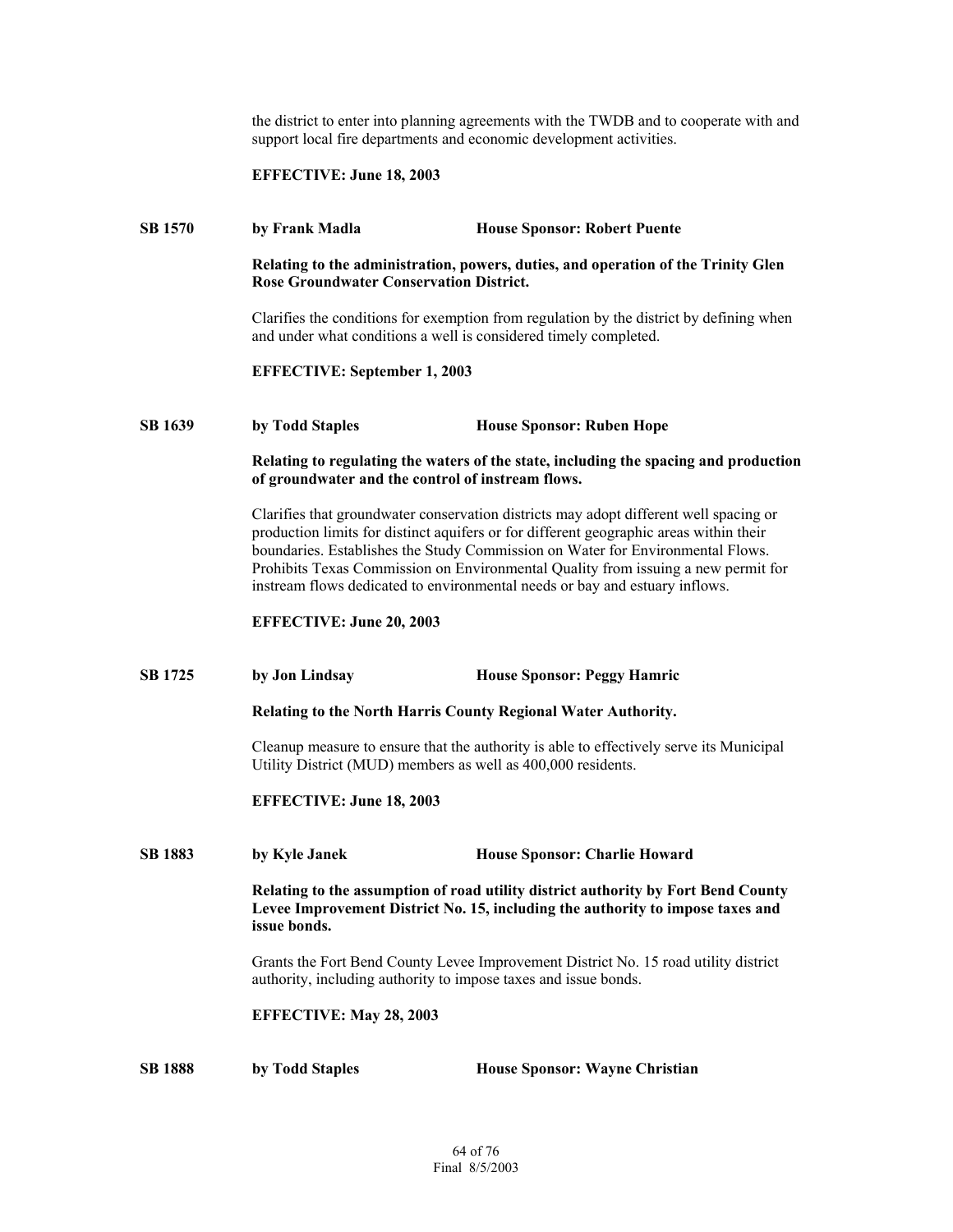the district to enter into planning agreements with the TWDB and to cooperate with and support local fire departments and economic development activities.

**EFFECTIVE: June 18, 2003**

**SB 1570** **by Frank Madla** **House Sponsor: Robert Puente**

**Relating to the administration, powers, duties, and operation of the Trinity Glen Rose Groundwater Conservation District.**

Clarifies the conditions for exemption from regulation by the district by defining when and under what conditions a well is considered timely completed.

**EFFECTIVE: September 1, 2003**

**SB 1639** **by Todd Staples** **House Sponsor: Ruben Hope**

**Relating to regulating the waters of the state, including the spacing and production of groundwater and the control of instream flows.**

Clarifies that groundwater conservation districts may adopt different well spacing or production limits for distinct aquifers or for different geographic areas within their boundaries. Establishes the Study Commission on Water for Environmental Flows. Prohibits Texas Commission on Environmental Quality from issuing a new permit for instream flows dedicated to environmental needs or bay and estuary inflows.

**EFFECTIVE: June 20, 2003**

**SB 1725** **by Jon Lindsay** **House Sponsor: Peggy Hamric**

**Relating to the North Harris County Regional Water Authority.**

Cleanup measure to ensure that the authority is able to effectively serve its Municipal Utility District (MUD) members as well as 400,000 residents.

**EFFECTIVE: June 18, 2003**

**SB 1883** **by Kyle Janek** **House Sponsor: Charlie Howard**

**Relating to the assumption of road utility district authority by Fort Bend County Levee Improvement District No. 15, including the authority to impose taxes and issue bonds.**

Grants the Fort Bend County Levee Improvement District No. 15 road utility district authority, including authority to impose taxes and issue bonds.

**EFFECTIVE: May 28, 2003**

**SB 1888** **by Todd Staples** **House Sponsor: Wayne Christian**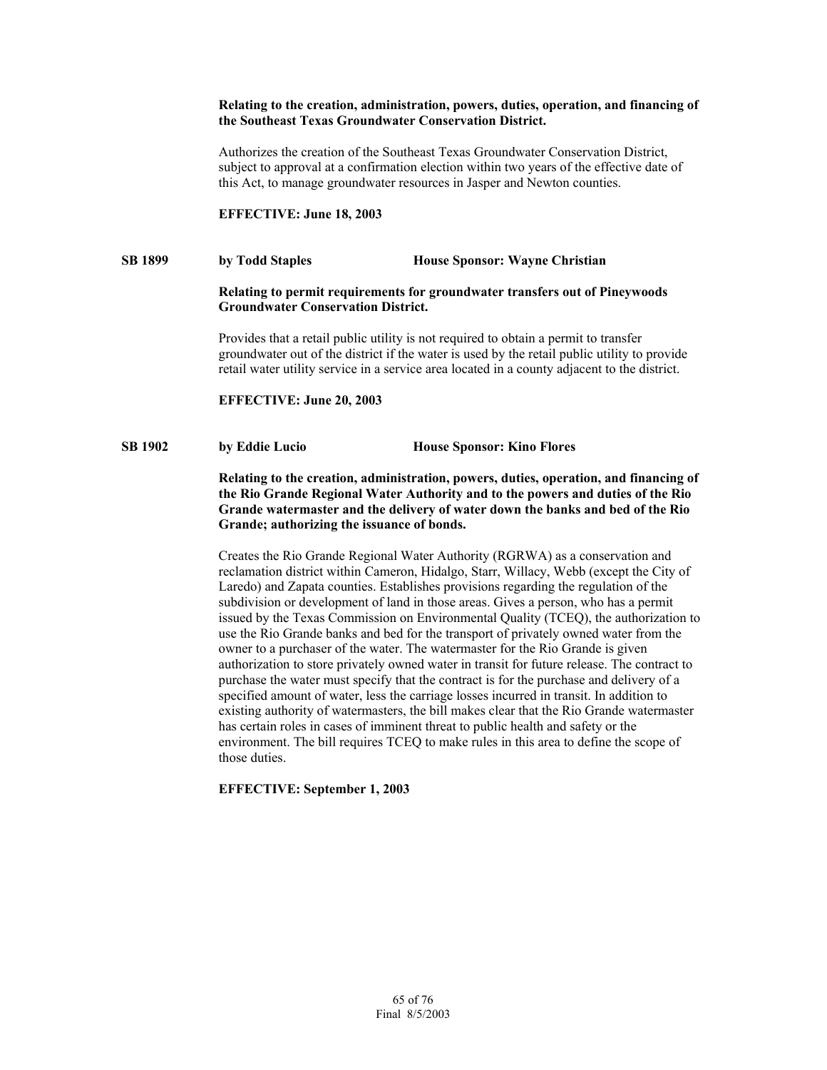**Relating to the creation, administration, powers, duties, operation, and financing of the Southeast Texas Groundwater Conservation District.**

Authorizes the creation of the Southeast Texas Groundwater Conservation District, subject to approval at a confirmation election within two years of the effective date of this Act, to manage groundwater resources in Jasper and Newton counties.

**EFFECTIVE: June 18, 2003**

**SB 1899 by Todd Staples House Sponsor: Wayne Christian**

**Relating to permit requirements for groundwater transfers out of Pineywoods Groundwater Conservation District.**

Provides that a retail public utility is not required to obtain a permit to transfer groundwater out of the district if the water is used by the retail public utility to provide retail water utility service in a service area located in a county adjacent to the district.

**EFFECTIVE: June 20, 2003**

**SB 1902 by Eddie Lucio House Sponsor: Kino Flores**

**Relating to the creation, administration, powers, duties, operation, and financing of the Rio Grande Regional Water Authority and to the powers and duties of the Rio Grande watermaster and the delivery of water down the banks and bed of the Rio Grande; authorizing the issuance of bonds.**

Creates the Rio Grande Regional Water Authority (RGRWA) as a conservation and reclamation district within Cameron, Hidalgo, Starr, Willacy, Webb (except the City of Laredo) and Zapata counties. Establishes provisions regarding the regulation of the subdivision or development of land in those areas. Gives a person, who has a permit issued by the Texas Commission on Environmental Quality (TCEQ), the authorization to use the Rio Grande banks and bed for the transport of privately owned water from the owner to a purchaser of the water. The watermaster for the Rio Grande is given authorization to store privately owned water in transit for future release. The contract to purchase the water must specify that the contract is for the purchase and delivery of a specified amount of water, less the carriage losses incurred in transit. In addition to existing authority of watermasters, the bill makes clear that the Rio Grande watermaster has certain roles in cases of imminent threat to public health and safety or the environment. The bill requires TCEQ to make rules in this area to define the scope of those duties.

**EFFECTIVE: September 1, 2003**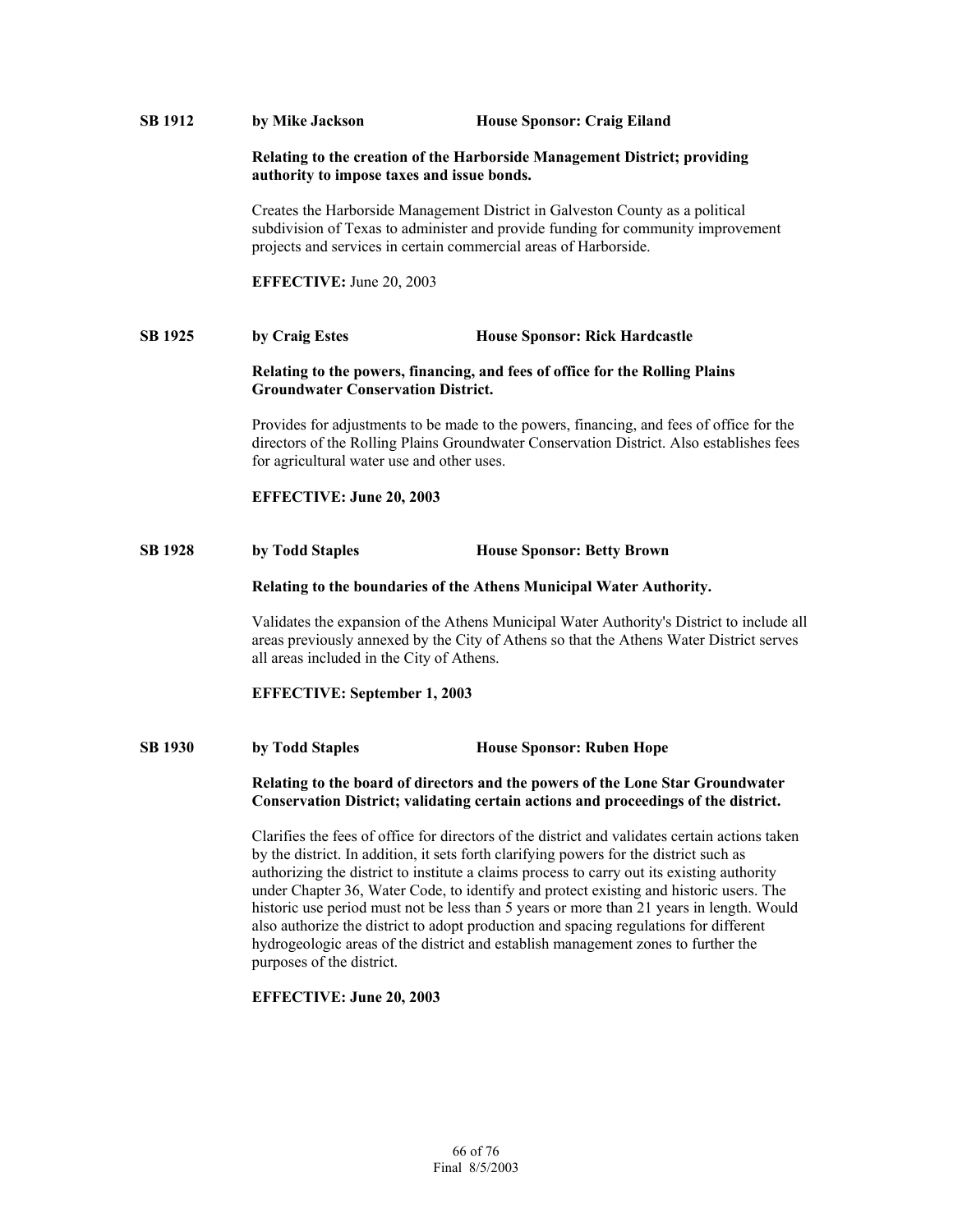**SB 1912** **by Mike Jackson** **House Sponsor: Craig Eiland**

**Relating to the creation of the Harborside Management District; providing authority to impose taxes and issue bonds.**

Creates the Harborside Management District in Galveston County as a political subdivision of Texas to administer and provide funding for community improvement projects and services in certain commercial areas of Harborside.

**EFFECTIVE:** June 20, 2003

**SB 1925** **by Craig Estes** **House Sponsor: Rick Hardcastle**

**Relating to the powers, financing, and fees of office for the Rolling Plains Groundwater Conservation District.**

Provides for adjustments to be made to the powers, financing, and fees of office for the directors of the Rolling Plains Groundwater Conservation District. Also establishes fees for agricultural water use and other uses.

**EFFECTIVE: June 20, 2003**

**SB 1928** **by Todd Staples** **House Sponsor: Betty Brown**

**Relating to the boundaries of the Athens Municipal Water Authority.**

Validates the expansion of the Athens Municipal Water Authority's District to include all areas previously annexed by the City of Athens so that the Athens Water District serves all areas included in the City of Athens.

**EFFECTIVE: September 1, 2003**

**SB 1930** **by Todd Staples** **House Sponsor: Ruben Hope**

**Relating to the board of directors and the powers of the Lone Star Groundwater Conservation District; validating certain actions and proceedings of the district.**

Clarifies the fees of office for directors of the district and validates certain actions taken by the district. In addition, it sets forth clarifying powers for the district such as authorizing the district to institute a claims process to carry out its existing authority under Chapter 36, Water Code, to identify and protect existing and historic users. The historic use period must not be less than 5 years or more than 21 years in length. Would also authorize the district to adopt production and spacing regulations for different hydrogeologic areas of the district and establish management zones to further the purposes of the district.

**EFFECTIVE: June 20, 2003**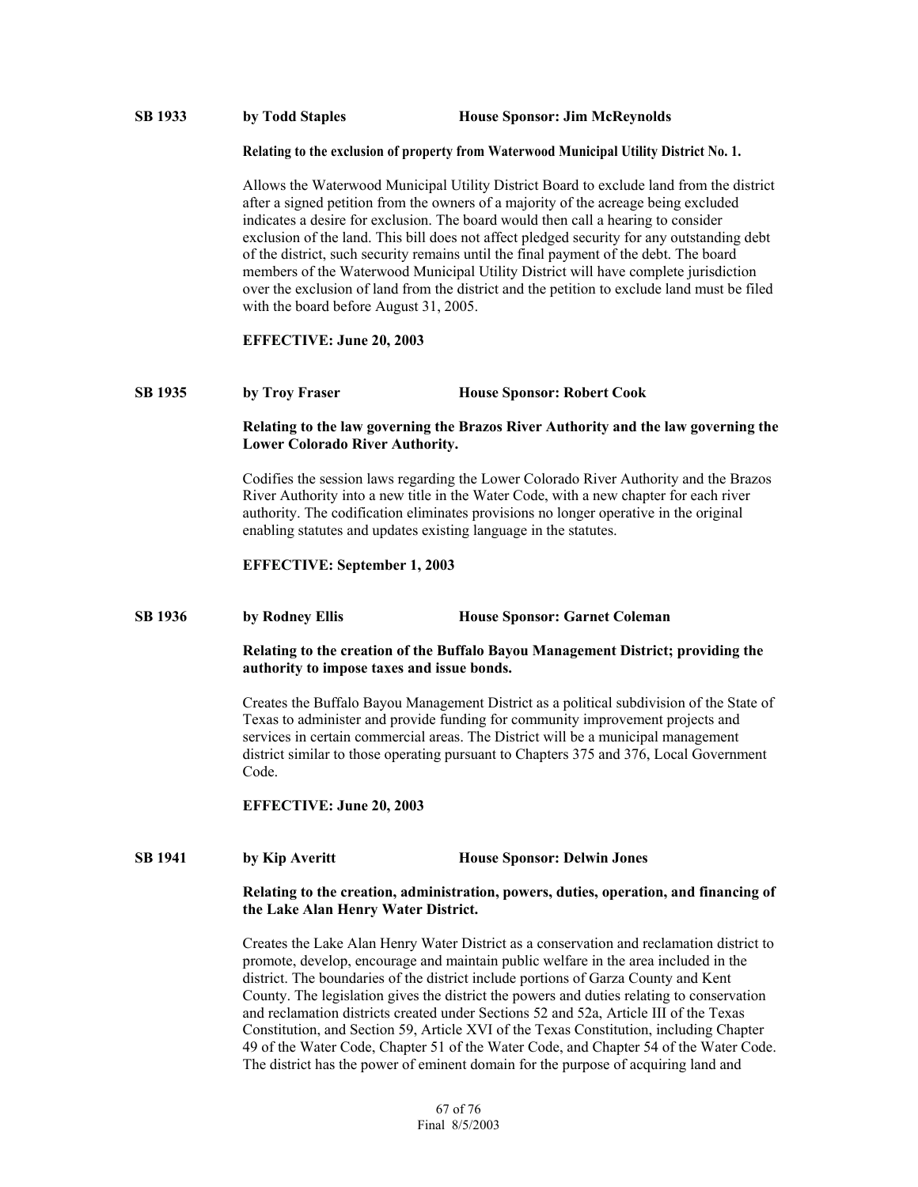**SB 1933** **by Todd Staples** **House Sponsor: Jim McReynolds**

**Relating to the exclusion of property from Waterwood Municipal Utility District No. 1.**

Allows the Waterwood Municipal Utility District Board to exclude land from the district after a signed petition from the owners of a majority of the acreage being excluded indicates a desire for exclusion. The board would then call a hearing to consider exclusion of the land. This bill does not affect pledged security for any outstanding debt of the district, such security remains until the final payment of the debt. The board members of the Waterwood Municipal Utility District will have complete jurisdiction over the exclusion of land from the district and the petition to exclude land must be filed with the board before August 31, 2005.

**EFFECTIVE: June 20, 2003**

**SB 1935** **by Troy Fraser** **House Sponsor: Robert Cook**

**Relating to the law governing the Brazos River Authority and the law governing the Lower Colorado River Authority.**

Codifies the session laws regarding the Lower Colorado River Authority and the Brazos River Authority into a new title in the Water Code, with a new chapter for each river authority. The codification eliminates provisions no longer operative in the original enabling statutes and updates existing language in the statutes.

**EFFECTIVE: September 1, 2003**

**SB 1936** **by Rodney Ellis** **House Sponsor: Garnet Coleman**

**Relating to the creation of the Buffalo Bayou Management District; providing the authority to impose taxes and issue bonds.**

Creates the Buffalo Bayou Management District as a political subdivision of the State of Texas to administer and provide funding for community improvement projects and services in certain commercial areas. The District will be a municipal management district similar to those operating pursuant to Chapters 375 and 376, Local Government Code.

**EFFECTIVE: June 20, 2003**

**SB 1941** **by Kip Averitt** **House Sponsor: Delwin Jones**

**Relating to the creation, administration, powers, duties, operation, and financing of the Lake Alan Henry Water District.**

Creates the Lake Alan Henry Water District as a conservation and reclamation district to promote, develop, encourage and maintain public welfare in the area included in the district. The boundaries of the district include portions of Garza County and Kent County. The legislation gives the district the powers and duties relating to conservation and reclamation districts created under Sections 52 and 52a, Article III of the Texas Constitution, and Section 59, Article XVI of the Texas Constitution, including Chapter 49 of the Water Code, Chapter 51 of the Water Code, and Chapter 54 of the Water Code. The district has the power of eminent domain for the purpose of acquiring land and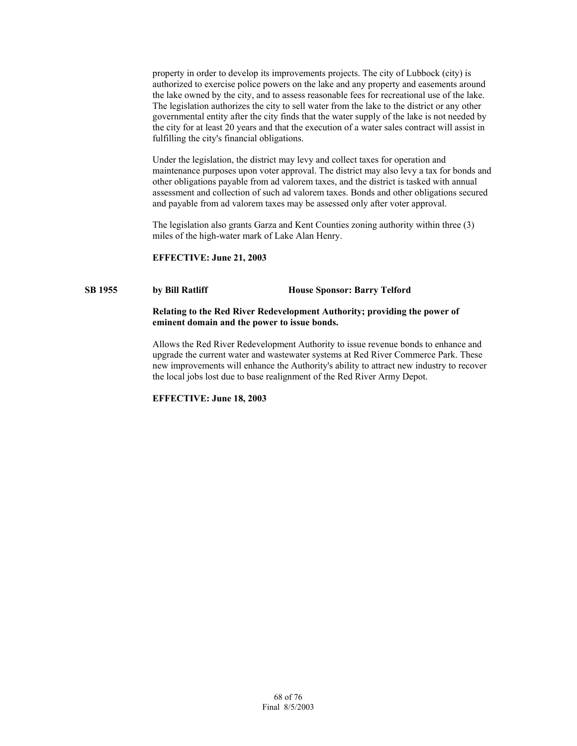property in order to develop its improvements projects. The city of Lubbock (city) is authorized to exercise police powers on the lake and any property and easements around the lake owned by the city, and to assess reasonable fees for recreational use of the lake. The legislation authorizes the city to sell water from the lake to the district or any other governmental entity after the city finds that the water supply of the lake is not needed by the city for at least 20 years and that the execution of a water sales contract will assist in fulfilling the city's financial obligations.

Under the legislation, the district may levy and collect taxes for operation and maintenance purposes upon voter approval. The district may also levy a tax for bonds and other obligations payable from ad valorem taxes, and the district is tasked with annual assessment and collection of such ad valorem taxes. Bonds and other obligations secured and payable from ad valorem taxes may be assessed only after voter approval.

The legislation also grants Garza and Kent Counties zoning authority within three (3) miles of the high-water mark of Lake Alan Henry.

**EFFECTIVE: June 21, 2003**

**SB 1955 by Bill Ratliff House Sponsor: Barry Telford**

**Relating to the Red River Redevelopment Authority; providing the power of eminent domain and the power to issue bonds.**

Allows the Red River Redevelopment Authority to issue revenue bonds to enhance and upgrade the current water and wastewater systems at Red River Commerce Park. These new improvements will enhance the Authority's ability to attract new industry to recover the local jobs lost due to base realignment of the Red River Army Depot.

**EFFECTIVE: June 18, 2003**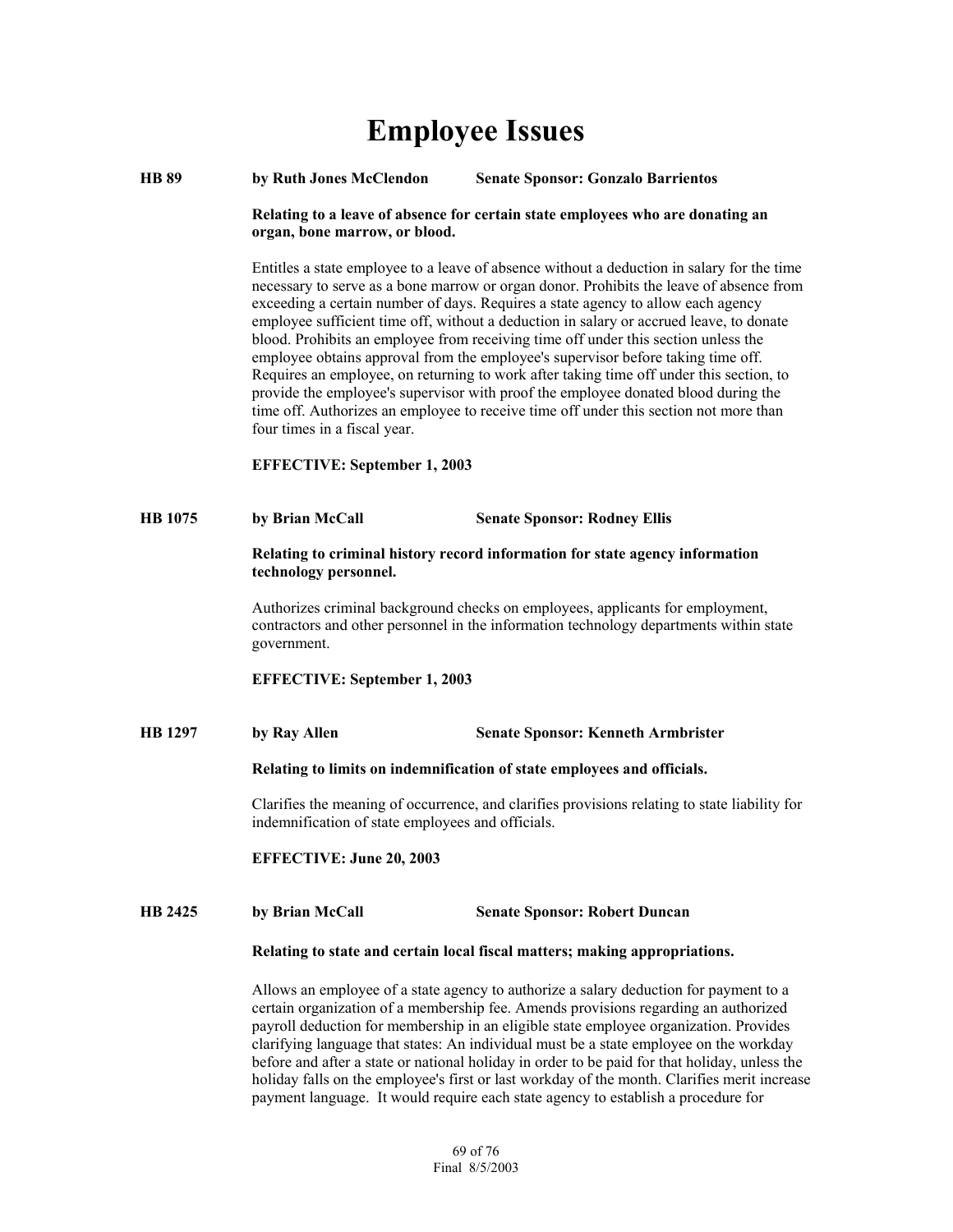# Employee Issues

**HB 89** **by Ruth Jones McClendon** **Senate Sponsor: Gonzalo Barrientos**

**Relating to a leave of absence for certain state employees who are donating an organ, bone marrow, or blood.**

Entitles a state employee to a leave of absence without a deduction in salary for the time necessary to serve as a bone marrow or organ donor. Prohibits the leave of absence from exceeding a certain number of days. Requires a state agency to allow each agency employee sufficient time off, without a deduction in salary or accrued leave, to donate blood. Prohibits an employee from receiving time off under this section unless the employee obtains approval from the employee's supervisor before taking time off. Requires an employee, on returning to work after taking time off under this section, to provide the employee's supervisor with proof the employee donated blood during the time off. Authorizes an employee to receive time off under this section not more than four times in a fiscal year.

**EFFECTIVE: September 1, 2003**

**HB 1075** **by Brian McCall** **Senate Sponsor: Rodney Ellis**

**Relating to criminal history record information for state agency information technology personnel.**

Authorizes criminal background checks on employees, applicants for employment, contractors and other personnel in the information technology departments within state government.

**EFFECTIVE: September 1, 2003**

**HB 1297** **by Ray Allen** **Senate Sponsor: Kenneth Armbrister**

**Relating to limits on indemnification of state employees and officials.**

Clarifies the meaning of occurrence, and clarifies provisions relating to state liability for indemnification of state employees and officials.

**EFFECTIVE: June 20, 2003**

**HB 2425** **by Brian McCall** **Senate Sponsor: Robert Duncan**

**Relating to state and certain local fiscal matters; making appropriations.**

Allows an employee of a state agency to authorize a salary deduction for payment to a certain organization of a membership fee. Amends provisions regarding an authorized payroll deduction for membership in an eligible state employee organization. Provides clarifying language that states: An individual must be a state employee on the workday before and after a state or national holiday in order to be paid for that holiday, unless the holiday falls on the employee's first or last workday of the month. Clarifies merit increase payment language. It would require each state agency to establish a procedure for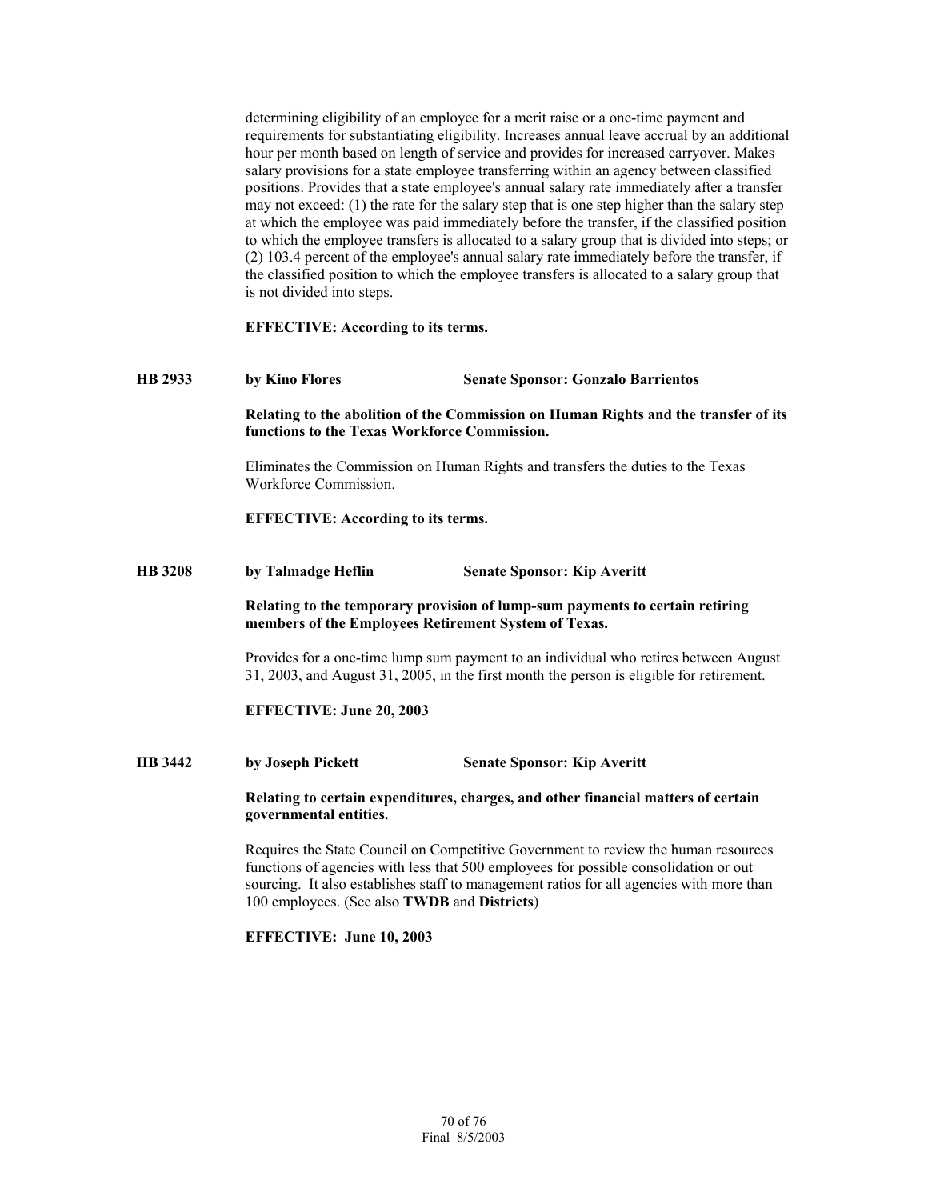determining eligibility of an employee for a merit raise or a one-time payment and requirements for substantiating eligibility. Increases annual leave accrual by an additional hour per month based on length of service and provides for increased carryover. Makes salary provisions for a state employee transferring within an agency between classified positions. Provides that a state employee's annual salary rate immediately after a transfer may not exceed: (1) the rate for the salary step that is one step higher than the salary step at which the employee was paid immediately before the transfer, if the classified position to which the employee transfers is allocated to a salary group that is divided into steps; or (2) 103.4 percent of the employee's annual salary rate immediately before the transfer, if the classified position to which the employee transfers is allocated to a salary group that is not divided into steps.

**EFFECTIVE: According to its terms.**

**HB 2933 by Kino Flores — Senate Sponsor: Gonzalo Barrientos**

**Relating to the abolition of the Commission on Human Rights and the transfer of its functions to the Texas Workforce Commission.**

Eliminates the Commission on Human Rights and transfers the duties to the Texas Workforce Commission.

**EFFECTIVE: According to its terms.**

**HB 3208 by Talmadge Heflin — Senate Sponsor: Kip Averitt**

**Relating to the temporary provision of lump-sum payments to certain retiring members of the Employees Retirement System of Texas.**

Provides for a one-time lump sum payment to an individual who retires between August 31, 2003, and August 31, 2005, in the first month the person is eligible for retirement.

**EFFECTIVE: June 20, 2003**

**HB 3442 by Joseph Pickett — Senate Sponsor: Kip Averitt**

**Relating to certain expenditures, charges, and other financial matters of certain governmental entities.**

Requires the State Council on Competitive Government to review the human resources functions of agencies with less that 500 employees for possible consolidation or out sourcing. It also establishes staff to management ratios for all agencies with more than 100 employees. (See also **TWDB** and **Districts**)

**EFFECTIVE: June 10, 2003**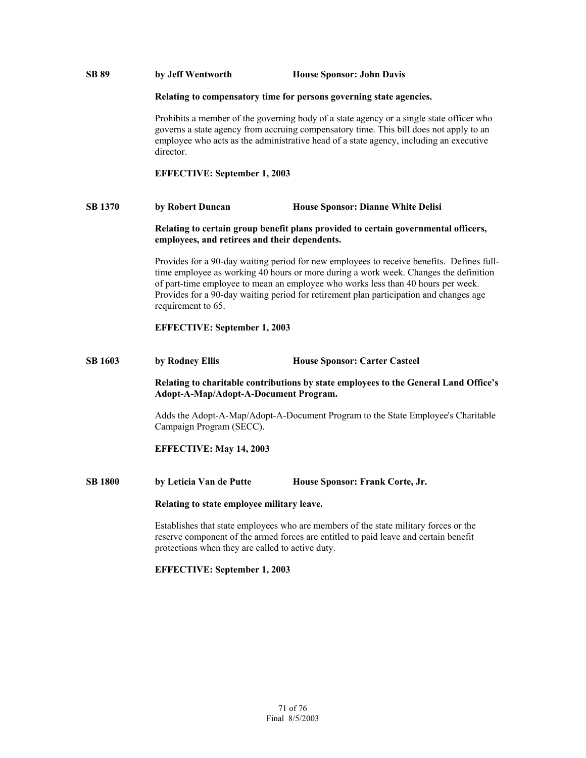**SB 89** **by Jeff Wentworth** **House Sponsor: John Davis**

**Relating to compensatory time for persons governing state agencies.**

Prohibits a member of the governing body of a state agency or a single state officer who governs a state agency from accruing compensatory time. This bill does not apply to an employee who acts as the administrative head of a state agency, including an executive director.

**EFFECTIVE: September 1, 2003**

**SB 1370** **by Robert Duncan** **House Sponsor: Dianne White Delisi**

**Relating to certain group benefit plans provided to certain governmental officers, employees, and retirees and their dependents.**

Provides for a 90-day waiting period for new employees to receive benefits. Defines full-time employee as working 40 hours or more during a work week. Changes the definition of part-time employee to mean an employee who works less than 40 hours per week. Provides for a 90-day waiting period for retirement plan participation and changes age requirement to 65.

**EFFECTIVE: September 1, 2003**

**SB 1603** **by Rodney Ellis** **House Sponsor: Carter Casteel**

**Relating to charitable contributions by state employees to the General Land Office's Adopt-A-Map/Adopt-A-Document Program.**

Adds the Adopt-A-Map/Adopt-A-Document Program to the State Employee's Charitable Campaign Program (SECC).

**EFFECTIVE: May 14, 2003**

**SB 1800** **by Leticia Van de Putte** **House Sponsor: Frank Corte, Jr.**

**Relating to state employee military leave.**

Establishes that state employees who are members of the state military forces or the reserve component of the armed forces are entitled to paid leave and certain benefit protections when they are called to active duty.

**EFFECTIVE: September 1, 2003**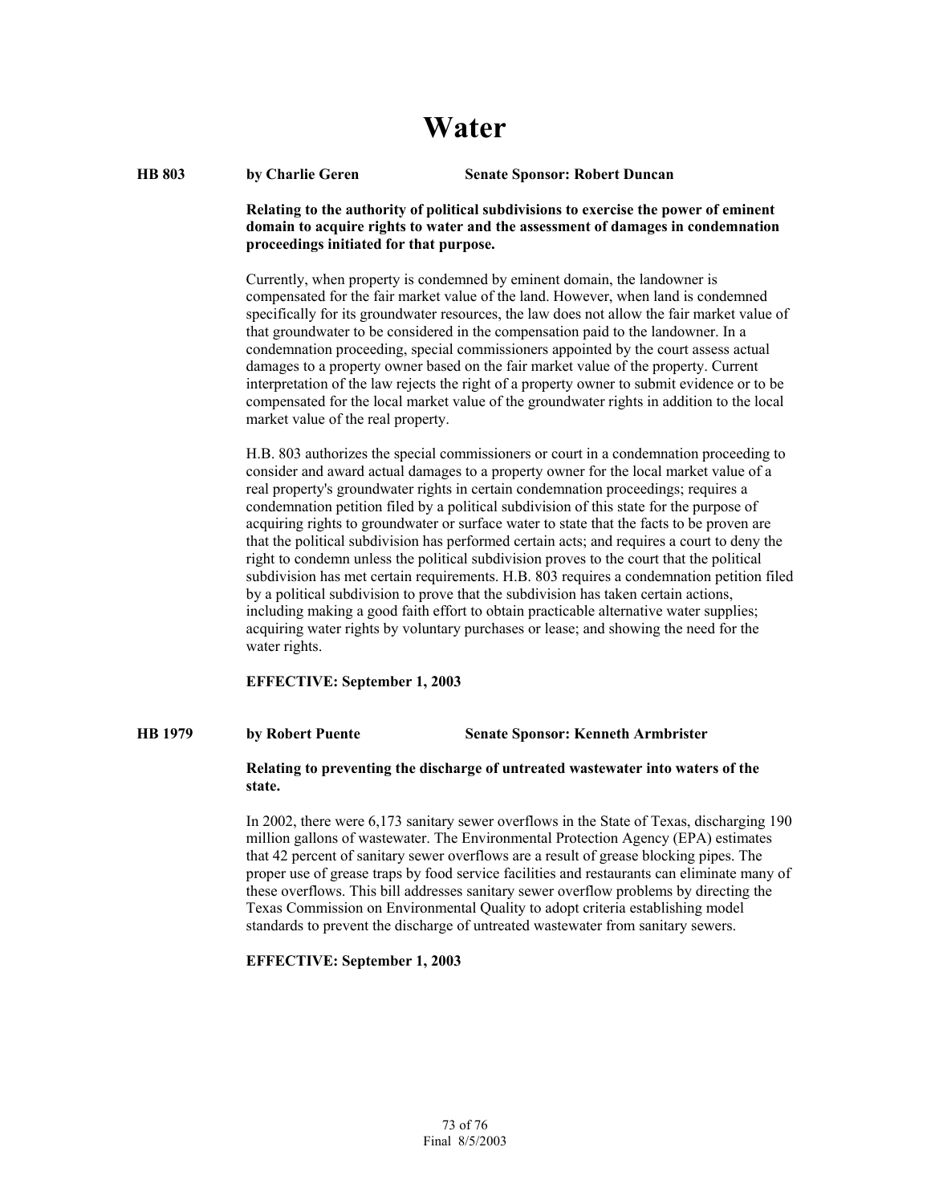# Water

**HB 803** **by Charlie Geren** **Senate Sponsor: Robert Duncan**

**Relating to the authority of political subdivisions to exercise the power of eminent domain to acquire rights to water and the assessment of damages in condemnation proceedings initiated for that purpose.**

Currently, when property is condemned by eminent domain, the landowner is compensated for the fair market value of the land. However, when land is condemned specifically for its groundwater resources, the law does not allow the fair market value of that groundwater to be considered in the compensation paid to the landowner. In a condemnation proceeding, special commissioners appointed by the court assess actual damages to a property owner based on the fair market value of the property. Current interpretation of the law rejects the right of a property owner to submit evidence or to be compensated for the local market value of the groundwater rights in addition to the local market value of the real property.

H.B. 803 authorizes the special commissioners or court in a condemnation proceeding to consider and award actual damages to a property owner for the local market value of a real property's groundwater rights in certain condemnation proceedings; requires a condemnation petition filed by a political subdivision of this state for the purpose of acquiring rights to groundwater or surface water to state that the facts to be proven are that the political subdivision has performed certain acts; and requires a court to deny the right to condemn unless the political subdivision proves to the court that the political subdivision has met certain requirements. H.B. 803 requires a condemnation petition filed by a political subdivision to prove that the subdivision has taken certain actions, including making a good faith effort to obtain practicable alternative water supplies; acquiring water rights by voluntary purchases or lease; and showing the need for the water rights.

**EFFECTIVE: September 1, 2003**

**HB 1979** **by Robert Puente** **Senate Sponsor: Kenneth Armbrister**

**Relating to preventing the discharge of untreated wastewater into waters of the state.**

In 2002, there were 6,173 sanitary sewer overflows in the State of Texas, discharging 190 million gallons of wastewater. The Environmental Protection Agency (EPA) estimates that 42 percent of sanitary sewer overflows are a result of grease blocking pipes. The proper use of grease traps by food service facilities and restaurants can eliminate many of these overflows. This bill addresses sanitary sewer overflow problems by directing the Texas Commission on Environmental Quality to adopt criteria establishing model standards to prevent the discharge of untreated wastewater from sanitary sewers.

**EFFECTIVE: September 1, 2003**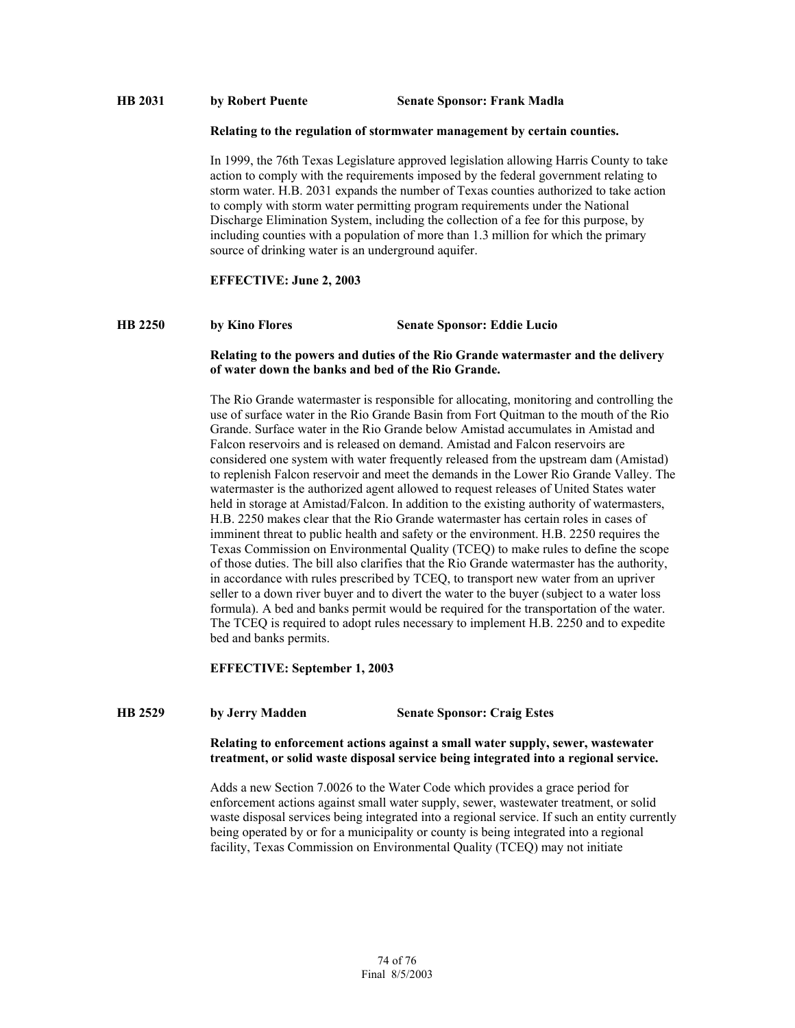**HB 2031** **by Robert Puente** **Senate Sponsor: Frank Madla**

**Relating to the regulation of stormwater management by certain counties.**

In 1999, the 76th Texas Legislature approved legislation allowing Harris County to take action to comply with the requirements imposed by the federal government relating to storm water. H.B. 2031 expands the number of Texas counties authorized to take action to comply with storm water permitting program requirements under the National Discharge Elimination System, including the collection of a fee for this purpose, by including counties with a population of more than 1.3 million for which the primary source of drinking water is an underground aquifer.

**EFFECTIVE: June 2, 2003**

**HB 2250** **by Kino Flores** **Senate Sponsor: Eddie Lucio**

**Relating to the powers and duties of the Rio Grande watermaster and the delivery of water down the banks and bed of the Rio Grande.**

The Rio Grande watermaster is responsible for allocating, monitoring and controlling the use of surface water in the Rio Grande Basin from Fort Quitman to the mouth of the Rio Grande. Surface water in the Rio Grande below Amistad accumulates in Amistad and Falcon reservoirs and is released on demand. Amistad and Falcon reservoirs are considered one system with water frequently released from the upstream dam (Amistad) to replenish Falcon reservoir and meet the demands in the Lower Rio Grande Valley. The watermaster is the authorized agent allowed to request releases of United States water held in storage at Amistad/Falcon. In addition to the existing authority of watermasters, H.B. 2250 makes clear that the Rio Grande watermaster has certain roles in cases of imminent threat to public health and safety or the environment. H.B. 2250 requires the Texas Commission on Environmental Quality (TCEQ) to make rules to define the scope of those duties. The bill also clarifies that the Rio Grande watermaster has the authority, in accordance with rules prescribed by TCEQ, to transport new water from an upriver seller to a down river buyer and to divert the water to the buyer (subject to a water loss formula). A bed and banks permit would be required for the transportation of the water. The TCEQ is required to adopt rules necessary to implement H.B. 2250 and to expedite bed and banks permits.

**EFFECTIVE: September 1, 2003**

**HB 2529** **by Jerry Madden** **Senate Sponsor: Craig Estes**

**Relating to enforcement actions against a small water supply, sewer, wastewater treatment, or solid waste disposal service being integrated into a regional service.**

Adds a new Section 7.0026 to the Water Code which provides a grace period for enforcement actions against small water supply, sewer, wastewater treatment, or solid waste disposal services being integrated into a regional service. If such an entity currently being operated by or for a municipality or county is being integrated into a regional facility, Texas Commission on Environmental Quality (TCEQ) may not initiate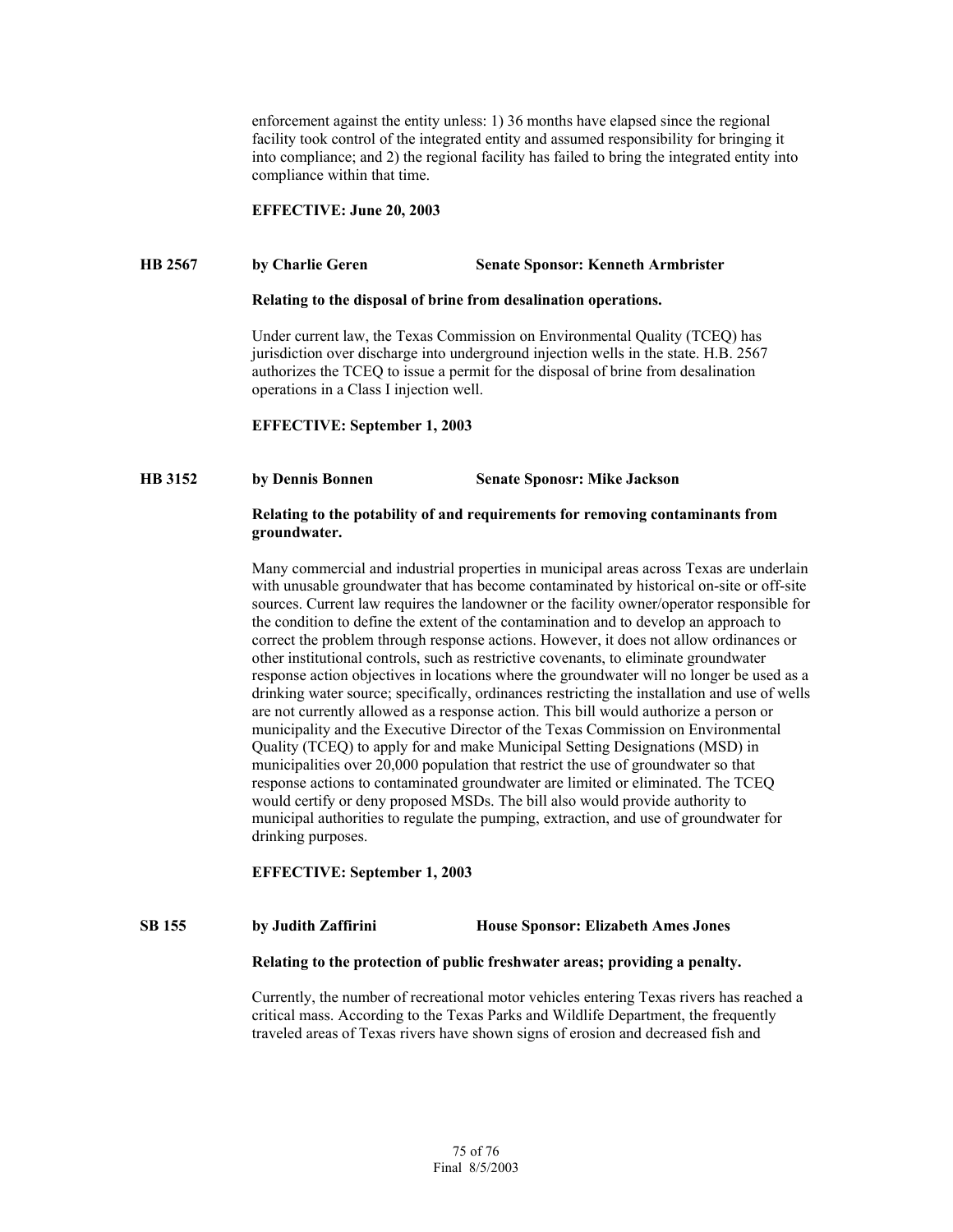enforcement against the entity unless: 1) 36 months have elapsed since the regional facility took control of the integrated entity and assumed responsibility for bringing it into compliance; and 2) the regional facility has failed to bring the integrated entity into compliance within that time.

**EFFECTIVE: June 20, 2003**

**HB 2567 by Charlie Geren Senate Sponsor: Kenneth Armbrister**

**Relating to the disposal of brine from desalination operations.**

Under current law, the Texas Commission on Environmental Quality (TCEQ) has jurisdiction over discharge into underground injection wells in the state. H.B. 2567 authorizes the TCEQ to issue a permit for the disposal of brine from desalination operations in a Class I injection well.

**EFFECTIVE: September 1, 2003**

**HB 3152 by Dennis Bonnen Senate Sponosr: Mike Jackson**

**Relating to the potability of and requirements for removing contaminants from groundwater.**

Many commercial and industrial properties in municipal areas across Texas are underlain with unusable groundwater that has become contaminated by historical on-site or off-site sources. Current law requires the landowner or the facility owner/operator responsible for the condition to define the extent of the contamination and to develop an approach to correct the problem through response actions. However, it does not allow ordinances or other institutional controls, such as restrictive covenants, to eliminate groundwater response action objectives in locations where the groundwater will no longer be used as a drinking water source; specifically, ordinances restricting the installation and use of wells are not currently allowed as a response action. This bill would authorize a person or municipality and the Executive Director of the Texas Commission on Environmental Quality (TCEQ) to apply for and make Municipal Setting Designations (MSD) in municipalities over 20,000 population that restrict the use of groundwater so that response actions to contaminated groundwater are limited or eliminated. The TCEQ would certify or deny proposed MSDs. The bill also would provide authority to municipal authorities to regulate the pumping, extraction, and use of groundwater for drinking purposes.

**EFFECTIVE: September 1, 2003**

**SB 155 by Judith Zaffirini House Sponsor: Elizabeth Ames Jones**

**Relating to the protection of public freshwater areas; providing a penalty.**

Currently, the number of recreational motor vehicles entering Texas rivers has reached a critical mass. According to the Texas Parks and Wildlife Department, the frequently traveled areas of Texas rivers have shown signs of erosion and decreased fish and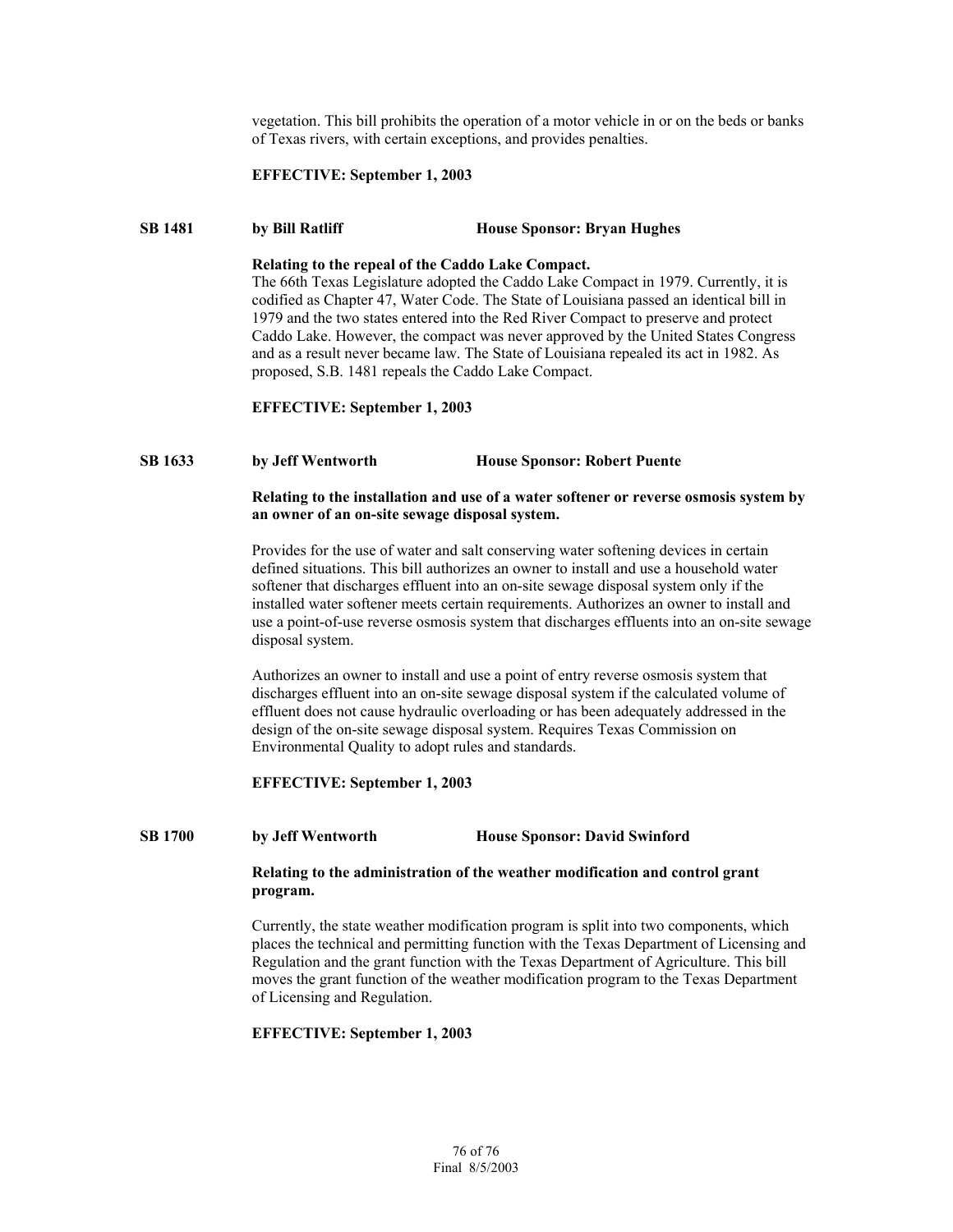vegetation. This bill prohibits the operation of a motor vehicle in or on the beds or banks of Texas rivers, with certain exceptions, and provides penalties.

**EFFECTIVE: September 1, 2003**

**SB 1481 by Bill Ratliff House Sponsor: Bryan Hughes**

**Relating to the repeal of the Caddo Lake Compact.**

The 66th Texas Legislature adopted the Caddo Lake Compact in 1979. Currently, it is codified as Chapter 47, Water Code. The State of Louisiana passed an identical bill in 1979 and the two states entered into the Red River Compact to preserve and protect Caddo Lake. However, the compact was never approved by the United States Congress and as a result never became law. The State of Louisiana repealed its act in 1982. As proposed, S.B. 1481 repeals the Caddo Lake Compact.

**EFFECTIVE: September 1, 2003**

**SB 1633 by Jeff Wentworth House Sponsor: Robert Puente**

**Relating to the installation and use of a water softener or reverse osmosis system by an owner of an on-site sewage disposal system.**

Provides for the use of water and salt conserving water softening devices in certain defined situations. This bill authorizes an owner to install and use a household water softener that discharges effluent into an on-site sewage disposal system only if the installed water softener meets certain requirements. Authorizes an owner to install and use a point-of-use reverse osmosis system that discharges effluents into an on-site sewage disposal system.

Authorizes an owner to install and use a point of entry reverse osmosis system that discharges effluent into an on-site sewage disposal system if the calculated volume of effluent does not cause hydraulic overloading or has been adequately addressed in the design of the on-site sewage disposal system. Requires Texas Commission on Environmental Quality to adopt rules and standards.

**EFFECTIVE: September 1, 2003**

**SB 1700 by Jeff Wentworth House Sponsor: David Swinford**

**Relating to the administration of the weather modification and control grant program.**

Currently, the state weather modification program is split into two components, which places the technical and permitting function with the Texas Department of Licensing and Regulation and the grant function with the Texas Department of Agriculture. This bill moves the grant function of the weather modification program to the Texas Department of Licensing and Regulation.

**EFFECTIVE: September 1, 2003**

Final 8/5/2003